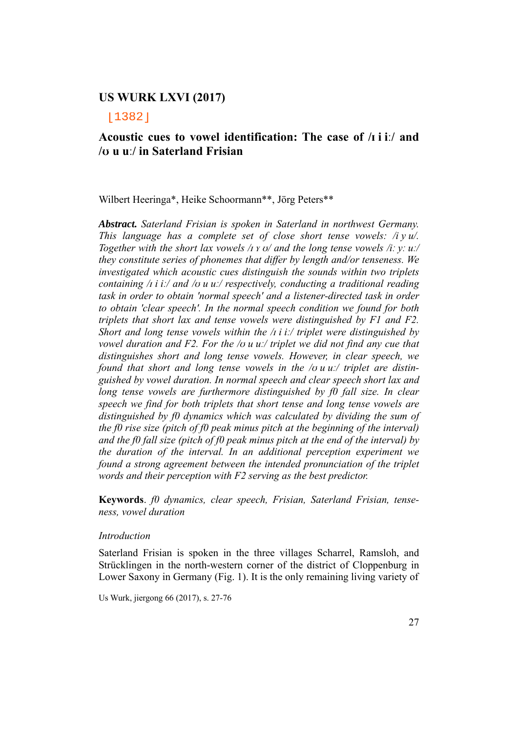**US WURK LXVI (2017)**

⌊1382⌋

# Acoustic cues to vowel identification: The case of /ɪ i iː/ and /ʊ u uː/ in Saterland Frisian

Wilbert Heeringa*, Heike Schoormann**, Jörg Peters**

***Abstract.*** *Saterland Frisian is spoken in Saterland in northwest Germany. This language has a complete set of close short tense vowels: /i y u/. Together with the short lax vowels /ɪ ʏ ʊ/ and the long tense vowels /iː yː uː/ they constitute series of phonemes that differ by length and/or tenseness. We investigated which acoustic cues distinguish the sounds within two triplets containing /ɪ i iː/ and /ʊ u uː/ respectively, conducting a traditional reading task in order to obtain 'normal speech' and a listener-directed task in order to obtain 'clear speech'. In the normal speech condition we found for both triplets that short lax and tense vowels were distinguished by F1 and F2. Short and long tense vowels within the /ɪ i iː/ triplet were distinguished by vowel duration and F2. For the /ʊ u uː/ triplet we did not find any cue that distinguishes short and long tense vowels. However, in clear speech, we found that short and long tense vowels in the /ʊ u uː/ triplet are distinguished by vowel duration. In normal speech and clear speech short lax and long tense vowels are furthermore distinguished by f0 fall size. In clear speech we find for both triplets that short tense and long tense vowels are distinguished by f0 dynamics which was calculated by dividing the sum of the f0 rise size (pitch of f0 peak minus pitch at the beginning of the interval) and the f0 fall size (pitch of f0 peak minus pitch at the end of the interval) by the duration of the interval. In an additional perception experiment we found a strong agreement between the intended pronunciation of the triplet words and their perception with F2 serving as the best predictor.*

**Keywords**. *f0 dynamics, clear speech, Frisian, Saterland Frisian, tenseness, vowel duration*

*Introduction*

Saterland Frisian is spoken in the three villages Scharrel, Ramsloh, and Strücklingen in the north-western corner of the district of Cloppenburg in Lower Saxony in Germany (Fig. 1). It is the only remaining living variety of

Us Wurk, jiergong 66 (2017), s. 27-76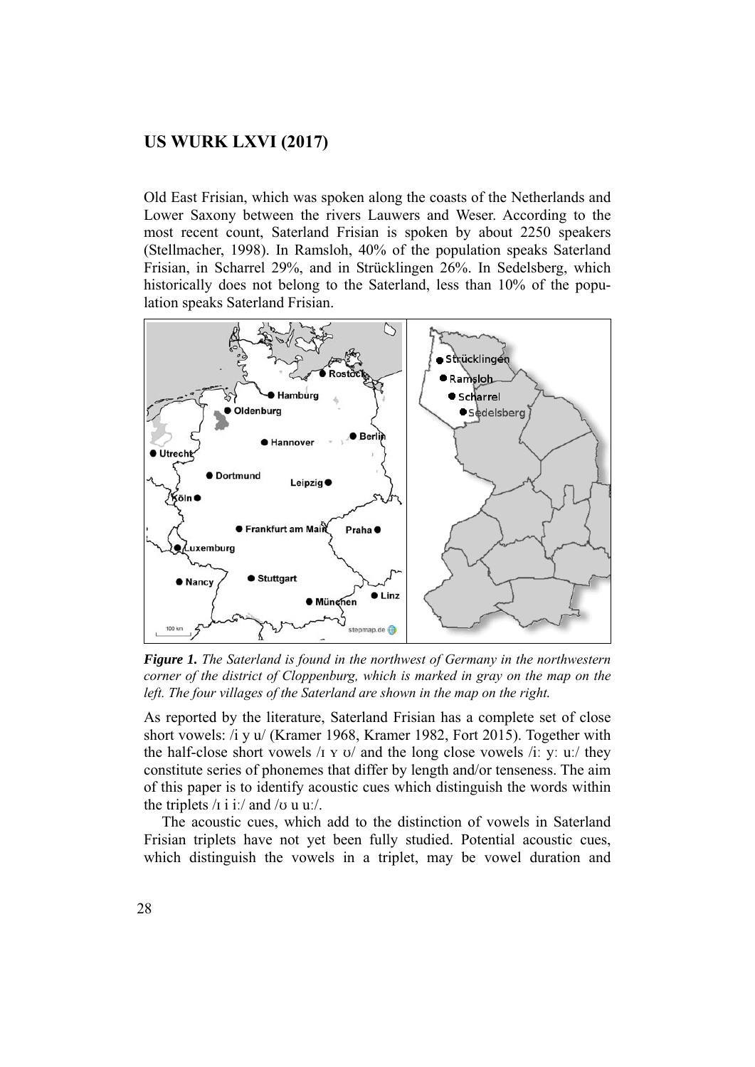Old East Frisian, which was spoken along the coasts of the Netherlands and Lower Saxony between the rivers Lauwers and Weser. According to the most recent count, Saterland Frisian is spoken by about 2250 speakers (Stellmacher, 1998). In Ramsloh, 40% of the population speaks Saterland Frisian, in Scharrel 29%, and in Strücklingen 26%. In Sedelsberg, which historically does not belong to the Saterland, less than 10% of the population speaks Saterland Frisian.

***Figure 1.*** *The Saterland is found in the northwest of Germany in the northwestern corner of the district of Cloppenburg, which is marked in gray on the map on the left. The four villages of the Saterland are shown in the map on the right.*

As reported by the literature, Saterland Frisian has a complete set of close short vowels: /i y u/ (Kramer 1968, Kramer 1982, Fort 2015). Together with the half-close short vowels /ɪ ʏ ʊ/ and the long close vowels /iː yː uː/ they constitute series of phonemes that differ by length and/or tenseness. The aim of this paper is to identify acoustic cues which distinguish the words within the triplets /ɪ i iː/ and /ʊ u uː/.

The acoustic cues, which add to the distinction of vowels in Saterland Frisian triplets have not yet been fully studied. Potential acoustic cues, which distinguish the vowels in a triplet, may be vowel duration and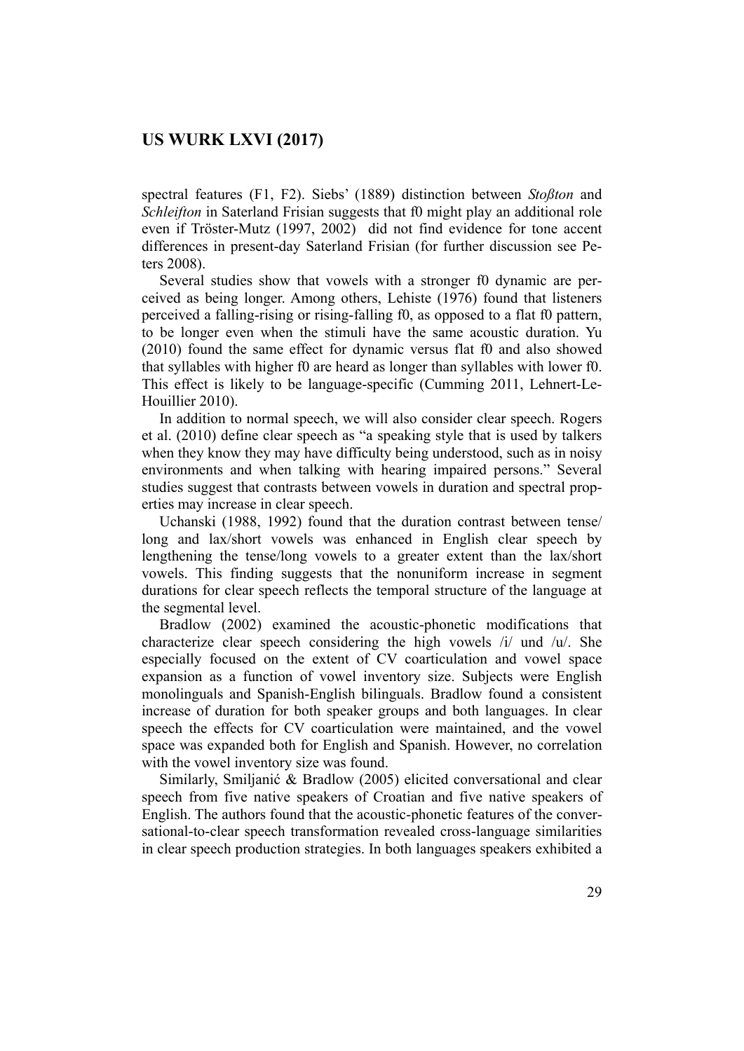spectral features (F1, F2). Siebs' (1889) distinction between *Stoßton* and *Schleifton* in Saterland Frisian suggests that f0 might play an additional role even if Tröster-Mutz (1997, 2002) did not find evidence for tone accent differences in present-day Saterland Frisian (for further discussion see Peters 2008).

Several studies show that vowels with a stronger f0 dynamic are perceived as being longer. Among others, Lehiste (1976) found that listeners perceived a falling-rising or rising-falling f0, as opposed to a flat f0 pattern, to be longer even when the stimuli have the same acoustic duration. Yu (2010) found the same effect for dynamic versus flat f0 and also showed that syllables with higher f0 are heard as longer than syllables with lower f0. This effect is likely to be language-specific (Cumming 2011, Lehnert-LeHouillier 2010).

In addition to normal speech, we will also consider clear speech. Rogers et al. (2010) define clear speech as "a speaking style that is used by talkers when they know they may have difficulty being understood, such as in noisy environments and when talking with hearing impaired persons." Several studies suggest that contrasts between vowels in duration and spectral properties may increase in clear speech.

Uchanski (1988, 1992) found that the duration contrast between tense/long and lax/short vowels was enhanced in English clear speech by lengthening the tense/long vowels to a greater extent than the lax/short vowels. This finding suggests that the nonuniform increase in segment durations for clear speech reflects the temporal structure of the language at the segmental level.

Bradlow (2002) examined the acoustic-phonetic modifications that characterize clear speech considering the high vowels /i/ und /u/. She especially focused on the extent of CV coarticulation and vowel space expansion as a function of vowel inventory size. Subjects were English monolinguals and Spanish-English bilinguals. Bradlow found a consistent increase of duration for both speaker groups and both languages. In clear speech the effects for CV coarticulation were maintained, and the vowel space was expanded both for English and Spanish. However, no correlation with the vowel inventory size was found.

Similarly, Smiljanić & Bradlow (2005) elicited conversational and clear speech from five native speakers of Croatian and five native speakers of English. The authors found that the acoustic-phonetic features of the conversational-to-clear speech transformation revealed cross-language similarities in clear speech production strategies. In both languages speakers exhibited a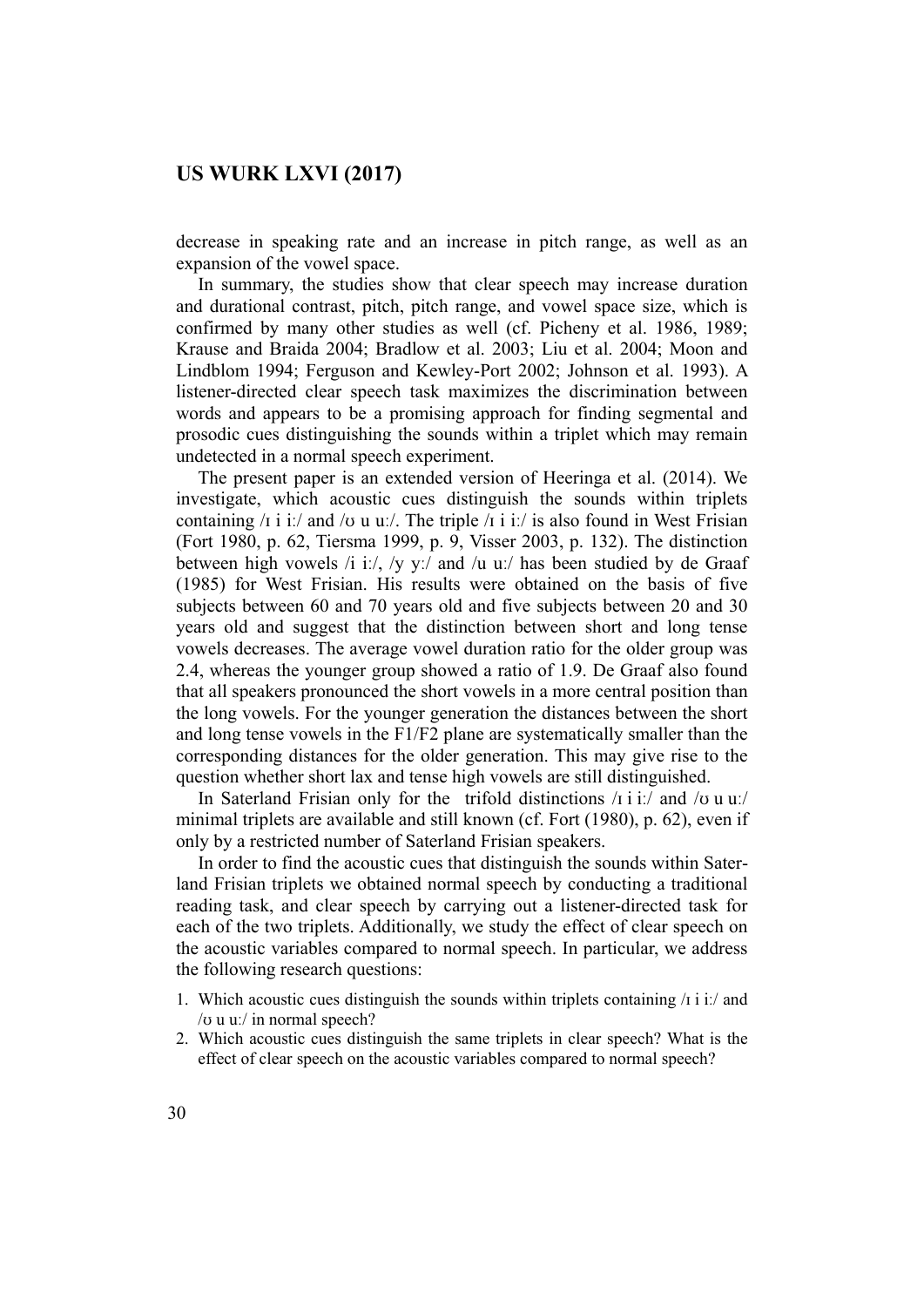decrease in speaking rate and an increase in pitch range, as well as an expansion of the vowel space.

In summary, the studies show that clear speech may increase duration and durational contrast, pitch, pitch range, and vowel space size, which is confirmed by many other studies as well (cf. Picheny et al. 1986, 1989; Krause and Braida 2004; Bradlow et al. 2003; Liu et al. 2004; Moon and Lindblom 1994; Ferguson and Kewley-Port 2002; Johnson et al. 1993). A listener-directed clear speech task maximizes the discrimination between words and appears to be a promising approach for finding segmental and prosodic cues distinguishing the sounds within a triplet which may remain undetected in a normal speech experiment.

The present paper is an extended version of Heeringa et al. (2014). We investigate, which acoustic cues distinguish the sounds within triplets containing /ɪ i iː/ and /ʊ u uː/. The triple /ɪ i iː/ is also found in West Frisian (Fort 1980, p. 62, Tiersma 1999, p. 9, Visser 2003, p. 132). The distinction between high vowels /i iː/, /y yː/ and /u uː/ has been studied by de Graaf (1985) for West Frisian. His results were obtained on the basis of five subjects between 60 and 70 years old and five subjects between 20 and 30 years old and suggest that the distinction between short and long tense vowels decreases. The average vowel duration ratio for the older group was 2.4, whereas the younger group showed a ratio of 1.9. De Graaf also found that all speakers pronounced the short vowels in a more central position than the long vowels. For the younger generation the distances between the short and long tense vowels in the F1/F2 plane are systematically smaller than the corresponding distances for the older generation. This may give rise to the question whether short lax and tense high vowels are still distinguished.

In Saterland Frisian only for the trifold distinctions /ɪ i iː/ and /ʊ u uː/ minimal triplets are available and still known (cf. Fort (1980), p. 62), even if only by a restricted number of Saterland Frisian speakers.

In order to find the acoustic cues that distinguish the sounds within Saterland Frisian triplets we obtained normal speech by conducting a traditional reading task, and clear speech by carrying out a listener-directed task for each of the two triplets. Additionally, we study the effect of clear speech on the acoustic variables compared to normal speech. In particular, we address the following research questions:

1. Which acoustic cues distinguish the sounds within triplets containing /ɪ i iː/ and /ʊ u uː/ in normal speech?
2. Which acoustic cues distinguish the same triplets in clear speech? What is the effect of clear speech on the acoustic variables compared to normal speech?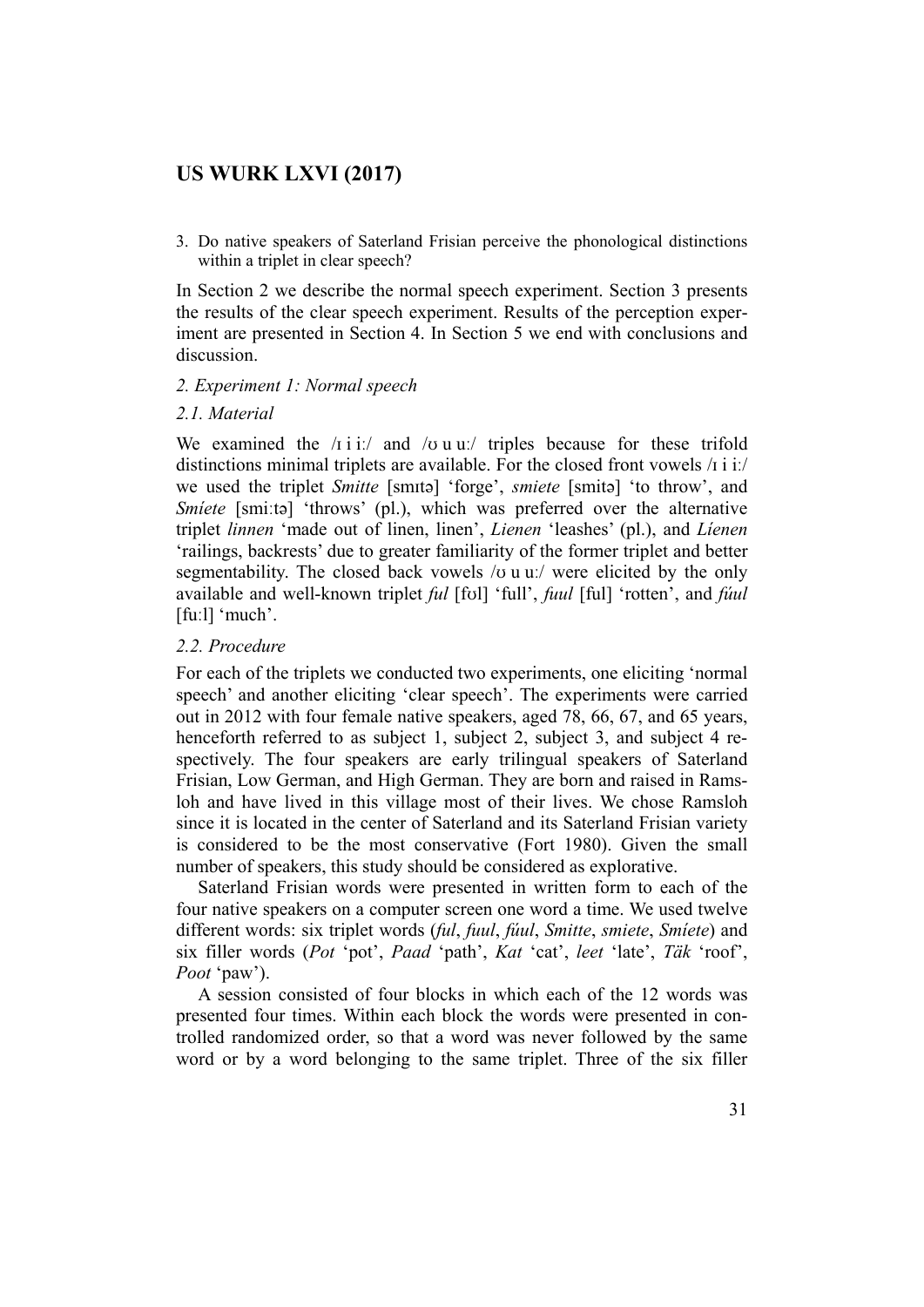3. Do native speakers of Saterland Frisian perceive the phonological distinctions within a triplet in clear speech?

In Section 2 we describe the normal speech experiment. Section 3 presents the results of the clear speech experiment. Results of the perception experiment are presented in Section 4. In Section 5 we end with conclusions and discussion.

### *2. Experiment 1: Normal speech*

#### *2.1. Material*

We examined the /ɪ i iː/ and /ʊ u uː/ triples because for these trifold distinctions minimal triplets are available. For the closed front vowels /ɪ i iː/ we used the triplet *Smitte* [smɪtə] 'forge', *smiete* [smitə] 'to throw', and *Smíete* [smiːtə] 'throws' (pl.), which was preferred over the alternative triplet *linnen* 'made out of linen, linen', *Lienen* 'leashes' (pl.), and *Líenen* 'railings, backrests' due to greater familiarity of the former triplet and better segmentability. The closed back vowels /ʊ u uː/ were elicited by the only available and well-known triplet *ful* [fʊl] 'full', *fuul* [ful] 'rotten', and *fúul* [fuːl] 'much'.

#### *2.2. Procedure*

For each of the triplets we conducted two experiments, one eliciting 'normal speech' and another eliciting 'clear speech'. The experiments were carried out in 2012 with four female native speakers, aged 78, 66, 67, and 65 years, henceforth referred to as subject 1, subject 2, subject 3, and subject 4 respectively. The four speakers are early trilingual speakers of Saterland Frisian, Low German, and High German. They are born and raised in Ramsloh and have lived in this village most of their lives. We chose Ramsloh since it is located in the center of Saterland and its Saterland Frisian variety is considered to be the most conservative (Fort 1980). Given the small number of speakers, this study should be considered as explorative.

Saterland Frisian words were presented in written form to each of the four native speakers on a computer screen one word a time. We used twelve different words: six triplet words (*ful*, *fuul*, *fúul*, *Smitte*, *smiete*, *Smíete*) and six filler words (*Pot* 'pot', *Paad* 'path', *Kat* 'cat', *leet* 'late', *Täk* 'roof', *Poot* 'paw').

A session consisted of four blocks in which each of the 12 words was presented four times. Within each block the words were presented in controlled randomized order, so that a word was never followed by the same word or by a word belonging to the same triplet. Three of the six filler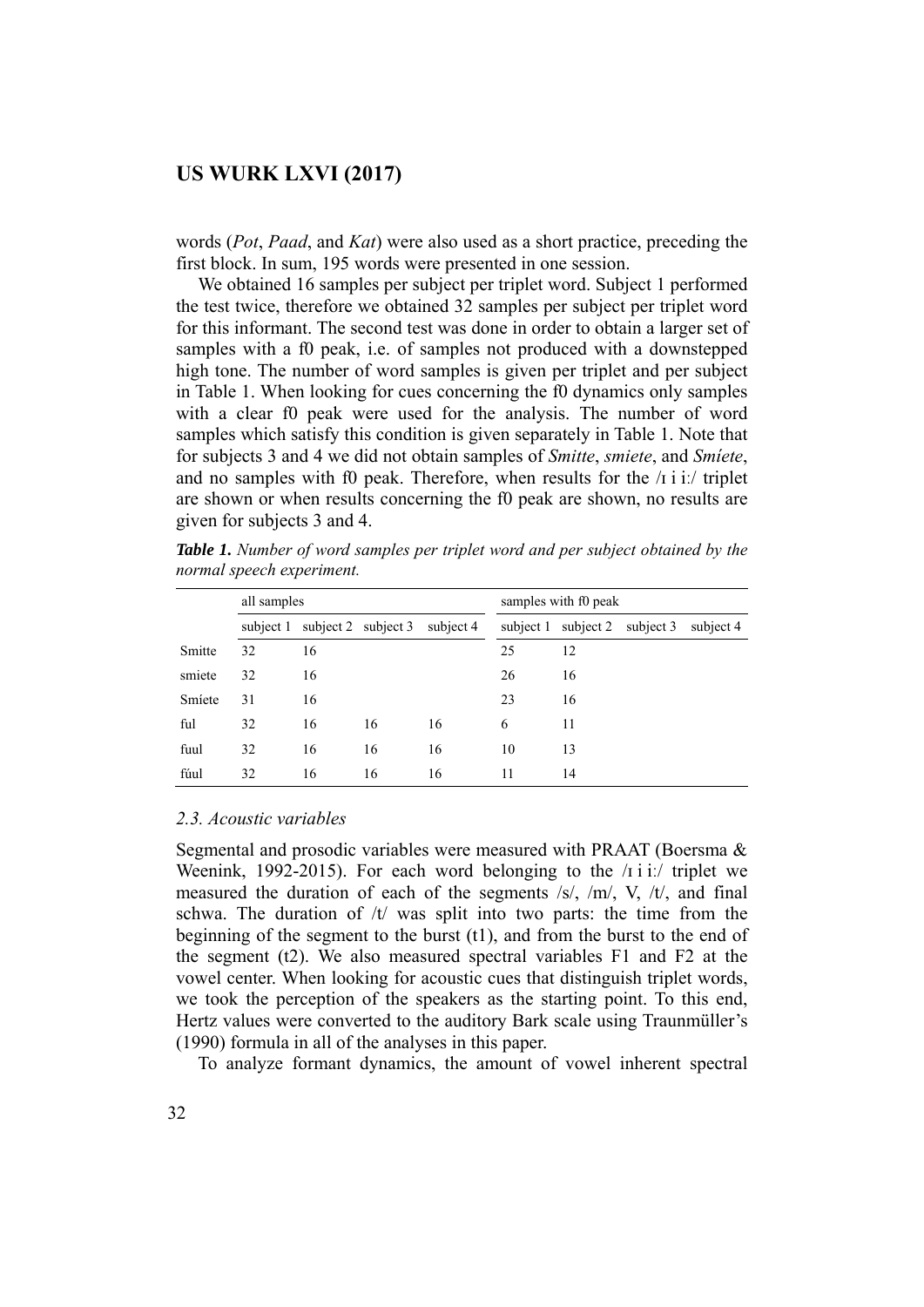words (*Pot*, *Paad*, and *Kat*) were also used as a short practice, preceding the first block. In sum, 195 words were presented in one session.

We obtained 16 samples per subject per triplet word. Subject 1 performed the test twice, therefore we obtained 32 samples per subject per triplet word for this informant. The second test was done in order to obtain a larger set of samples with a f0 peak, i.e. of samples not produced with a downstepped high tone. The number of word samples is given per triplet and per subject in Table 1. When looking for cues concerning the f0 dynamics only samples with a clear f0 peak were used for the analysis. The number of word samples which satisfy this condition is given separately in Table 1. Note that for subjects 3 and 4 we did not obtain samples of *Smitte*, *smiete*, and *Smíete*, and no samples with f0 peak. Therefore, when results for the /ɪ i iː/ triplet are shown or when results concerning the f0 peak are shown, no results are given for subjects 3 and 4.

***Table 1.*** *Number of word samples per triplet word and per subject obtained by the normal speech experiment.*

| | all samples | | | | samples with f0 peak | | | |
|---|---|---|---|---|---|---|---|---|
| | subject 1 | subject 2 | subject 3 | subject 4 | subject 1 | subject 2 | subject 3 | subject 4 |
| Smitte | 32 | 16 | | | 25 | 12 | | |
| smiete | 32 | 16 | | | 26 | 16 | | |
| Smíete | 31 | 16 | | | 23 | 16 | | |
| ful | 32 | 16 | 16 | 16 | 6 | 11 | | |
| fuul | 32 | 16 | 16 | 16 | 10 | 13 | | |
| fúul | 32 | 16 | 16 | 16 | 11 | 14 | | |

### *2.3. Acoustic variables*

Segmental and prosodic variables were measured with PRAAT (Boersma & Weenink, 1992-2015). For each word belonging to the /ɪ i iː/ triplet we measured the duration of each of the segments /s/, /m/, V, /t/, and final schwa. The duration of /t/ was split into two parts: the time from the beginning of the segment to the burst (t1), and from the burst to the end of the segment (t2). We also measured spectral variables F1 and F2 at the vowel center. When looking for acoustic cues that distinguish triplet words, we took the perception of the speakers as the starting point. To this end, Hertz values were converted to the auditory Bark scale using Traunmüller's (1990) formula in all of the analyses in this paper.

To analyze formant dynamics, the amount of vowel inherent spectral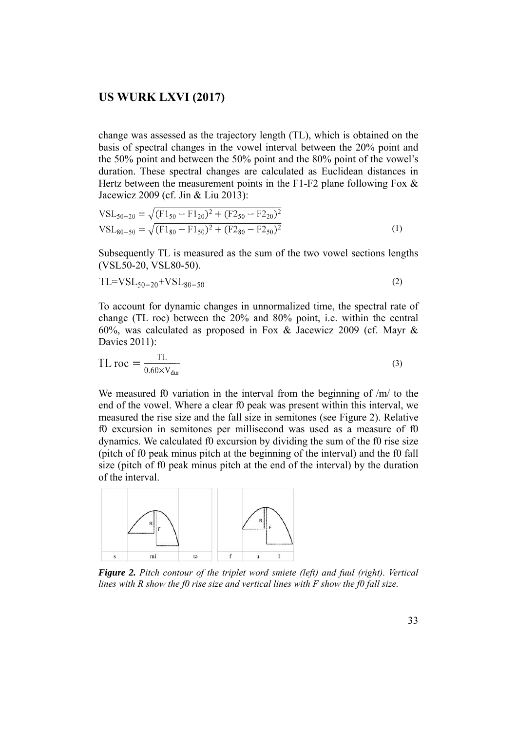change was assessed as the trajectory length (TL), which is obtained on the basis of spectral changes in the vowel interval between the 20% point and the 50% point and between the 50% point and the 80% point of the vowel's duration. These spectral changes are calculated as Euclidean distances in Hertz between the measurement points in the F1-F2 plane following Fox & Jacewicz 2009 (cf. Jin & Liu 2013):

$$\mathrm{VSL}_{50-20} = \sqrt{(\mathrm{F1}_{50} - \mathrm{F1}_{20})^2 + (\mathrm{F2}_{50} - \mathrm{F2}_{20})^2}$$
$$\mathrm{VSL}_{80-50} = \sqrt{(\mathrm{F1}_{80} - \mathrm{F1}_{50})^2 + (\mathrm{F2}_{80} - \mathrm{F2}_{50})^2} \qquad (1)$$

Subsequently TL is measured as the sum of the two vowel sections lengths (VSL50-20, VSL80-50).

$$\mathrm{TL} = \mathrm{VSL}_{50-20} + \mathrm{VSL}_{80-50} \qquad (2)$$

To account for dynamic changes in unnormalized time, the spectral rate of change (TL roc) between the 20% and 80% point, i.e. within the central 60%, was calculated as proposed in Fox & Jacewicz 2009 (cf. Mayr & Davies 2011):

$$\mathrm{TL\ roc} = \frac{\mathrm{TL}}{0.60 \times \mathrm{V_{dur}}} \qquad (3)$$

We measured f0 variation in the interval from the beginning of /m/ to the end of the vowel. Where a clear f0 peak was present within this interval, we measured the rise size and the fall size in semitones (see Figure 2). Relative f0 excursion in semitones per millisecond was used as a measure of f0 dynamics. We calculated f0 excursion by dividing the sum of the f0 rise size (pitch of f0 peak minus pitch at the beginning of the interval) and the f0 fall size (pitch of f0 peak minus pitch at the end of the interval) by the duration of the interval.

***Figure 2.*** *Pitch contour of the triplet word smiete (left) and fuul (right). Vertical lines with R show the f0 rise size and vertical lines with F show the f0 fall size.*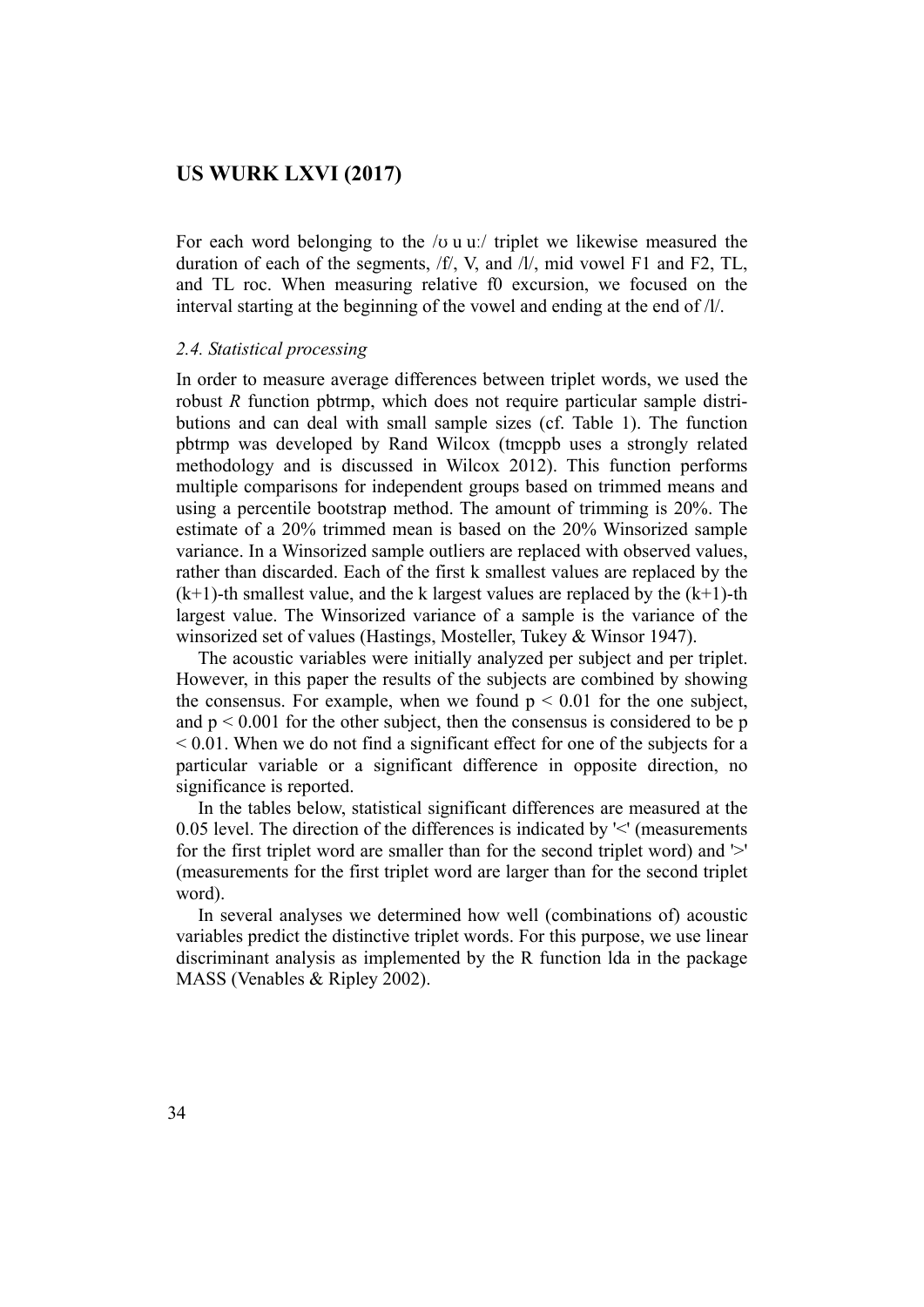For each word belonging to the /ʊ u uː/ triplet we likewise measured the duration of each of the segments, /f/, V, and /l/, mid vowel F1 and F2, TL, and TL roc. When measuring relative f0 excursion, we focused on the interval starting at the beginning of the vowel and ending at the end of /l/.

### *2.4. Statistical processing*

In order to measure average differences between triplet words, we used the robust *R* function pbtrmp, which does not require particular sample distributions and can deal with small sample sizes (cf. Table 1). The function pbtrmp was developed by Rand Wilcox (tmcppb uses a strongly related methodology and is discussed in Wilcox 2012). This function performs multiple comparisons for independent groups based on trimmed means and using a percentile bootstrap method. The amount of trimming is 20%. The estimate of a 20% trimmed mean is based on the 20% Winsorized sample variance. In a Winsorized sample outliers are replaced with observed values, rather than discarded. Each of the first k smallest values are replaced by the (k+1)-th smallest value, and the k largest values are replaced by the (k+1)-th largest value. The Winsorized variance of a sample is the variance of the winsorized set of values (Hastings, Mosteller, Tukey & Winsor 1947).

The acoustic variables were initially analyzed per subject and per triplet. However, in this paper the results of the subjects are combined by showing the consensus. For example, when we found $p < 0.01$ for the one subject, and $p < 0.001$ for the other subject, then the consensus is considered to be $p < 0.01$. When we do not find a significant effect for one of the subjects for a particular variable or a significant difference in opposite direction, no significance is reported.

In the tables below, statistical significant differences are measured at the 0.05 level. The direction of the differences is indicated by '<' (measurements for the first triplet word are smaller than for the second triplet word) and '>' (measurements for the first triplet word are larger than for the second triplet word).

In several analyses we determined how well (combinations of) acoustic variables predict the distinctive triplet words. For this purpose, we use linear discriminant analysis as implemented by the R function lda in the package MASS (Venables & Ripley 2002).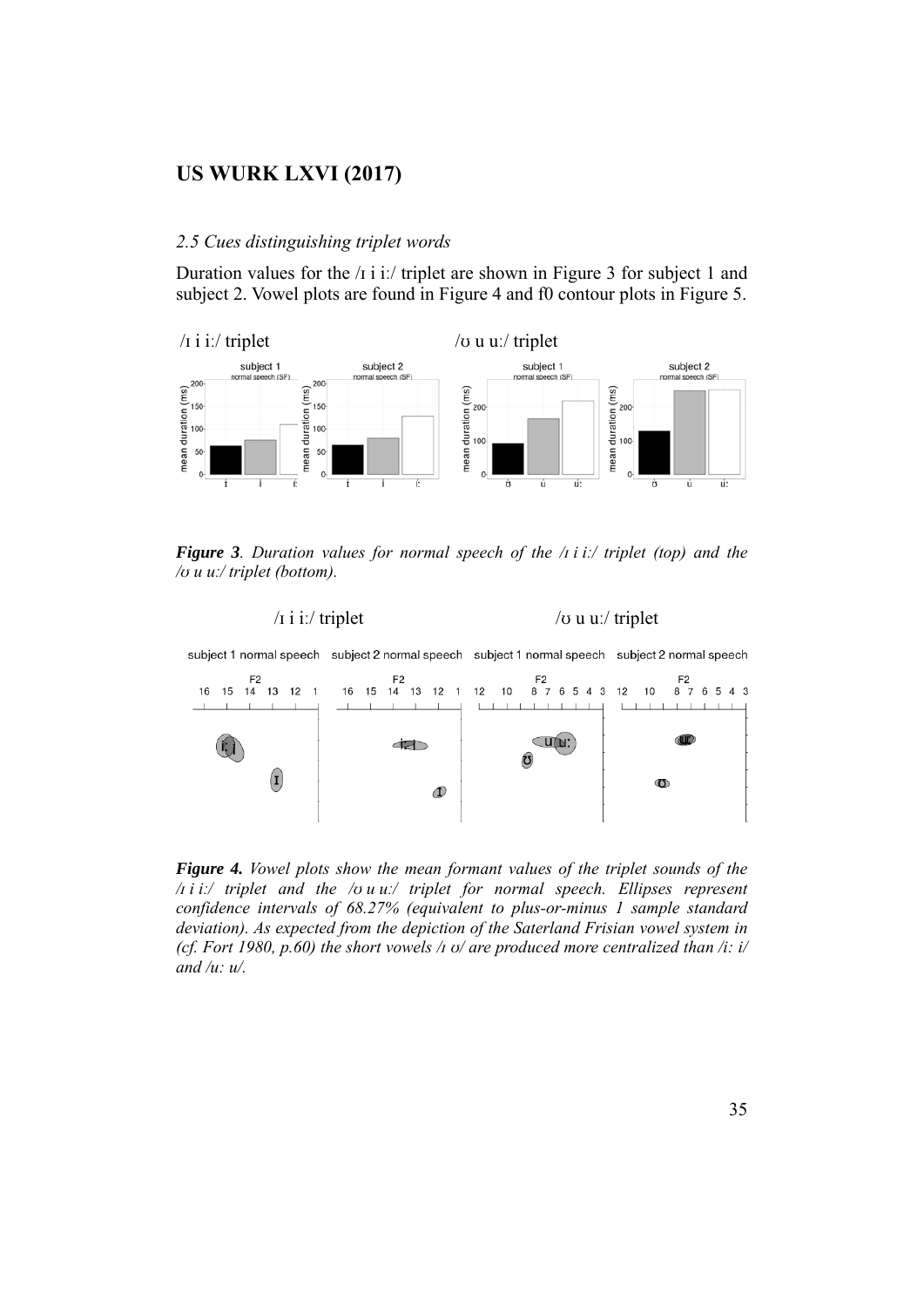### *2.5 Cues distinguishing triplet words*

Duration values for the /ɪ i iː/ triplet are shown in Figure 3 for subject 1 and subject 2. Vowel plots are found in Figure 4 and f0 contour plots in Figure 5.

***Figure 3**. Duration values for normal speech of the /ɪ i iː/ triplet (top) and the /ʊ u uː/ triplet (bottom).*

***Figure 4.** Vowel plots show the mean formant values of the triplet sounds of the /ɪ i iː/ triplet and the /ʊ u uː/ triplet for normal speech. Ellipses represent confidence intervals of 68.27% (equivalent to plus-or-minus 1 sample standard deviation). As expected from the depiction of the Saterland Frisian vowel system in (cf. Fort 1980, p.60) the short vowels /ɪ ʊ/ are produced more centralized than /iː i/ and /uː u/.*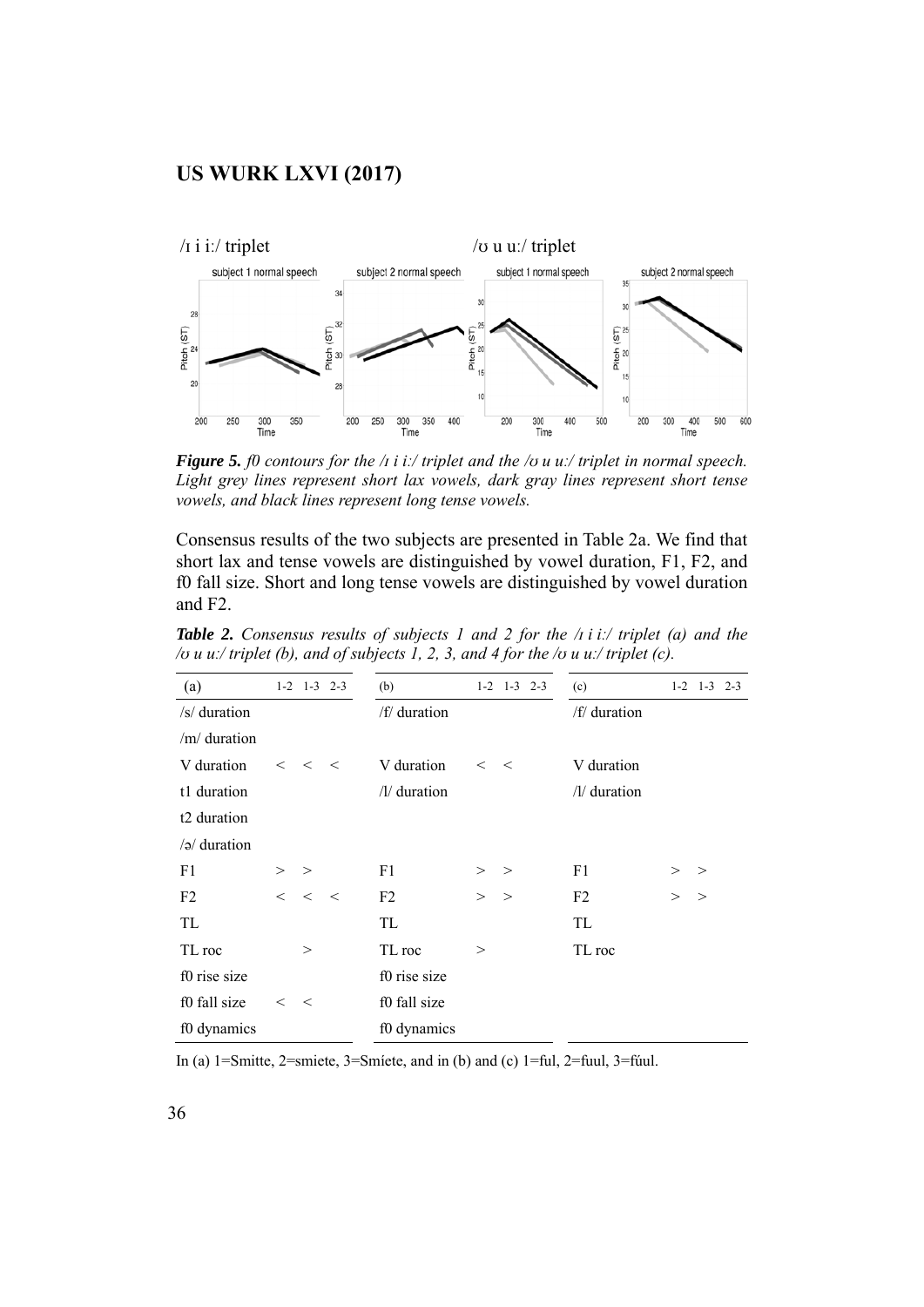*Figure 5. f0 contours for the /ɪ i iː/ triplet and the /ʊ u uː/ triplet in normal speech. Light grey lines represent short lax vowels, dark gray lines represent short tense vowels, and black lines represent long tense vowels.*

Consensus results of the two subjects are presented in Table 2a. We find that short lax and tense vowels are distinguished by vowel duration, F1, F2, and f0 fall size. Short and long tense vowels are distinguished by vowel duration and F2.

***Table 2.*** *Consensus results of subjects 1 and 2 for the /ɪ i iː/ triplet (a) and the /ʊ u uː/ triplet (b), and of subjects 1, 2, 3, and 4 for the /ʊ u uː/ triplet (c).*

| (a) | 1-2 | 1-3 | 2-3 |
|---|---|---|---|
| /s/ duration | | | |
| /m/ duration | | | |
| V duration | < | < | < |
| t1 duration | | | |
| t2 duration | | | |
| /ə/ duration | | | |
| F1 | > | > | |
| F2 | < | < | < |
| TL | | | |
| TL roc | | > | |
| f0 rise size | | | |
| f0 fall size | < | < | |
| f0 dynamics | | | |

| (b) | 1-2 | 1-3 | 2-3 |
|---|---|---|---|
| /f/ duration | | | |
| V duration | < | < | |
| /l/ duration | | | |
| F1 | > | > | |
| F2 | > | > | |
| TL | | | |
| TL roc | > | | |
| f0 rise size | | | |
| f0 fall size | | | |
| f0 dynamics | | | |

| (c) | 1-2 | 1-3 | 2-3 |
|---|---|---|---|
| /f/ duration | | | |
| V duration | | | |
| /l/ duration | | | |
| F1 | > | > | |
| F2 | > | > | |
| TL | | | |
| TL roc | | | |

In (a) 1=Smitte, 2=smiete, 3=Smíete, and in (b) and (c) 1=ful, 2=fuul, 3=fúul.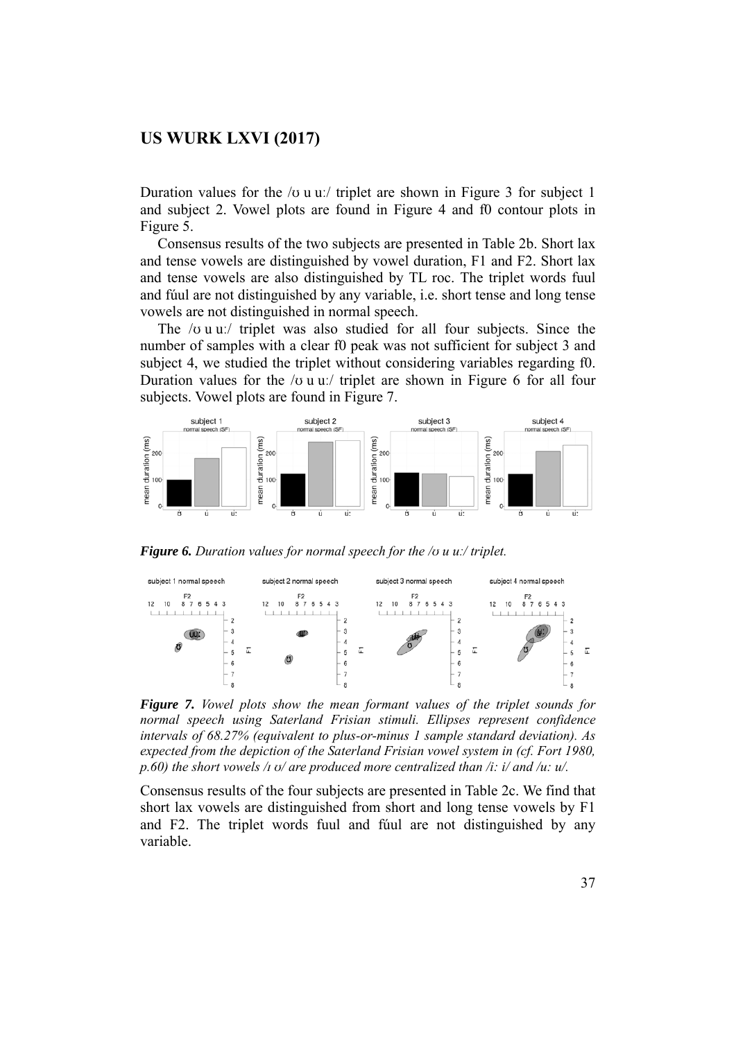Duration values for the /ʊ u uː/ triplet are shown in Figure 3 for subject 1 and subject 2. Vowel plots are found in Figure 4 and f0 contour plots in Figure 5.

Consensus results of the two subjects are presented in Table 2b. Short lax and tense vowels are distinguished by vowel duration, F1 and F2. Short lax and tense vowels are also distinguished by TL roc. The triplet words fuul and fúul are not distinguished by any variable, i.e. short tense and long tense vowels are not distinguished in normal speech.

The /ʊ u uː/ triplet was also studied for all four subjects. Since the number of samples with a clear f0 peak was not sufficient for subject 3 and subject 4, we studied the triplet without considering variables regarding f0. Duration values for the /ʊ u uː/ triplet are shown in Figure 6 for all four subjects. Vowel plots are found in Figure 7.

***Figure 6.*** *Duration values for normal speech for the /ʊ u uː/ triplet.*

***Figure 7.*** *Vowel plots show the mean formant values of the triplet sounds for normal speech using Saterland Frisian stimuli. Ellipses represent confidence intervals of 68.27% (equivalent to plus-or-minus 1 sample standard deviation). As expected from the depiction of the Saterland Frisian vowel system in (cf. Fort 1980, p.60) the short vowels /ɪ ʊ/ are produced more centralized than /iː i/ and /uː u/.*

Consensus results of the four subjects are presented in Table 2c. We find that short lax vowels are distinguished from short and long tense vowels by F1 and F2. The triplet words fuul and fúul are not distinguished by any variable.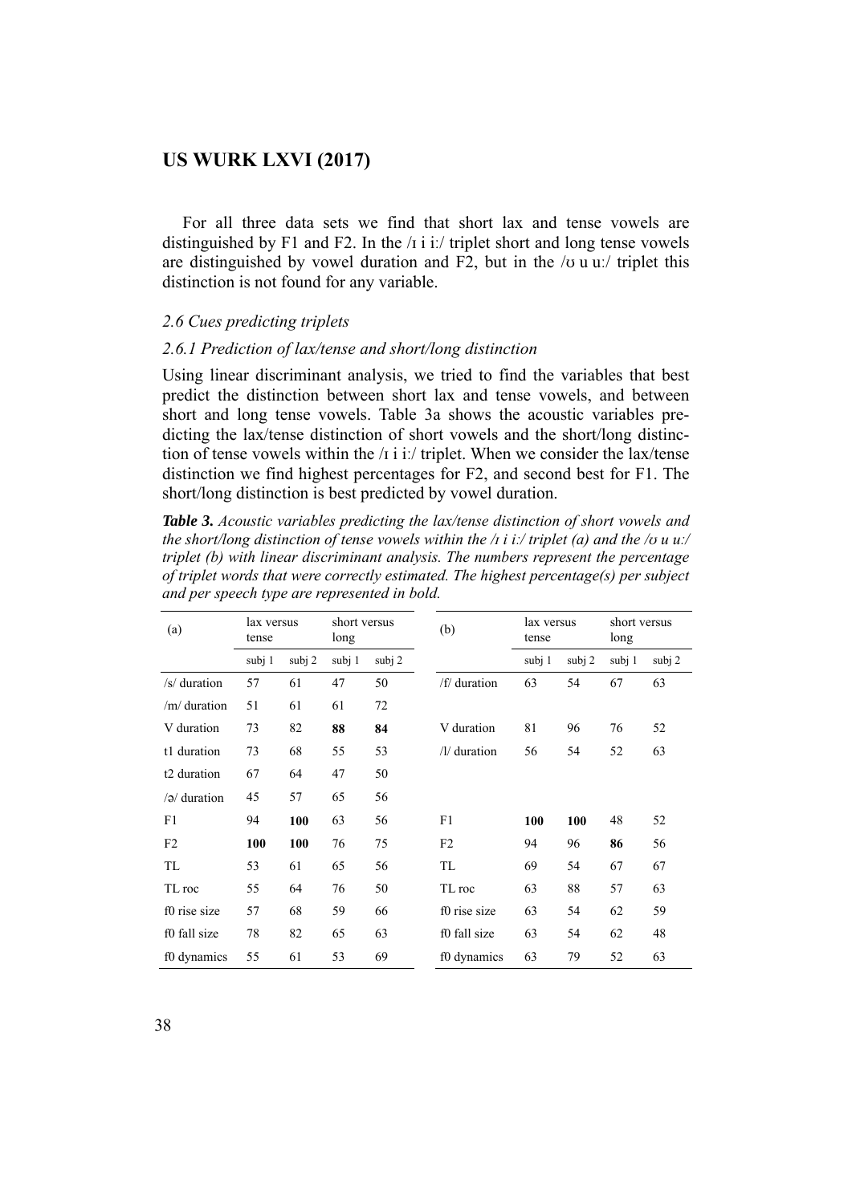For all three data sets we find that short lax and tense vowels are distinguished by F1 and F2. In the /ɪ i iː/ triplet short and long tense vowels are distinguished by vowel duration and F2, but in the /ʊ u uː/ triplet this distinction is not found for any variable.

### *2.6 Cues predicting triplets*

### *2.6.1 Prediction of lax/tense and short/long distinction*

Using linear discriminant analysis, we tried to find the variables that best predict the distinction between short lax and tense vowels, and between short and long tense vowels. Table 3a shows the acoustic variables predicting the lax/tense distinction of short vowels and the short/long distinction of tense vowels within the /ɪ i iː/ triplet. When we consider the lax/tense distinction we find highest percentages for F2, and second best for F1. The short/long distinction is best predicted by vowel duration.

***Table 3.*** *Acoustic variables predicting the lax/tense distinction of short vowels and the short/long distinction of tense vowels within the /ɪ i iː/ triplet (a) and the /ʊ u uː/ triplet (b) with linear discriminant analysis. The numbers represent the percentage of triplet words that were correctly estimated. The highest percentage(s) per subject and per speech type are represented in bold.*

| (a) | lax versus tense | | short versus long | | (b) | lax versus tense | | short versus long | |
|---|---|---|---|---|---|---|---|---|---|
| | subj 1 | subj 2 | subj 1 | subj 2 | | subj 1 | subj 2 | subj 1 | subj 2 |
| /s/ duration | 57 | 61 | 47 | 50 | /f/ duration | 63 | 54 | 67 | 63 |
| /m/ duration | 51 | 61 | 61 | 72 | | | | | |
| V duration | 73 | 82 | **88** | **84** | V duration | 81 | 96 | 76 | 52 |
| t1 duration | 73 | 68 | 55 | 53 | /l/ duration | 56 | 54 | 52 | 63 |
| t2 duration | 67 | 64 | 47 | 50 | | | | | |
| /ə/ duration | 45 | 57 | 65 | 56 | | | | | |
| F1 | 94 | **100** | 63 | 56 | F1 | **100** | **100** | 48 | 52 |
| F2 | **100** | **100** | 76 | 75 | F2 | 94 | 96 | **86** | 56 |
| TL | 53 | 61 | 65 | 56 | TL | 69 | 54 | 67 | 67 |
| TL roc | 55 | 64 | 76 | 50 | TL roc | 63 | 88 | 57 | 63 |
| f0 rise size | 57 | 68 | 59 | 66 | f0 rise size | 63 | 54 | 62 | 59 |
| f0 fall size | 78 | 82 | 65 | 63 | f0 fall size | 63 | 54 | 62 | 48 |
| f0 dynamics | 55 | 61 | 53 | 69 | f0 dynamics | 63 | 79 | 52 | 63 |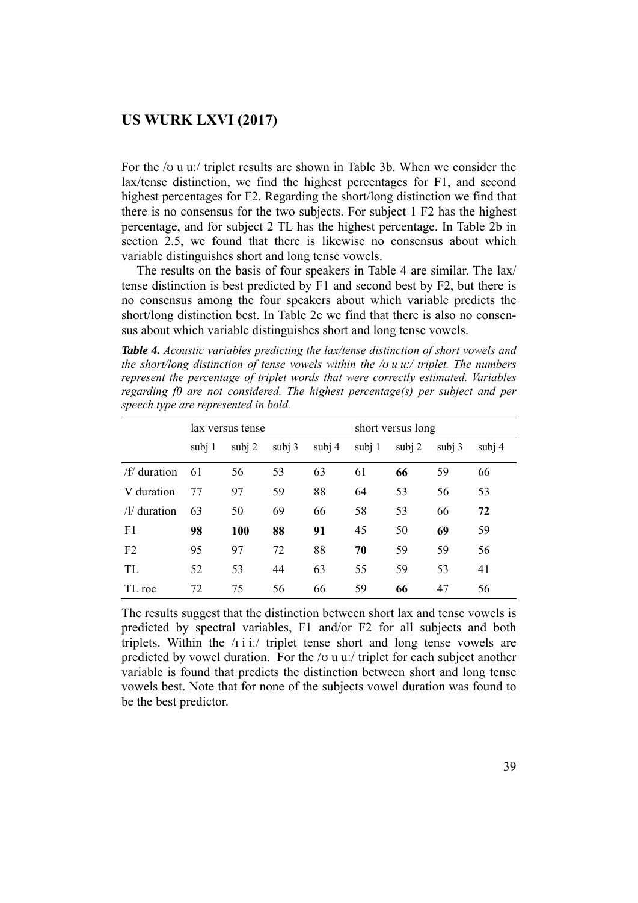For the /ʊ u uː/ triplet results are shown in Table 3b. When we consider the lax/tense distinction, we find the highest percentages for F1, and second highest percentages for F2. Regarding the short/long distinction we find that there is no consensus for the two subjects. For subject 1 F2 has the highest percentage, and for subject 2 TL has the highest percentage. In Table 2b in section 2.5, we found that there is likewise no consensus about which variable distinguishes short and long tense vowels.

The results on the basis of four speakers in Table 4 are similar. The lax/tense distinction is best predicted by F1 and second best by F2, but there is no consensus among the four speakers about which variable predicts the short/long distinction best. In Table 2c we find that there is also no consensus about which variable distinguishes short and long tense vowels.

***Table 4.*** *Acoustic variables predicting the lax/tense distinction of short vowels and the short/long distinction of tense vowels within the /ʊ u uː/ triplet. The numbers represent the percentage of triplet words that were correctly estimated. Variables regarding f0 are not considered. The highest percentage(s) per subject and per speech type are represented in bold.*

| | lax versus tense | | | | short versus long | | | |
|---|---|---|---|---|---|---|---|---|
| | subj 1 | subj 2 | subj 3 | subj 4 | subj 1 | subj 2 | subj 3 | subj 4 |
| /f/ duration | 61 | 56 | 53 | 63 | 61 | **66** | 59 | 66 |
| V duration | 77 | 97 | 59 | 88 | 64 | 53 | 56 | 53 |
| /l/ duration | 63 | 50 | 69 | 66 | 58 | 53 | 66 | **72** |
| F1 | **98** | **100** | **88** | **91** | 45 | 50 | **69** | 59 |
| F2 | 95 | 97 | 72 | 88 | **70** | 59 | 59 | 56 |
| TL | 52 | 53 | 44 | 63 | 55 | 59 | 53 | 41 |
| TL roc | 72 | 75 | 56 | 66 | 59 | **66** | 47 | 56 |

The results suggest that the distinction between short lax and tense vowels is predicted by spectral variables, F1 and/or F2 for all subjects and both triplets. Within the /ɪ i iː/ triplet tense short and long tense vowels are predicted by vowel duration. For the /ʊ u uː/ triplet for each subject another variable is found that predicts the distinction between short and long tense vowels best. Note that for none of the subjects vowel duration was found to be the best predictor.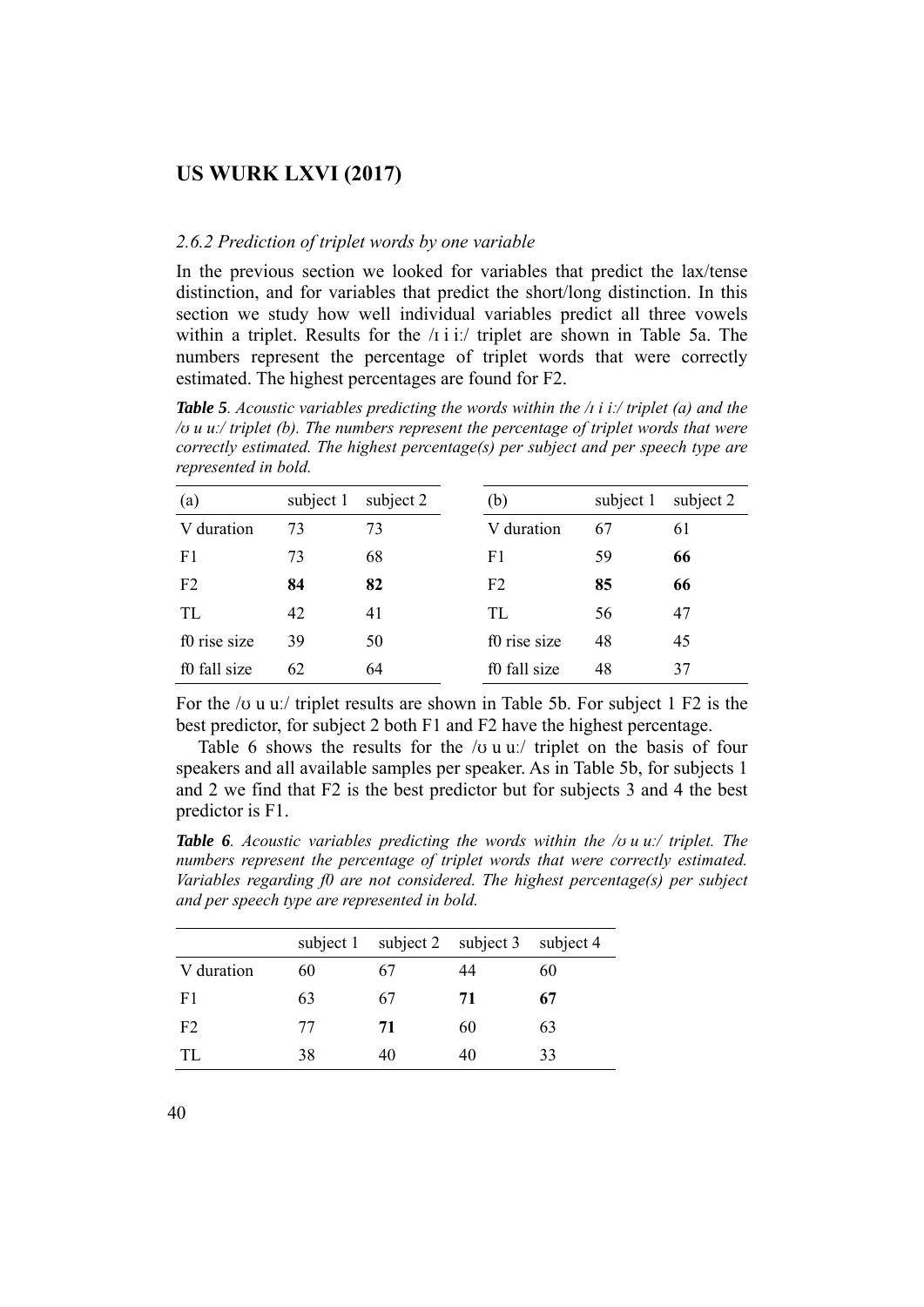### *2.6.2 Prediction of triplet words by one variable*

In the previous section we looked for variables that predict the lax/tense distinction, and for variables that predict the short/long distinction. In this section we study how well individual variables predict all three vowels within a triplet. Results for the /ɪ i iː/ triplet are shown in Table 5a. The numbers represent the percentage of triplet words that were correctly estimated. The highest percentages are found for F2.

***Table 5**. Acoustic variables predicting the words within the /ɪ i iː/ triplet (a) and the /ʊ u uː/ triplet (b). The numbers represent the percentage of triplet words that were correctly estimated. The highest percentage(s) per subject and per speech type are represented in bold.*

| (a) | subject 1 | subject 2 |
|---|---|---|
| V duration | 73 | 73 |
| F1 | 73 | 68 |
| F2 | **84** | **82** |
| TL | 42 | 41 |
| f0 rise size | 39 | 50 |
| f0 fall size | 62 | 64 |

| (b) | subject 1 | subject 2 |
|---|---|---|
| V duration | 67 | 61 |
| F1 | 59 | **66** |
| F2 | **85** | **66** |
| TL | 56 | 47 |
| f0 rise size | 48 | 45 |
| f0 fall size | 48 | 37 |

For the /ʊ u uː/ triplet results are shown in Table 5b. For subject 1 F2 is the best predictor, for subject 2 both F1 and F2 have the highest percentage.

Table 6 shows the results for the /ʊ u uː/ triplet on the basis of four speakers and all available samples per speaker. As in Table 5b, for subjects 1 and 2 we find that F2 is the best predictor but for subjects 3 and 4 the best predictor is F1.

***Table 6**. Acoustic variables predicting the words within the /ʊ u uː/ triplet. The numbers represent the percentage of triplet words that were correctly estimated. Variables regarding f0 are not considered. The highest percentage(s) per subject and per speech type are represented in bold.*

| | subject 1 | subject 2 | subject 3 | subject 4 |
|---|---|---|---|---|
| V duration | 60 | 67 | 44 | 60 |
| F1 | 63 | 67 | **71** | **67** |
| F2 | 77 | **71** | 60 | 63 |
| TL | 38 | 40 | 40 | 33 |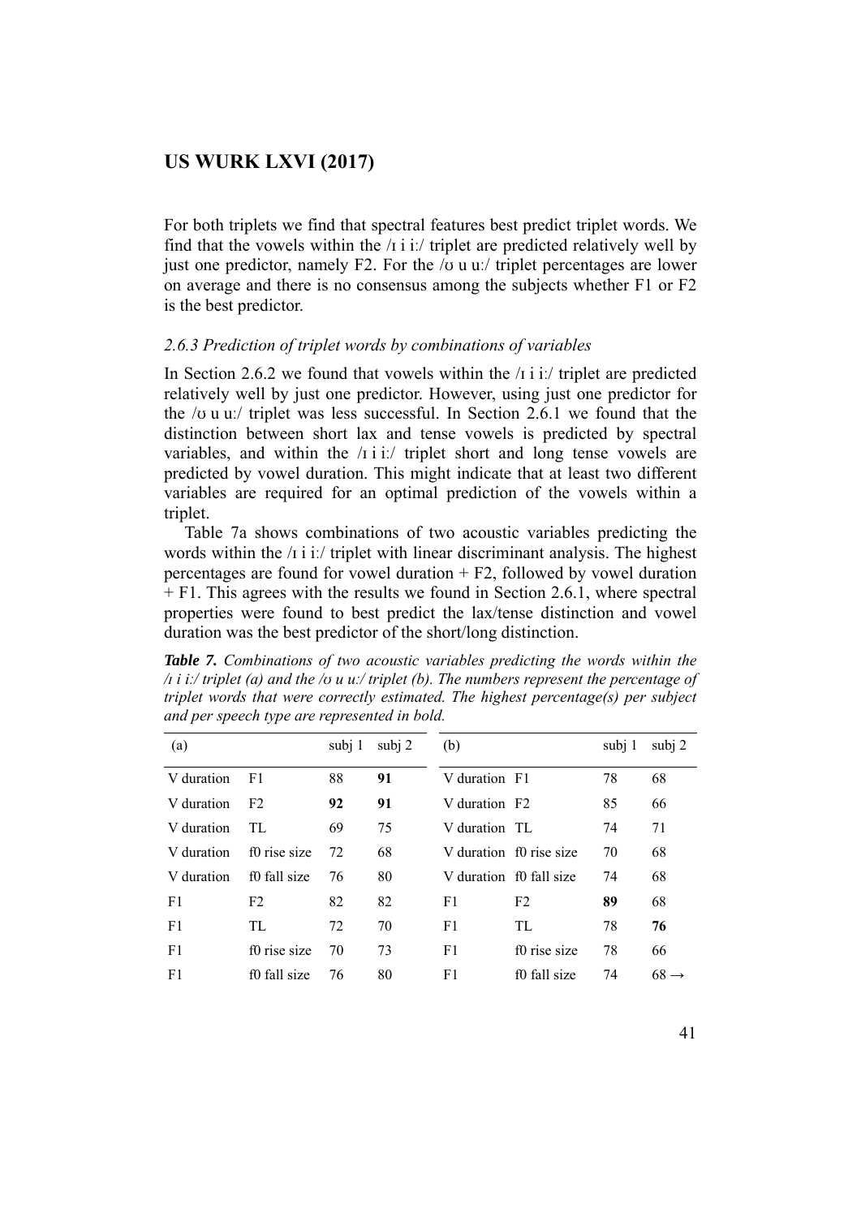For both triplets we find that spectral features best predict triplet words. We find that the vowels within the /ɪ i iː/ triplet are predicted relatively well by just one predictor, namely F2. For the /ʊ u uː/ triplet percentages are lower on average and there is no consensus among the subjects whether F1 or F2 is the best predictor.

### *2.6.3 Prediction of triplet words by combinations of variables*

In Section 2.6.2 we found that vowels within the /ɪ i iː/ triplet are predicted relatively well by just one predictor. However, using just one predictor for the /ʊ u uː/ triplet was less successful. In Section 2.6.1 we found that the distinction between short lax and tense vowels is predicted by spectral variables, and within the /ɪ i iː/ triplet short and long tense vowels are predicted by vowel duration. This might indicate that at least two different variables are required for an optimal prediction of the vowels within a triplet.

Table 7a shows combinations of two acoustic variables predicting the words within the /ɪ i iː/ triplet with linear discriminant analysis. The highest percentages are found for vowel duration + F2, followed by vowel duration + F1. This agrees with the results we found in Section 2.6.1, where spectral properties were found to best predict the lax/tense distinction and vowel duration was the best predictor of the short/long distinction.

***Table 7.*** *Combinations of two acoustic variables predicting the words within the /ɪ i iː/ triplet (a) and the /ʊ u uː/ triplet (b). The numbers represent the percentage of triplet words that were correctly estimated. The highest percentage(s) per subject and per speech type are represented in bold.*

| (a) | | subj 1 | subj 2 | (b) | | subj 1 | subj 2 |
|---|---|---|---|---|---|---|---|
| V duration | F1 | 88 | **91** | V duration | F1 | 78 | 68 |
| V duration | F2 | **92** | **91** | V duration | F2 | 85 | 66 |
| V duration | TL | 69 | 75 | V duration | TL | 74 | 71 |
| V duration | f0 rise size | 72 | 68 | V duration | f0 rise size | 70 | 68 |
| V duration | f0 fall size | 76 | 80 | V duration | f0 fall size | 74 | 68 |
| F1 | F2 | 82 | 82 | F1 | F2 | **89** | 68 |
| F1 | TL | 72 | 70 | F1 | TL | 78 | **76** |
| F1 | f0 rise size | 70 | 73 | F1 | f0 rise size | 78 | 66 |
| F1 | f0 fall size | 76 | 80 | F1 | f0 fall size | 74 | 68 → |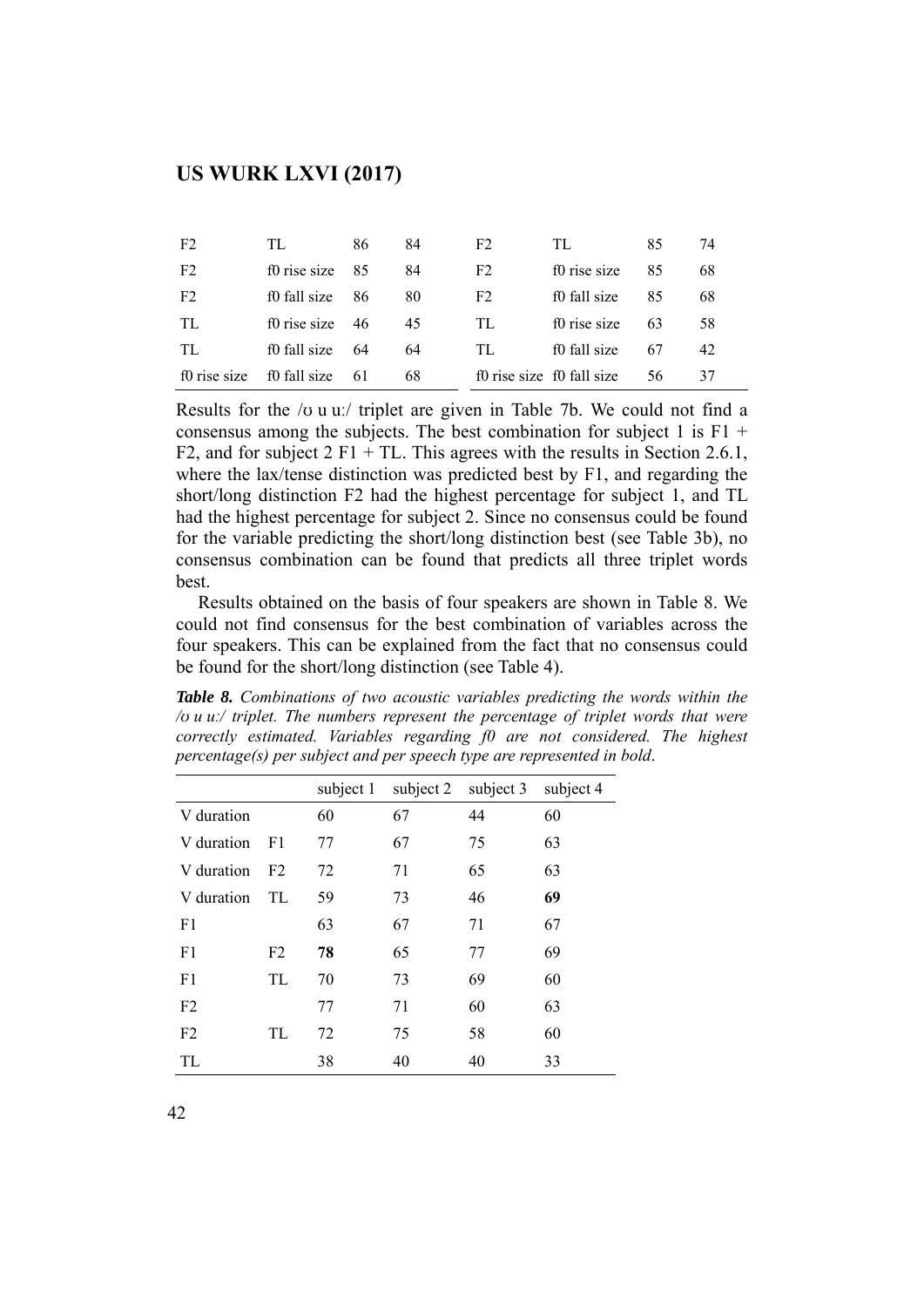| | | | | | | | |
|---|---|---|---|---|---|---|---|
| F2 | TL | 86 | 84 | F2 | TL | 85 | 74 |
| F2 | f0 rise size | 85 | 84 | F2 | f0 rise size | 85 | 68 |
| F2 | f0 fall size | 86 | 80 | F2 | f0 fall size | 85 | 68 |
| TL | f0 rise size | 46 | 45 | TL | f0 rise size | 63 | 58 |
| TL | f0 fall size | 64 | 64 | TL | f0 fall size | 67 | 42 |
| f0 rise size | f0 fall size | 61 | 68 | f0 rise size | f0 fall size | 56 | 37 |

Results for the /ʊ u uː/ triplet are given in Table 7b. We could not find a consensus among the subjects. The best combination for subject 1 is F1 + F2, and for subject 2 F1 + TL. This agrees with the results in Section 2.6.1, where the lax/tense distinction was predicted best by F1, and regarding the short/long distinction F2 had the highest percentage for subject 1, and TL had the highest percentage for subject 2. Since no consensus could be found for the variable predicting the short/long distinction best (see Table 3b), no consensus combination can be found that predicts all three triplet words best.

Results obtained on the basis of four speakers are shown in Table 8. We could not find consensus for the best combination of variables across the four speakers. This can be explained from the fact that no consensus could be found for the short/long distinction (see Table 4).

***Table 8.*** *Combinations of two acoustic variables predicting the words within the /ʊ u uː/ triplet. The numbers represent the percentage of triplet words that were correctly estimated. Variables regarding f0 are not considered. The highest percentage(s) per subject and per speech type are represented in bold*.

| | | subject 1 | subject 2 | subject 3 | subject 4 |
|---|---|---|---|---|---|
| V duration | | 60 | 67 | 44 | 60 |
| V duration | F1 | 77 | 67 | 75 | 63 |
| V duration | F2 | 72 | 71 | 65 | 63 |
| V duration | TL | 59 | 73 | 46 | **69** |
| F1 | | 63 | 67 | 71 | 67 |
| F1 | F2 | **78** | 65 | 77 | 69 |
| F1 | TL | 70 | 73 | 69 | 60 |
| F2 | | 77 | 71 | 60 | 63 |
| F2 | TL | 72 | 75 | 58 | 60 |
| TL | | 38 | 40 | 40 | 33 |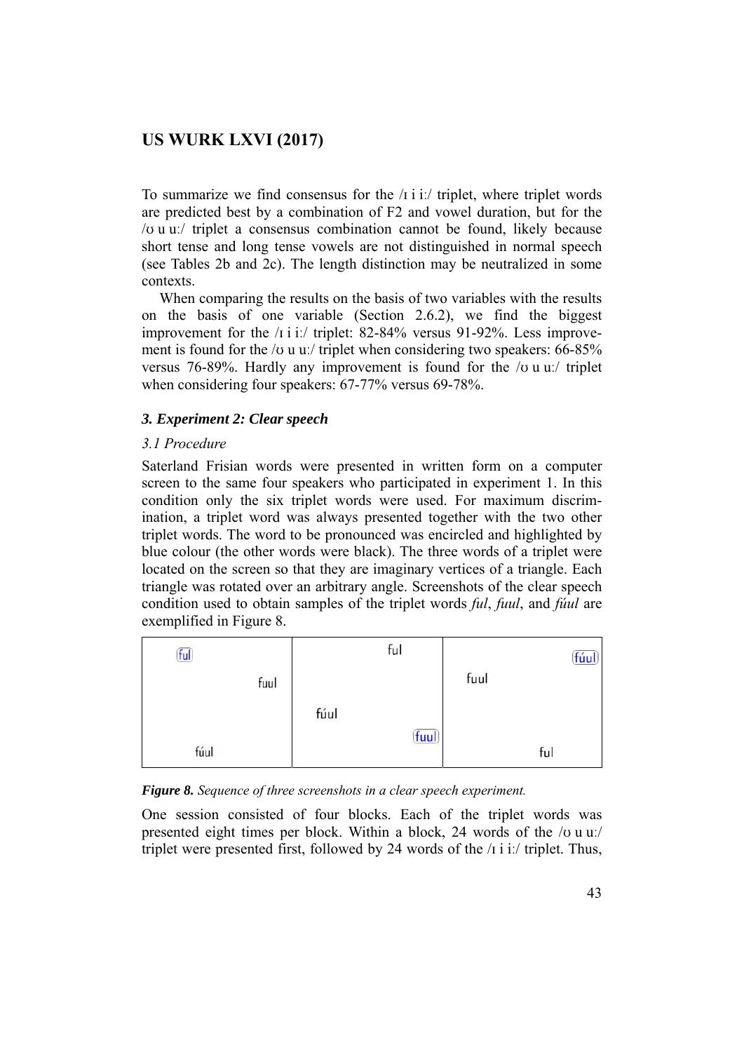To summarize we find consensus for the /ɪ i iː/ triplet, where triplet words are predicted best by a combination of F2 and vowel duration, but for the /ʊ u uː/ triplet a consensus combination cannot be found, likely because short tense and long tense vowels are not distinguished in normal speech (see Tables 2b and 2c). The length distinction may be neutralized in some contexts.

When comparing the results on the basis of two variables with the results on the basis of one variable (Section 2.6.2), we find the biggest improvement for the /ɪ i iː/ triplet: 82-84% versus 91-92%. Less improvement is found for the /ʊ u uː/ triplet when considering two speakers: 66-85% versus 76-89%. Hardly any improvement is found for the /ʊ u uː/ triplet when considering four speakers: 67-77% versus 69-78%.

### *3. Experiment 2: Clear speech*

#### *3.1 Procedure*

Saterland Frisian words were presented in written form on a computer screen to the same four speakers who participated in experiment 1. In this condition only the six triplet words were used. For maximum discrimination, a triplet word was always presented together with the two other triplet words. The word to be pronounced was encircled and highlighted by blue colour (the other words were black). The three words of a triplet were located on the screen so that they are imaginary vertices of a triangle. Each triangle was rotated over an arbitrary angle. Screenshots of the clear speech condition used to obtain samples of the triplet words *ful*, *fuul*, and *fúul* are exemplified in Figure 8.

| ful fuul fúul | ful fúul fuul | fúul fuul ful |
|---|---|---|

***Figure 8.*** *Sequence of three screenshots in a clear speech experiment.*

One session consisted of four blocks. Each of the triplet words was presented eight times per block. Within a block, 24 words of the /ʊ u uː/ triplet were presented first, followed by 24 words of the /ɪ i iː/ triplet. Thus,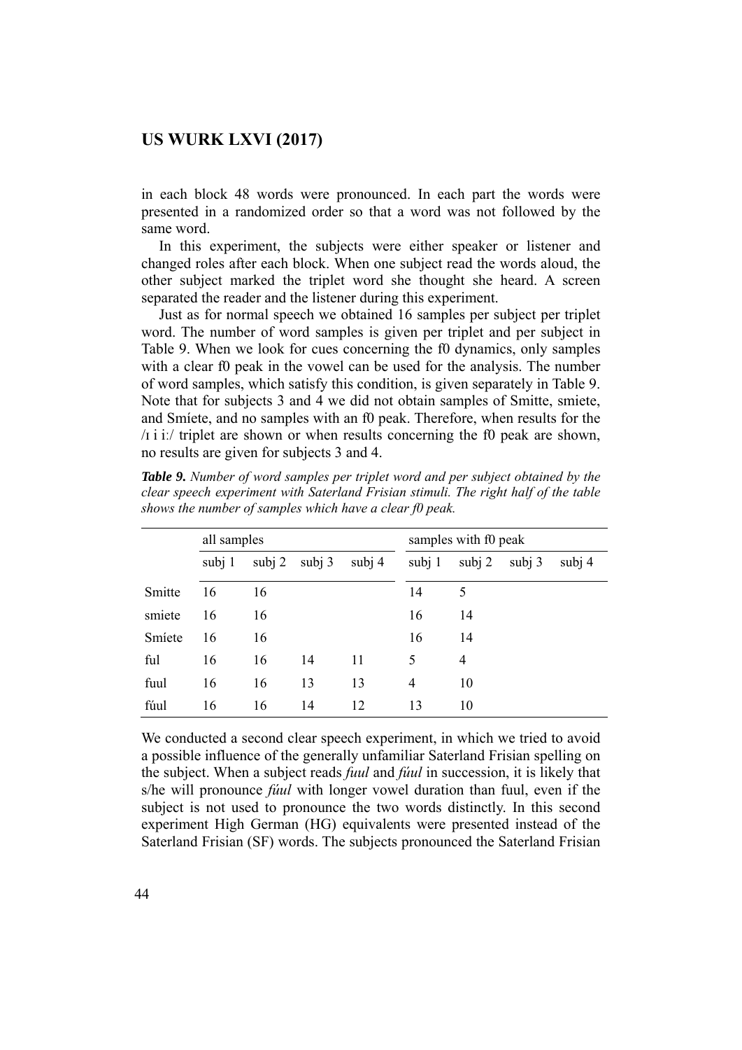in each block 48 words were pronounced. In each part the words were presented in a randomized order so that a word was not followed by the same word.

In this experiment, the subjects were either speaker or listener and changed roles after each block. When one subject read the words aloud, the other subject marked the triplet word she thought she heard. A screen separated the reader and the listener during this experiment.

Just as for normal speech we obtained 16 samples per subject per triplet word. The number of word samples is given per triplet and per subject in Table 9. When we look for cues concerning the f0 dynamics, only samples with a clear f0 peak in the vowel can be used for the analysis. The number of word samples, which satisfy this condition, is given separately in Table 9. Note that for subjects 3 and 4 we did not obtain samples of Smitte, smiete, and Smíete, and no samples with an f0 peak. Therefore, when results for the /ɪ i iː/ triplet are shown or when results concerning the f0 peak are shown, no results are given for subjects 3 and 4.

***Table 9.*** *Number of word samples per triplet word and per subject obtained by the clear speech experiment with Saterland Frisian stimuli. The right half of the table shows the number of samples which have a clear f0 peak.*

| | all samples | | | | samples with f0 peak | | | |
|---|---|---|---|---|---|---|---|---|
| | subj 1 | subj 2 | subj 3 | subj 4 | subj 1 | subj 2 | subj 3 | subj 4 |
| Smitte | 16 | 16 | | | 14 | 5 | | |
| smiete | 16 | 16 | | | 16 | 14 | | |
| Smíete | 16 | 16 | | | 16 | 14 | | |
| ful | 16 | 16 | 14 | 11 | 5 | 4 | | |
| fuul | 16 | 16 | 13 | 13 | 4 | 10 | | |
| fúul | 16 | 16 | 14 | 12 | 13 | 10 | | |

We conducted a second clear speech experiment, in which we tried to avoid a possible influence of the generally unfamiliar Saterland Frisian spelling on the subject. When a subject reads *fuul* and *fúul* in succession, it is likely that s/he will pronounce *fúul* with longer vowel duration than fuul, even if the subject is not used to pronounce the two words distinctly. In this second experiment High German (HG) equivalents were presented instead of the Saterland Frisian (SF) words. The subjects pronounced the Saterland Frisian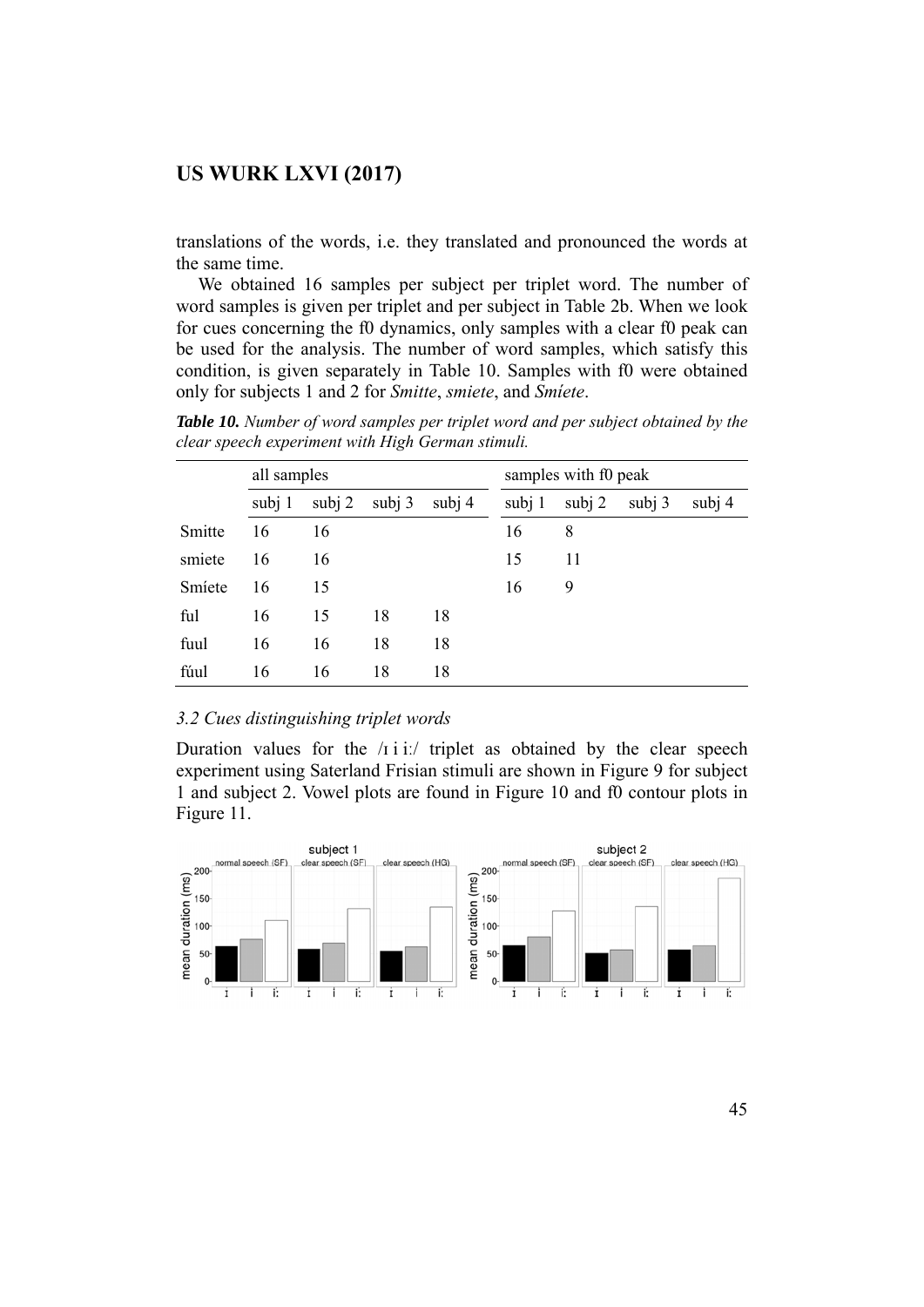translations of the words, i.e. they translated and pronounced the words at the same time.

We obtained 16 samples per subject per triplet word. The number of word samples is given per triplet and per subject in Table 2b. When we look for cues concerning the f0 dynamics, only samples with a clear f0 peak can be used for the analysis. The number of word samples, which satisfy this condition, is given separately in Table 10. Samples with f0 were obtained only for subjects 1 and 2 for *Smitte*, *smiete*, and *Smíete*.

***Table 10.*** *Number of word samples per triplet word and per subject obtained by the clear speech experiment with High German stimuli.*

| | all samples | | | | samples with f0 peak | | | |
|---|---|---|---|---|---|---|---|---|
| | subj 1 | subj 2 | subj 3 | subj 4 | subj 1 | subj 2 | subj 3 | subj 4 |
| Smitte | 16 | 16 | | | 16 | 8 | | |
| smiete | 16 | 16 | | | 15 | 11 | | |
| Smíete | 16 | 15 | | | 16 | 9 | | |
| ful | 16 | 15 | 18 | 18 | | | | |
| fuul | 16 | 16 | 18 | 18 | | | | |
| fúul | 16 | 16 | 18 | 18 | | | | |

*3.2 Cues distinguishing triplet words*

Duration values for the /ɪ i iː/ triplet as obtained by the clear speech experiment using Saterland Frisian stimuli are shown in Figure 9 for subject 1 and subject 2. Vowel plots are found in Figure 10 and f0 contour plots in Figure 11.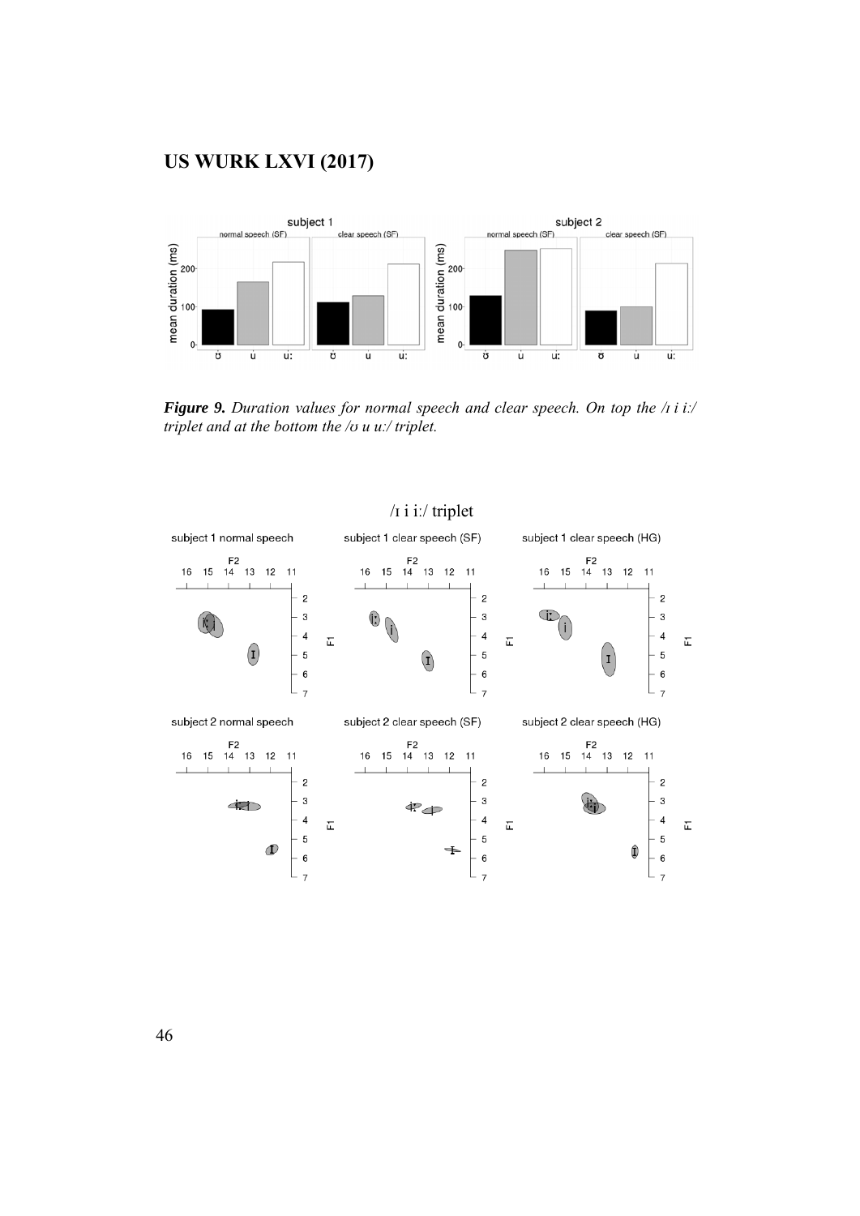*Figure 9. Duration values for normal speech and clear speech. On top the /ɪ i iː/ triplet and at the bottom the /ʊ u uː/ triplet.*

/ɪ i iː/ triplet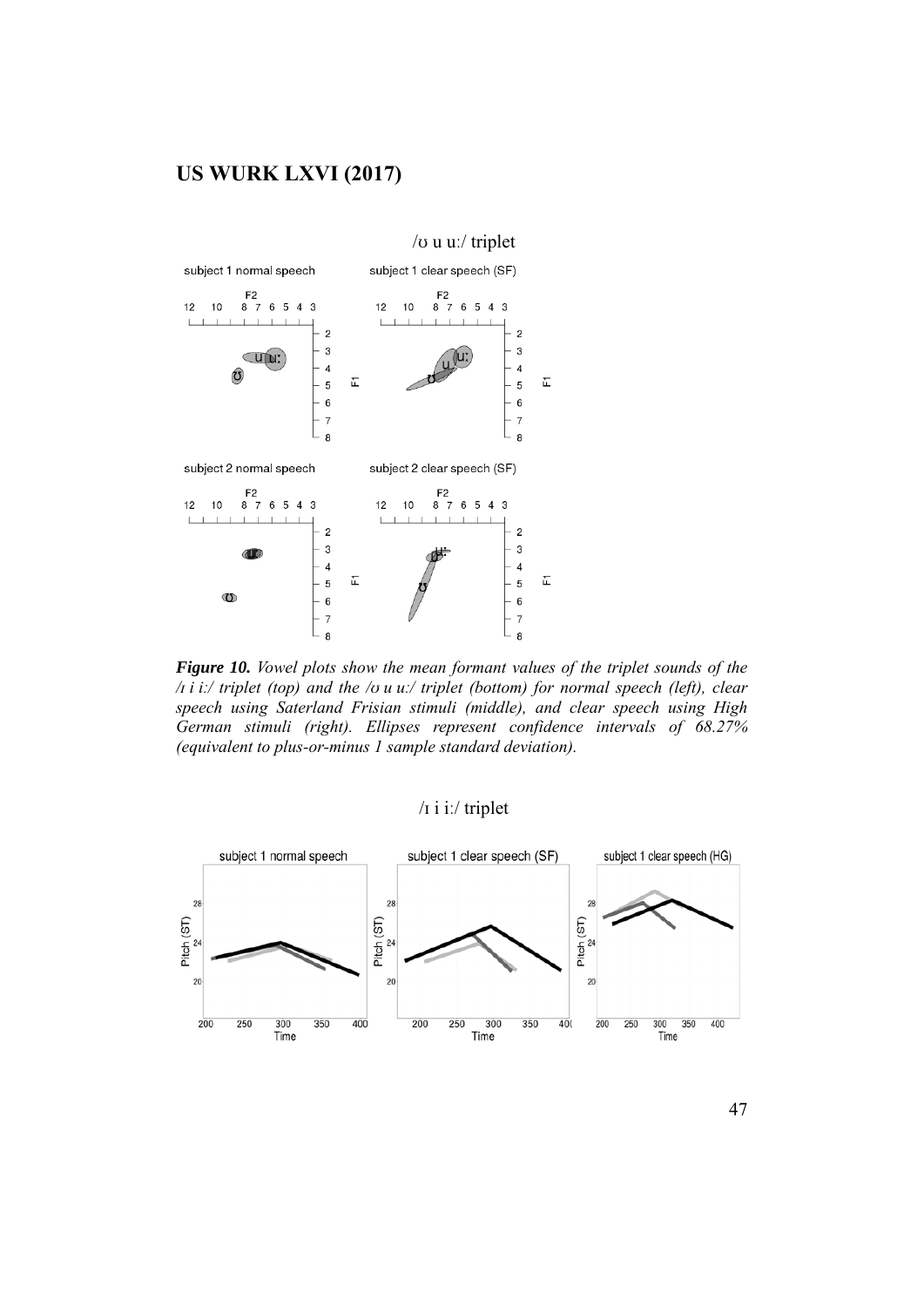/ʊ u uː/ triplet

*Figure 10. Vowel plots show the mean formant values of the triplet sounds of the /ɪ i iː/ triplet (top) and the /ʊ u uː/ triplet (bottom) for normal speech (left), clear speech using Saterland Frisian stimuli (middle), and clear speech using High German stimuli (right). Ellipses represent confidence intervals of 68.27% (equivalent to plus-or-minus 1 sample standard deviation).*

/ɪ i iː/ triplet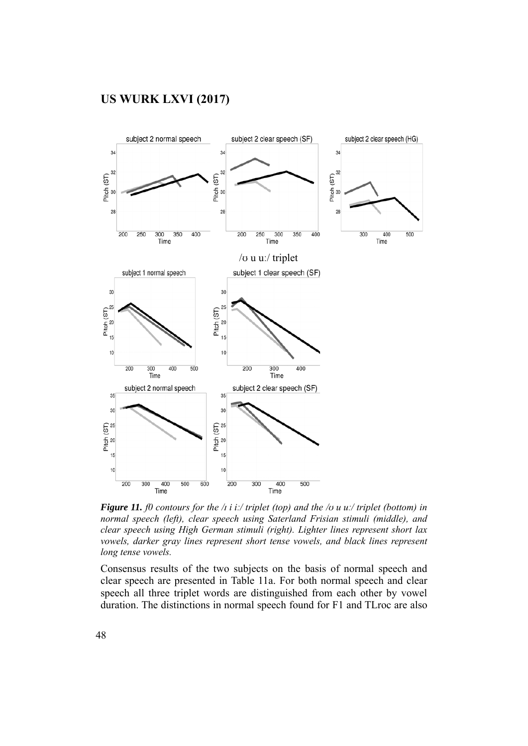/ʊ u uː/ triplet

***Figure 11.*** *f0 contours for the /ɪ i iː/ triplet (top) and the /ʊ u uː/ triplet (bottom) in normal speech (left), clear speech using Saterland Frisian stimuli (middle), and clear speech using High German stimuli (right). Lighter lines represent short lax vowels, darker gray lines represent short tense vowels, and black lines represent long tense vowels.*

Consensus results of the two subjects on the basis of normal speech and clear speech are presented in Table 11a. For both normal speech and clear speech all three triplet words are distinguished from each other by vowel duration. The distinctions in normal speech found for F1 and TLroc are also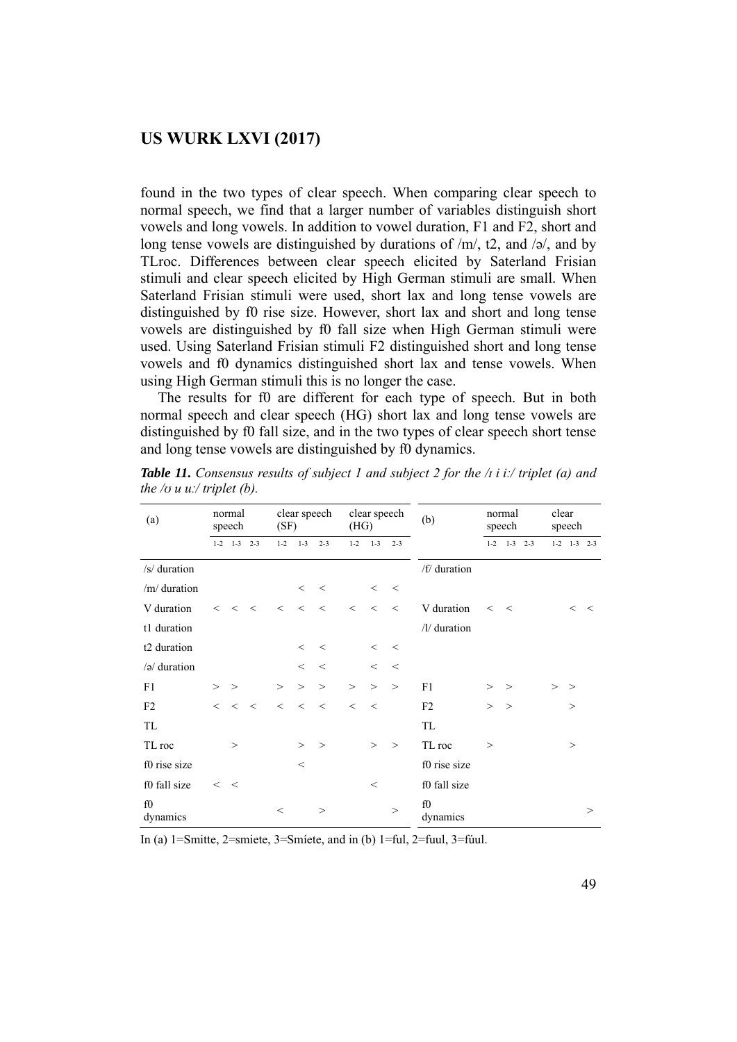found in the two types of clear speech. When comparing clear speech to normal speech, we find that a larger number of variables distinguish short vowels and long vowels. In addition to vowel duration, F1 and F2, short and long tense vowels are distinguished by durations of /m/, t2, and /ə/, and by TLroc. Differences between clear speech elicited by Saterland Frisian stimuli and clear speech elicited by High German stimuli are small. When Saterland Frisian stimuli were used, short lax and long tense vowels are distinguished by f0 rise size. However, short lax and short and long tense vowels are distinguished by f0 fall size when High German stimuli were used. Using Saterland Frisian stimuli F2 distinguished short and long tense vowels and f0 dynamics distinguished short lax and tense vowels. When using High German stimuli this is no longer the case.

The results for f0 are different for each type of speech. But in both normal speech and clear speech (HG) short lax and long tense vowels are distinguished by f0 fall size, and in the two types of clear speech short tense and long tense vowels are distinguished by f0 dynamics.

***Table 11.*** *Consensus results of subject 1 and subject 2 for the /ɪ i iː/ triplet (a) and the /ʊ u uː/ triplet (b).*

| (a) | normal speech | | | clear speech (SF) | | | clear speech (HG) | | | (b) | normal speech | | | clear speech | | |
|---|---|---|---|---|---|---|---|---|---|---|---|---|---|---|---|---|
| | 1-2 | 1-3 | 2-3 | 1-2 | 1-3 | 2-3 | 1-2 | 1-3 | 2-3 | | 1-2 | 1-3 | 2-3 | 1-2 | 1-3 | 2-3 |
| /s/ duration | | | | | | | | | | /f/ duration | | | | | | |
| /m/ duration | | | | | < | < | | < | < | | | | | | | |
| V duration | < | < | < | < | < | < | < | < | < | V duration | < | < | | | < | < |
| t1 duration | | | | | | | | | | /l/ duration | | | | | | |
| t2 duration | | | | | < | < | | < | < | | | | | | | |
| /ə/ duration | | | | | < | < | | < | < | | | | | | | |
| F1 | > | > | | > | > | > | > | > | > | F1 | > | > | | > | > | |
| F2 | < | < | < | < | < | < | < | < | | F2 | > | > | | | > | |
| TL | | | | | | | | | | TL | | | | | | |
| TL roc | | > | | | > | > | | > | > | TL roc | > | | | | > | |
| f0 rise size | | | | | < | | | | | f0 rise size | | | | | | |
| f0 fall size | < | < | | | | | | < | | f0 fall size | | | | | | |
| f0 dynamics | | | | < | | > | | | > | f0 dynamics | | | | | | > |

In (a) 1=Smitte, 2=smiete, 3=Smíete, and in (b) 1=ful, 2=fuul, 3=fúul.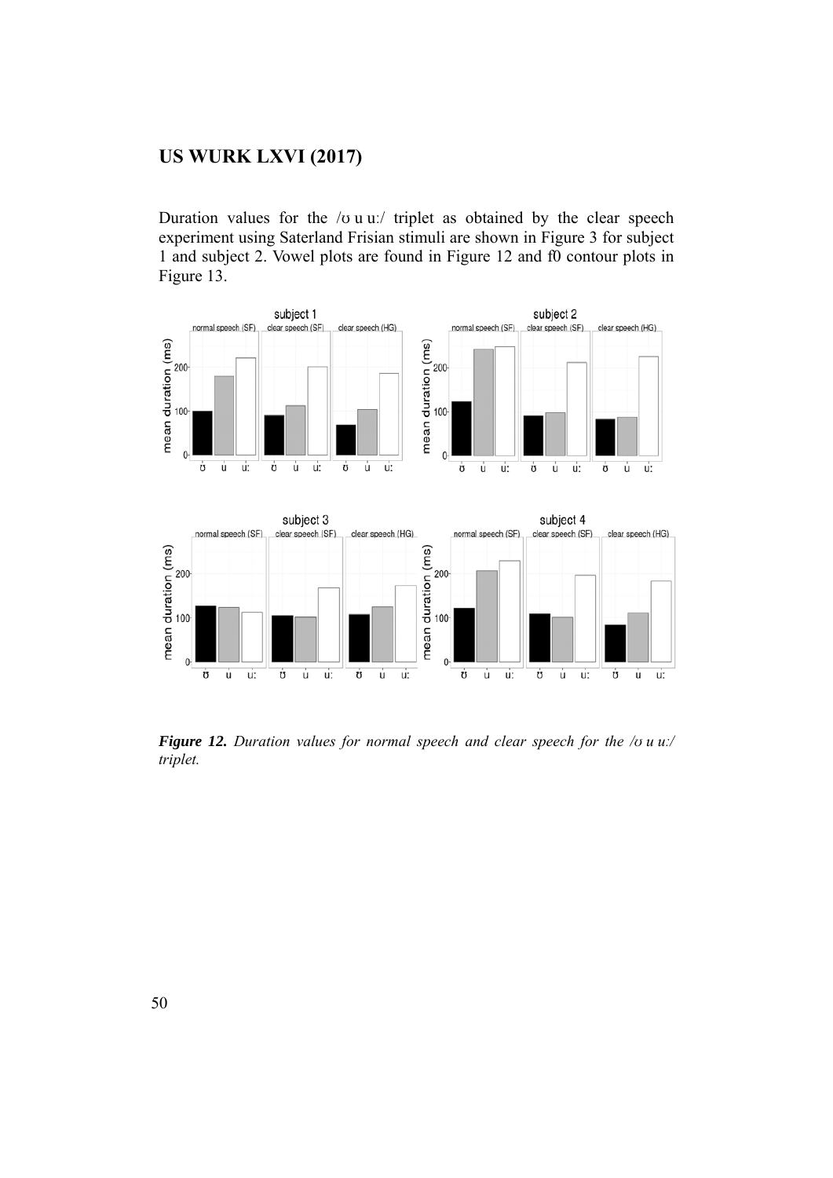Duration values for the /ʊ u uː/ triplet as obtained by the clear speech experiment using Saterland Frisian stimuli are shown in Figure 3 for subject 1 and subject 2. Vowel plots are found in Figure 12 and f0 contour plots in Figure 13.

***Figure 12.*** *Duration values for normal speech and clear speech for the /ʊ u uː/ triplet.*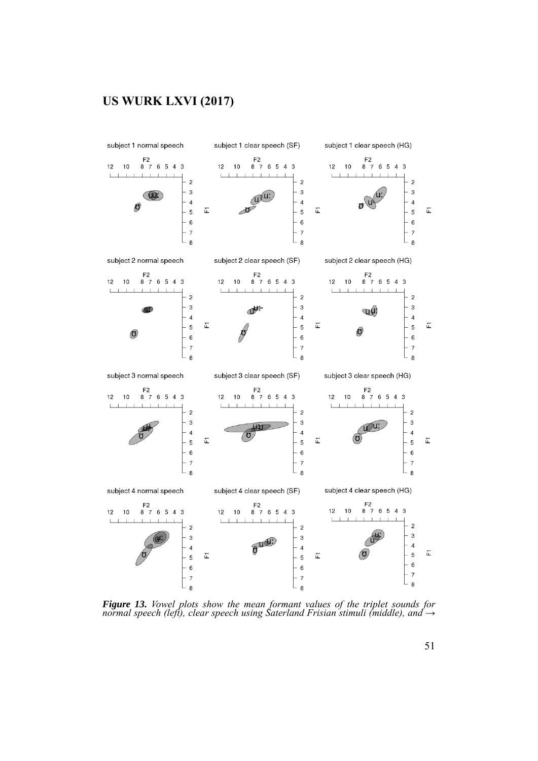***Figure 13.*** *Vowel plots show the mean formant values of the triplet sounds for normal speech (left), clear speech using Saterland Frisian stimuli (middle), and →*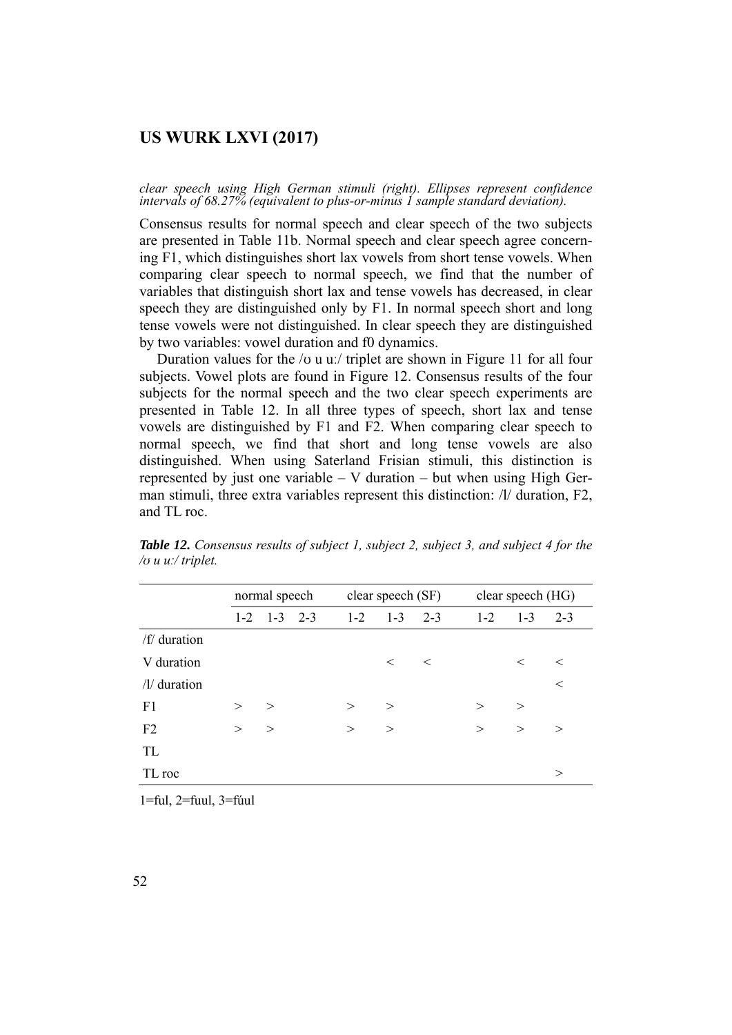*clear speech using High German stimuli (right). Ellipses represent confidence intervals of 68.27% (equivalent to plus-or-minus 1 sample standard deviation).*

Consensus results for normal speech and clear speech of the two subjects are presented in Table 11b. Normal speech and clear speech agree concerning F1, which distinguishes short lax vowels from short tense vowels. When comparing clear speech to normal speech, we find that the number of variables that distinguish short lax and tense vowels has decreased, in clear speech they are distinguished only by F1. In normal speech short and long tense vowels were not distinguished. In clear speech they are distinguished by two variables: vowel duration and f0 dynamics.

Duration values for the /ʊ u uː/ triplet are shown in Figure 11 for all four subjects. Vowel plots are found in Figure 12. Consensus results of the four subjects for the normal speech and the two clear speech experiments are presented in Table 12. In all three types of speech, short lax and tense vowels are distinguished by F1 and F2. When comparing clear speech to normal speech, we find that short and long tense vowels are also distinguished. When using Saterland Frisian stimuli, this distinction is represented by just one variable – V duration – but when using High German stimuli, three extra variables represent this distinction: /l/ duration, F2, and TL roc.

***Table 12.*** *Consensus results of subject 1, subject 2, subject 3, and subject 4 for the /ʊ u uː/ triplet.*

| | normal speech | | | clear speech (SF) | | | clear speech (HG) | | |
|---|---|---|---|---|---|---|---|---|---|
| | 1-2 | 1-3 | 2-3 | 1-2 | 1-3 | 2-3 | 1-2 | 1-3 | 2-3 |
| /f/ duration | | | | | | | | | |
| V duration | | | | | < | < | | < | < |
| /l/ duration | | | | | | | | | < |
| F1 | > | > | | > | > | | > | > | |
| F2 | > | > | | > | > | | > | > | > |
| TL | | | | | | | | | |
| TL roc | | | | | | | | | > |

1=ful, 2=fuul, 3=fúul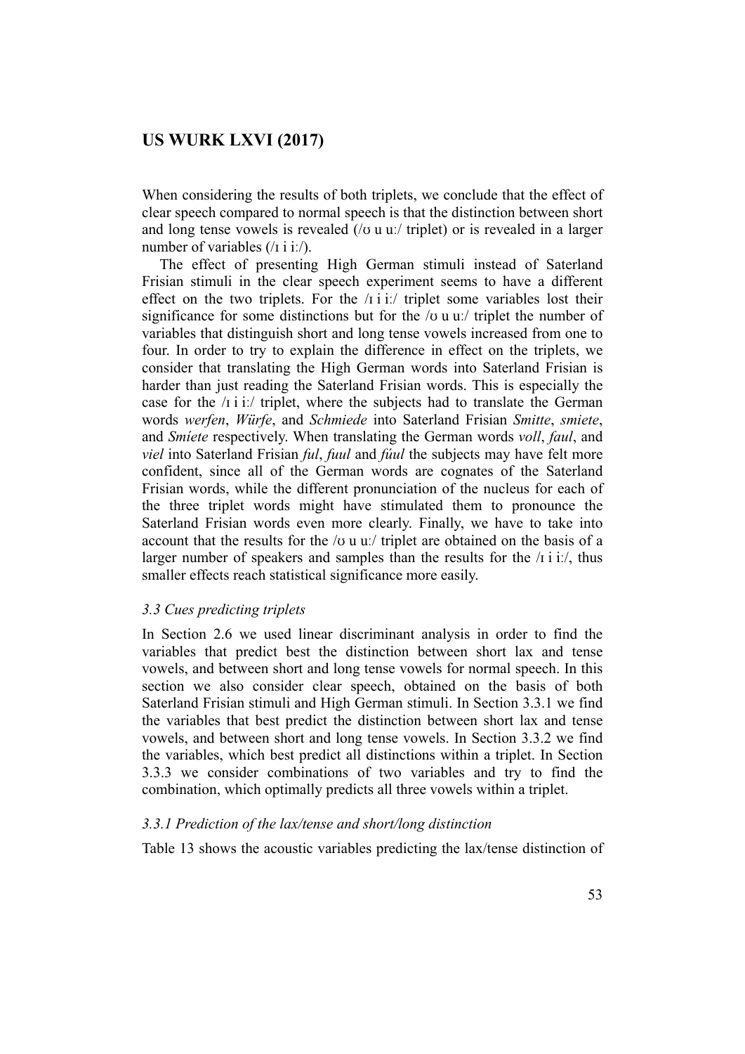When considering the results of both triplets, we conclude that the effect of clear speech compared to normal speech is that the distinction between short and long tense vowels is revealed (/ʊ u uː/ triplet) or is revealed in a larger number of variables (/ɪ i iː/).

The effect of presenting High German stimuli instead of Saterland Frisian stimuli in the clear speech experiment seems to have a different effect on the two triplets. For the /ɪ i iː/ triplet some variables lost their significance for some distinctions but for the /ʊ u uː/ triplet the number of variables that distinguish short and long tense vowels increased from one to four. In order to try to explain the difference in effect on the triplets, we consider that translating the High German words into Saterland Frisian is harder than just reading the Saterland Frisian words. This is especially the case for the /ɪ i iː/ triplet, where the subjects had to translate the German words *werfen*, *Würfe*, and *Schmiede* into Saterland Frisian *Smitte*, *smiete*, and *Smíete* respectively. When translating the German words *voll*, *faul*, and *viel* into Saterland Frisian *ful*, *fuul* and *fúul* the subjects may have felt more confident, since all of the German words are cognates of the Saterland Frisian words, while the different pronunciation of the nucleus for each of the three triplet words might have stimulated them to pronounce the Saterland Frisian words even more clearly. Finally, we have to take into account that the results for the /ʊ u uː/ triplet are obtained on the basis of a larger number of speakers and samples than the results for the /ɪ i iː/, thus smaller effects reach statistical significance more easily.

### *3.3 Cues predicting triplets*

In Section 2.6 we used linear discriminant analysis in order to find the variables that predict best the distinction between short lax and tense vowels, and between short and long tense vowels for normal speech. In this section we also consider clear speech, obtained on the basis of both Saterland Frisian stimuli and High German stimuli. In Section 3.3.1 we find the variables that best predict the distinction between short lax and tense vowels, and between short and long tense vowels. In Section 3.3.2 we find the variables, which best predict all distinctions within a triplet. In Section 3.3.3 we consider combinations of two variables and try to find the combination, which optimally predicts all three vowels within a triplet.

#### *3.3.1 Prediction of the lax/tense and short/long distinction*

Table 13 shows the acoustic variables predicting the lax/tense distinction of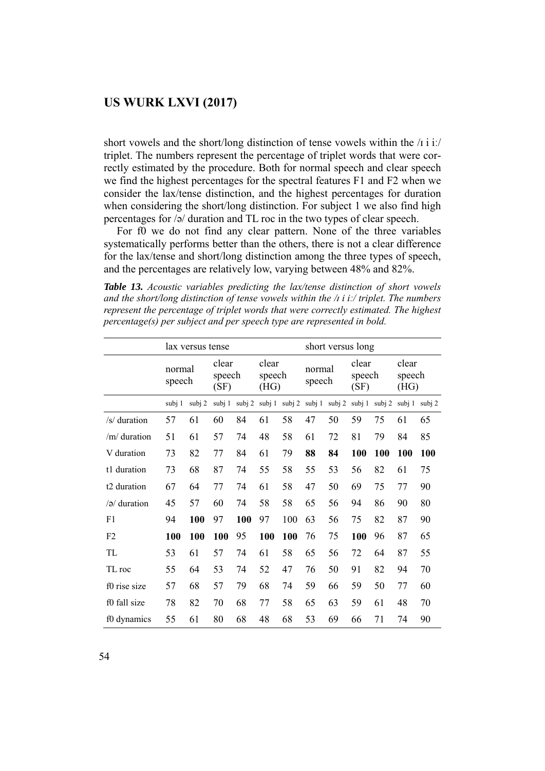short vowels and the short/long distinction of tense vowels within the /ɪ i iː/ triplet. The numbers represent the percentage of triplet words that were correctly estimated by the procedure. Both for normal speech and clear speech we find the highest percentages for the spectral features F1 and F2 when we consider the lax/tense distinction, and the highest percentages for duration when considering the short/long distinction. For subject 1 we also find high percentages for /ə/ duration and TL roc in the two types of clear speech.

For f0 we do not find any clear pattern. None of the three variables systematically performs better than the others, there is not a clear difference for the lax/tense and short/long distinction among the three types of speech, and the percentages are relatively low, varying between 48% and 82%.

***Table 13.*** *Acoustic variables predicting the lax/tense distinction of short vowels and the short/long distinction of tense vowels within the /ɪ i iː/ triplet. The numbers represent the percentage of triplet words that were correctly estimated. The highest percentage(s) per subject and per speech type are represented in bold.*

| | lax versus tense | | | | | | short versus long | | | | | |
|---|---|---|---|---|---|---|---|---|---|---|---|---|
| | normal speech | | clear speech (SF) | | clear speech (HG) | | normal speech | | clear speech (SF) | | clear speech (HG) | |
| | subj 1 | subj 2 | subj 1 | subj 2 | subj 1 | subj 2 | subj 1 | subj 2 | subj 1 | subj 2 | subj 1 | subj 2 |
| /s/ duration | 57 | 61 | 60 | 84 | 61 | 58 | 47 | 50 | 59 | 75 | 61 | 65 |
| /m/ duration | 51 | 61 | 57 | 74 | 48 | 58 | 61 | 72 | 81 | 79 | 84 | 85 |
| V duration | 73 | 82 | 77 | 84 | 61 | 79 | **88** | **84** | **100** | **100** | **100** | **100** |
| t1 duration | 73 | 68 | 87 | 74 | 55 | 58 | 55 | 53 | 56 | 82 | 61 | 75 |
| t2 duration | 67 | 64 | 77 | 74 | 61 | 58 | 47 | 50 | 69 | 75 | 77 | 90 |
| /ə/ duration | 45 | 57 | 60 | 74 | 58 | 58 | 65 | 56 | 94 | 86 | 90 | 80 |
| F1 | 94 | **100** | 97 | **100** | 97 | 100 | 63 | 56 | 75 | 82 | 87 | 90 |
| F2 | **100** | **100** | **100** | 95 | **100** | **100** | 76 | 75 | **100** | 96 | 87 | 65 |
| TL | 53 | 61 | 57 | 74 | 61 | 58 | 65 | 56 | 72 | 64 | 87 | 55 |
| TL roc | 55 | 64 | 53 | 74 | 52 | 47 | 76 | 50 | 91 | 82 | 94 | 70 |
| f0 rise size | 57 | 68 | 57 | 79 | 68 | 74 | 59 | 66 | 59 | 50 | 77 | 60 |
| f0 fall size | 78 | 82 | 70 | 68 | 77 | 58 | 65 | 63 | 59 | 61 | 48 | 70 |
| f0 dynamics | 55 | 61 | 80 | 68 | 48 | 68 | 53 | 69 | 66 | 71 | 74 | 90 |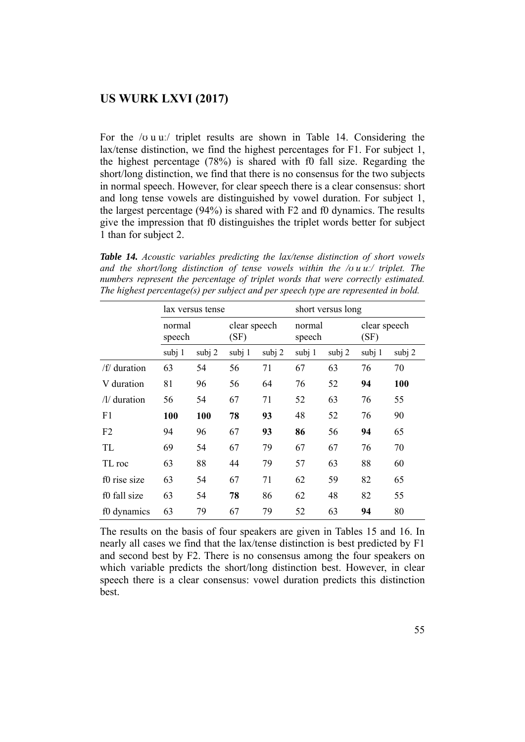For the /ʊ u uː/ triplet results are shown in Table 14. Considering the lax/tense distinction, we find the highest percentages for F1. For subject 1, the highest percentage (78%) is shared with f0 fall size. Regarding the short/long distinction, we find that there is no consensus for the two subjects in normal speech. However, for clear speech there is a clear consensus: short and long tense vowels are distinguished by vowel duration. For subject 1, the largest percentage (94%) is shared with F2 and f0 dynamics. The results give the impression that f0 distinguishes the triplet words better for subject 1 than for subject 2.

***Table 14.*** *Acoustic variables predicting the lax/tense distinction of short vowels and the short/long distinction of tense vowels within the /ʊ u uː/ triplet. The numbers represent the percentage of triplet words that were correctly estimated. The highest percentage(s) per subject and per speech type are represented in bold.*

| | lax versus tense | | | | short versus long | | | |
|---|---|---|---|---|---|---|---|---|
| | normal speech | | clear speech (SF) | | normal speech | | clear speech (SF) | |
| | subj 1 | subj 2 | subj 1 | subj 2 | subj 1 | subj 2 | subj 1 | subj 2 |
| /f/ duration | 63 | 54 | 56 | 71 | 67 | 63 | 76 | 70 |
| V duration | 81 | 96 | 56 | 64 | 76 | 52 | **94** | **100** |
| /l/ duration | 56 | 54 | 67 | 71 | 52 | 63 | 76 | 55 |
| F1 | **100** | **100** | **78** | **93** | 48 | 52 | 76 | 90 |
| F2 | 94 | 96 | 67 | **93** | **86** | 56 | **94** | 65 |
| TL | 69 | 54 | 67 | 79 | 67 | 67 | 76 | 70 |
| TL roc | 63 | 88 | 44 | 79 | 57 | 63 | 88 | 60 |
| f0 rise size | 63 | 54 | 67 | 71 | 62 | 59 | 82 | 65 |
| f0 fall size | 63 | 54 | **78** | 86 | 62 | 48 | 82 | 55 |
| f0 dynamics | 63 | 79 | 67 | 79 | 52 | 63 | **94** | 80 |

The results on the basis of four speakers are given in Tables 15 and 16. In nearly all cases we find that the lax/tense distinction is best predicted by F1 and second best by F2. There is no consensus among the four speakers on which variable predicts the short/long distinction best. However, in clear speech there is a clear consensus: vowel duration predicts this distinction best.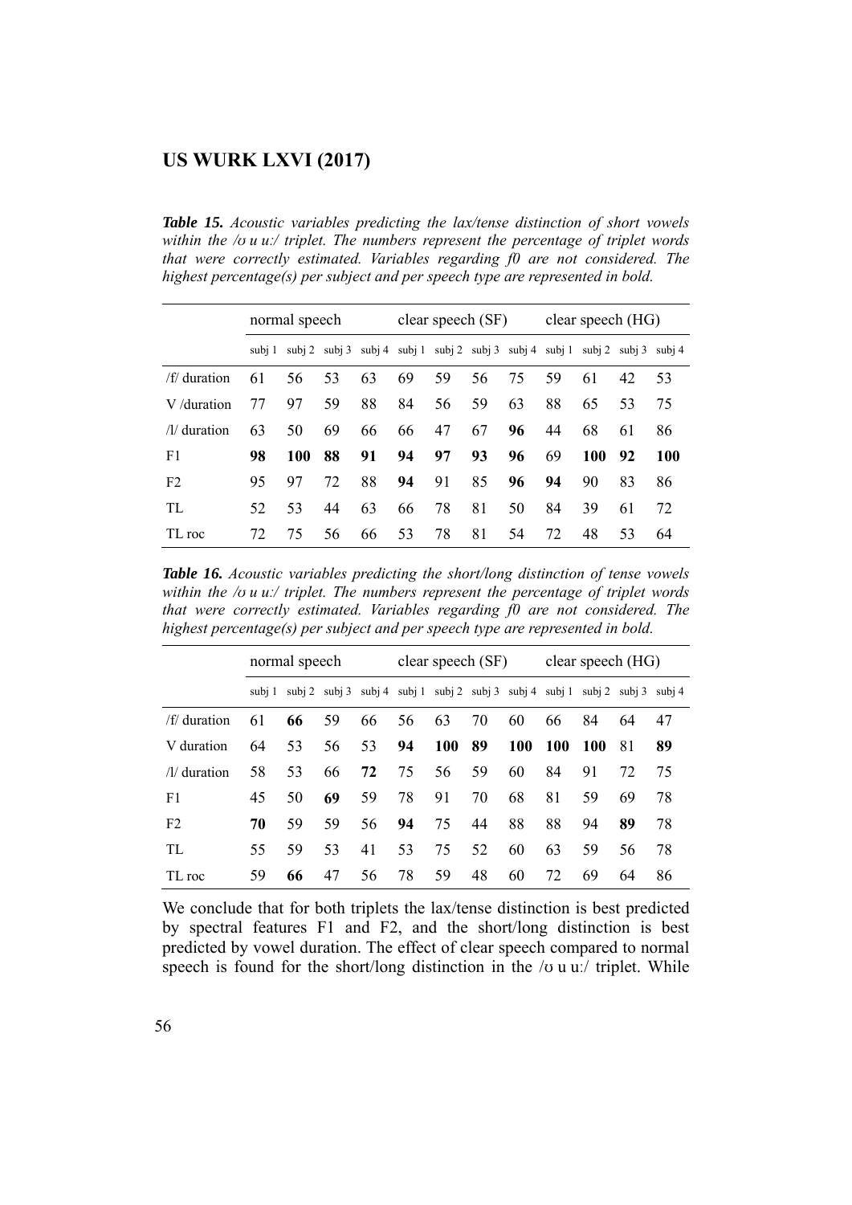***Table 15.*** *Acoustic variables predicting the lax/tense distinction of short vowels within the /ʊ u uː/ triplet. The numbers represent the percentage of triplet words that were correctly estimated. Variables regarding f0 are not considered. The highest percentage(s) per subject and per speech type are represented in bold.*

| | normal speech | | | | clear speech (SF) | | | | clear speech (HG) | | | |
|---|---|---|---|---|---|---|---|---|---|---|---|---|
| | subj 1 | subj 2 | subj 3 | subj 4 | subj 1 | subj 2 | subj 3 | subj 4 | subj 1 | subj 2 | subj 3 | subj 4 |
| /f/ duration | 61 | 56 | 53 | 63 | 69 | 59 | 56 | 75 | 59 | 61 | 42 | 53 |
| V /duration | 77 | 97 | 59 | 88 | 84 | 56 | 59 | 63 | 88 | 65 | 53 | 75 |
| /l/ duration | 63 | 50 | 69 | 66 | 66 | 47 | 67 | **96** | 44 | 68 | 61 | 86 |
| F1 | **98** | **100** | **88** | **91** | **94** | **97** | **93** | **96** | 69 | **100** | **92** | **100** |
| F2 | 95 | 97 | 72 | 88 | **94** | 91 | 85 | **96** | **94** | 90 | 83 | 86 |
| TL | 52 | 53 | 44 | 63 | 66 | 78 | 81 | 50 | 84 | 39 | 61 | 72 |
| TL roc | 72 | 75 | 56 | 66 | 53 | 78 | 81 | 54 | 72 | 48 | 53 | 64 |

***Table 16.*** *Acoustic variables predicting the short/long distinction of tense vowels within the /ʊ u uː/ triplet. The numbers represent the percentage of triplet words that were correctly estimated. Variables regarding f0 are not considered. The highest percentage(s) per subject and per speech type are represented in bold.*

| | normal speech | | | | clear speech (SF) | | | | clear speech (HG) | | | |
|---|---|---|---|---|---|---|---|---|---|---|---|---|
| | subj 1 | subj 2 | subj 3 | subj 4 | subj 1 | subj 2 | subj 3 | subj 4 | subj 1 | subj 2 | subj 3 | subj 4 |
| /f/ duration | 61 | **66** | 59 | 66 | 56 | 63 | 70 | 60 | 66 | 84 | 64 | 47 |
| V duration | 64 | 53 | 56 | 53 | **94** | **100** | **89** | **100** | **100** | **100** | 81 | **89** |
| /l/ duration | 58 | 53 | 66 | **72** | 75 | 56 | 59 | 60 | 84 | 91 | 72 | 75 |
| F1 | 45 | 50 | **69** | 59 | 78 | 91 | 70 | 68 | 81 | 59 | 69 | 78 |
| F2 | **70** | 59 | 59 | 56 | **94** | 75 | 44 | 88 | 88 | 94 | **89** | 78 |
| TL | 55 | 59 | 53 | 41 | 53 | 75 | 52 | 60 | 63 | 59 | 56 | 78 |
| TL roc | 59 | **66** | 47 | 56 | 78 | 59 | 48 | 60 | 72 | 69 | 64 | 86 |

We conclude that for both triplets the lax/tense distinction is best predicted by spectral features F1 and F2, and the short/long distinction is best predicted by vowel duration. The effect of clear speech compared to normal speech is found for the short/long distinction in the /ʊ u uː/ triplet. While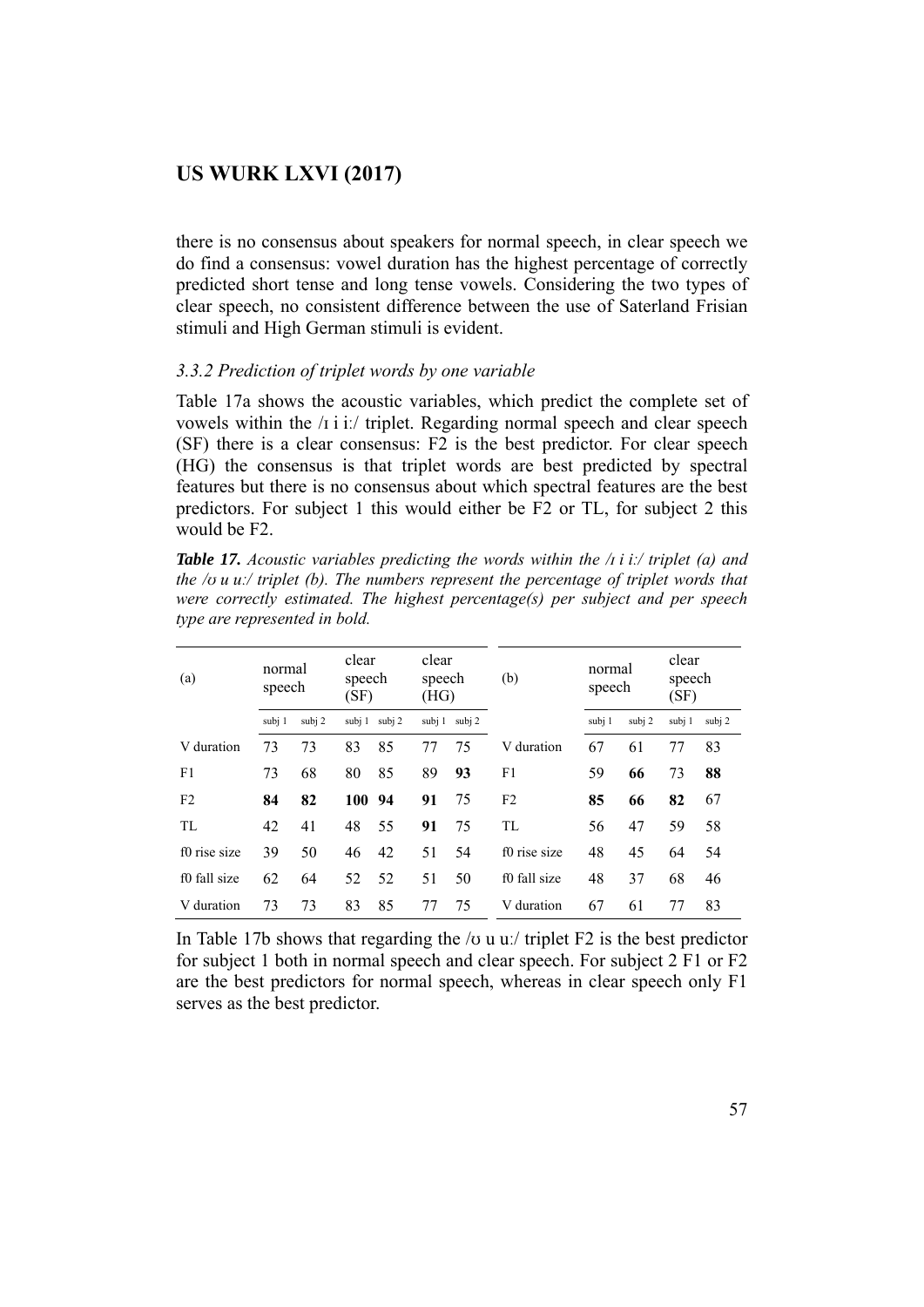there is no consensus about speakers for normal speech, in clear speech we do find a consensus: vowel duration has the highest percentage of correctly predicted short tense and long tense vowels. Considering the two types of clear speech, no consistent difference between the use of Saterland Frisian stimuli and High German stimuli is evident.

### *3.3.2 Prediction of triplet words by one variable*

Table 17a shows the acoustic variables, which predict the complete set of vowels within the /ɪ i iː/ triplet. Regarding normal speech and clear speech (SF) there is a clear consensus: F2 is the best predictor. For clear speech (HG) the consensus is that triplet words are best predicted by spectral features but there is no consensus about which spectral features are the best predictors. For subject 1 this would either be F2 or TL, for subject 2 this would be F2.

***Table 17.*** *Acoustic variables predicting the words within the /ɪ i iː/ triplet (a) and the /ʊ u uː/ triplet (b). The numbers represent the percentage of triplet words that were correctly estimated. The highest percentage(s) per subject and per speech type are represented in bold.*

| (a) | normal speech | | clear speech (SF) | | clear speech (HG) | | (b) | normal speech | | clear speech (SF) | |
|---|---|---|---|---|---|---|---|---|---|---|---|
| | subj 1 | subj 2 | subj 1 | subj 2 | subj 1 | subj 2 | | subj 1 | subj 2 | subj 1 | subj 2 |
| V duration | 73 | 73 | 83 | 85 | 77 | 75 | V duration | 67 | 61 | 77 | 83 |
| F1 | 73 | 68 | 80 | 85 | 89 | **93** | F1 | 59 | **66** | 73 | **88** |
| F2 | **84** | **82** | **100** | **94** | **91** | 75 | F2 | **85** | **66** | **82** | 67 |
| TL | 42 | 41 | 48 | 55 | **91** | 75 | TL | 56 | 47 | 59 | 58 |
| f0 rise size | 39 | 50 | 46 | 42 | 51 | 54 | f0 rise size | 48 | 45 | 64 | 54 |
| f0 fall size | 62 | 64 | 52 | 52 | 51 | 50 | f0 fall size | 48 | 37 | 68 | 46 |
| V duration | 73 | 73 | 83 | 85 | 77 | 75 | V duration | 67 | 61 | 77 | 83 |

In Table 17b shows that regarding the /ʊ u uː/ triplet F2 is the best predictor for subject 1 both in normal speech and clear speech. For subject 2 F1 or F2 are the best predictors for normal speech, whereas in clear speech only F1 serves as the best predictor.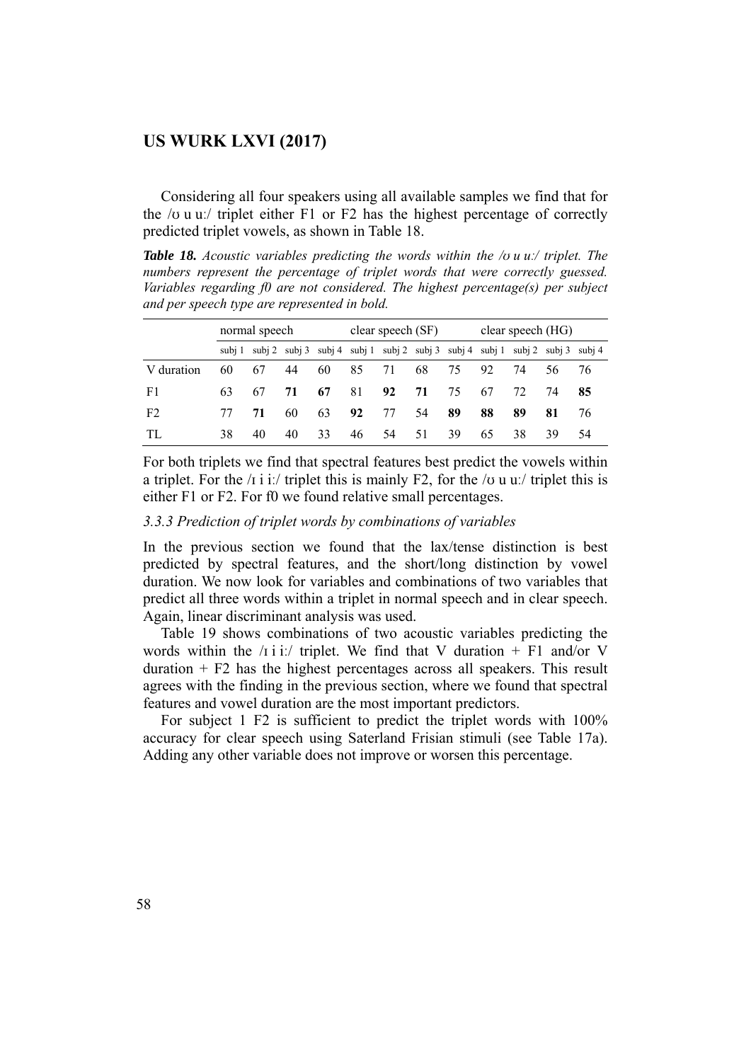Considering all four speakers using all available samples we find that for the /ʊ u uː/ triplet either F1 or F2 has the highest percentage of correctly predicted triplet vowels, as shown in Table 18.

***Table 18.*** *Acoustic variables predicting the words within the /ʊ u uː/ triplet. The numbers represent the percentage of triplet words that were correctly guessed. Variables regarding f0 are not considered. The highest percentage(s) per subject and per speech type are represented in bold.*

| | normal speech | | | | clear speech (SF) | | | | clear speech (HG) | | | |
|---|---|---|---|---|---|---|---|---|---|---|---|---|
| | subj 1 | subj 2 | subj 3 | subj 4 | subj 1 | subj 2 | subj 3 | subj 4 | subj 1 | subj 2 | subj 3 | subj 4 |
| V duration | 60 | 67 | 44 | 60 | 85 | 71 | 68 | 75 | 92 | 74 | 56 | 76 |
| F1 | 63 | 67 | **71** | **67** | 81 | **92** | **71** | 75 | 67 | 72 | 74 | **85** |
| F2 | 77 | **71** | 60 | 63 | **92** | 77 | 54 | **89** | **88** | **89** | **81** | 76 |
| TL | 38 | 40 | 40 | 33 | 46 | 54 | 51 | 39 | 65 | 38 | 39 | 54 |

For both triplets we find that spectral features best predict the vowels within a triplet. For the /ɪ i iː/ triplet this is mainly F2, for the /ʊ u uː/ triplet this is either F1 or F2. For f0 we found relative small percentages.

### *3.3.3 Prediction of triplet words by combinations of variables*

In the previous section we found that the lax/tense distinction is best predicted by spectral features, and the short/long distinction by vowel duration. We now look for variables and combinations of two variables that predict all three words within a triplet in normal speech and in clear speech. Again, linear discriminant analysis was used.

Table 19 shows combinations of two acoustic variables predicting the words within the /ɪ i iː/ triplet. We find that V duration + F1 and/or V duration + F2 has the highest percentages across all speakers. This result agrees with the finding in the previous section, where we found that spectral features and vowel duration are the most important predictors.

For subject 1 F2 is sufficient to predict the triplet words with 100% accuracy for clear speech using Saterland Frisian stimuli (see Table 17a). Adding any other variable does not improve or worsen this percentage.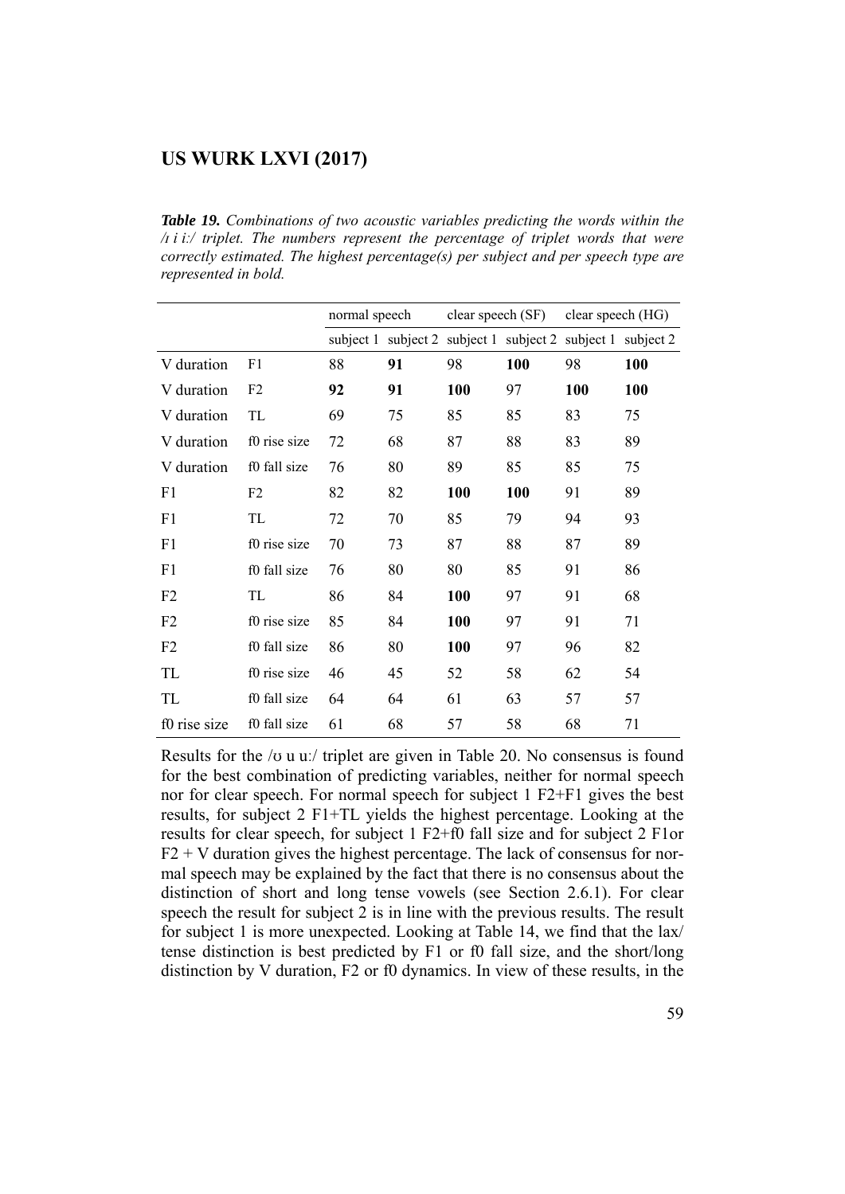***Table 19.*** *Combinations of two acoustic variables predicting the words within the /ɪ i iː/ triplet. The numbers represent the percentage of triplet words that were correctly estimated. The highest percentage(s) per subject and per speech type are represented in bold.*

| | | normal speech | | clear speech (SF) | | clear speech (HG) | |
|---|---|---|---|---|---|---|---|
| | | subject 1 | subject 2 | subject 1 | subject 2 | subject 1 | subject 2 |
| V duration | F1 | 88 | **91** | 98 | **100** | 98 | **100** |
| V duration | F2 | **92** | **91** | **100** | 97 | **100** | **100** |
| V duration | TL | 69 | 75 | 85 | 85 | 83 | 75 |
| V duration | f0 rise size | 72 | 68 | 87 | 88 | 83 | 89 |
| V duration | f0 fall size | 76 | 80 | 89 | 85 | 85 | 75 |
| F1 | F2 | 82 | 82 | **100** | **100** | 91 | 89 |
| F1 | TL | 72 | 70 | 85 | 79 | 94 | 93 |
| F1 | f0 rise size | 70 | 73 | 87 | 88 | 87 | 89 |
| F1 | f0 fall size | 76 | 80 | 80 | 85 | 91 | 86 |
| F2 | TL | 86 | 84 | **100** | 97 | 91 | 68 |
| F2 | f0 rise size | 85 | 84 | **100** | 97 | 91 | 71 |
| F2 | f0 fall size | 86 | 80 | **100** | 97 | 96 | 82 |
| TL | f0 rise size | 46 | 45 | 52 | 58 | 62 | 54 |
| TL | f0 fall size | 64 | 64 | 61 | 63 | 57 | 57 |
| f0 rise size | f0 fall size | 61 | 68 | 57 | 58 | 68 | 71 |

Results for the /ʊ u uː/ triplet are given in Table 20. No consensus is found for the best combination of predicting variables, neither for normal speech nor for clear speech. For normal speech for subject 1 F2+F1 gives the best results, for subject 2 F1+TL yields the highest percentage. Looking at the results for clear speech, for subject 1 F2+f0 fall size and for subject 2 F1or F2 + V duration gives the highest percentage. The lack of consensus for normal speech may be explained by the fact that there is no consensus about the distinction of short and long tense vowels (see Section 2.6.1). For clear speech the result for subject 2 is in line with the previous results. The result for subject 1 is more unexpected. Looking at Table 14, we find that the lax/tense distinction is best predicted by F1 or f0 fall size, and the short/long distinction by V duration, F2 or f0 dynamics. In view of these results, in the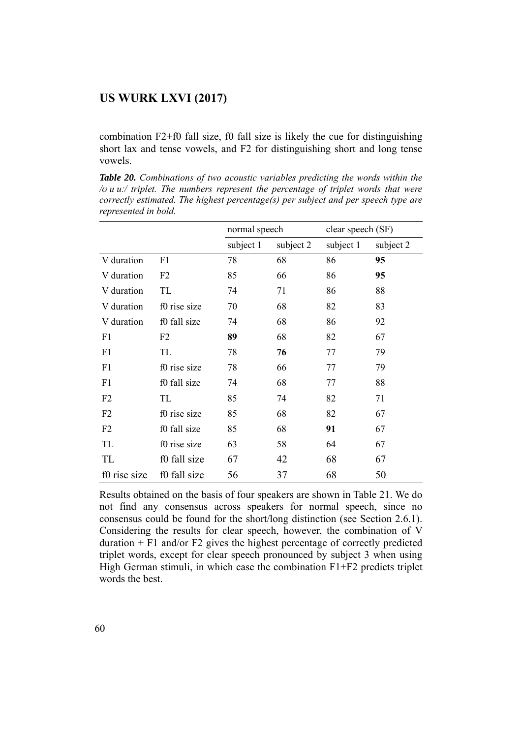combination F2+f0 fall size, f0 fall size is likely the cue for distinguishing short lax and tense vowels, and F2 for distinguishing short and long tense vowels.

***Table 20.*** *Combinations of two acoustic variables predicting the words within the /ʊ u uː/ triplet. The numbers represent the percentage of triplet words that were correctly estimated. The highest percentage(s) per subject and per speech type are represented in bold.*

| | | normal speech | | clear speech (SF) | |
|---|---|---|---|---|---|
| | | subject 1 | subject 2 | subject 1 | subject 2 |
| V duration | F1 | 78 | 68 | 86 | **95** |
| V duration | F2 | 85 | 66 | 86 | **95** |
| V duration | TL | 74 | 71 | 86 | 88 |
| V duration | f0 rise size | 70 | 68 | 82 | 83 |
| V duration | f0 fall size | 74 | 68 | 86 | 92 |
| F1 | F2 | **89** | 68 | 82 | 67 |
| F1 | TL | 78 | **76** | 77 | 79 |
| F1 | f0 rise size | 78 | 66 | 77 | 79 |
| F1 | f0 fall size | 74 | 68 | 77 | 88 |
| F2 | TL | 85 | 74 | 82 | 71 |
| F2 | f0 rise size | 85 | 68 | 82 | 67 |
| F2 | f0 fall size | 85 | 68 | **91** | 67 |
| TL | f0 rise size | 63 | 58 | 64 | 67 |
| TL | f0 fall size | 67 | 42 | 68 | 67 |
| f0 rise size | f0 fall size | 56 | 37 | 68 | 50 |

Results obtained on the basis of four speakers are shown in Table 21. We do not find any consensus across speakers for normal speech, since no consensus could be found for the short/long distinction (see Section 2.6.1). Considering the results for clear speech, however, the combination of V duration + F1 and/or F2 gives the highest percentage of correctly predicted triplet words, except for clear speech pronounced by subject 3 when using High German stimuli, in which case the combination F1+F2 predicts triplet words the best.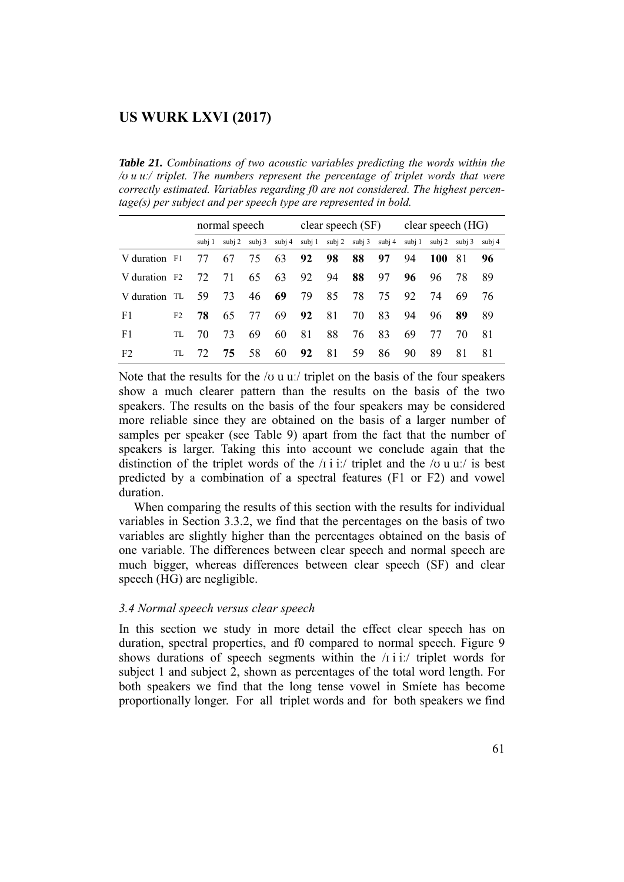***Table 21.*** *Combinations of two acoustic variables predicting the words within the /ʊ u uː/ triplet. The numbers represent the percentage of triplet words that were correctly estimated. Variables regarding f0 are not considered. The highest percentage(s) per subject and per speech type are represented in bold.*

| | | normal speech | | | | clear speech (SF) | | | | clear speech (HG) | | | |
|---|---|---|---|---|---|---|---|---|---|---|---|---|---|
| | | subj 1 | subj 2 | subj 3 | subj 4 | subj 1 | subj 2 | subj 3 | subj 4 | subj 1 | subj 2 | subj 3 | subj 4 |
| V duration | F1 | 77 | 67 | 75 | 63 | **92** | **98** | **88** | **97** | 94 | **100** | 81 | **96** |
| V duration | F2 | 72 | 71 | 65 | 63 | 92 | 94 | **88** | 97 | **96** | 96 | 78 | 89 |
| V duration | TL | 59 | 73 | 46 | **69** | 79 | 85 | 78 | 75 | 92 | 74 | 69 | 76 |
| F1 | F2 | **78** | 65 | 77 | 69 | **92** | 81 | 70 | 83 | 94 | 96 | **89** | 89 |
| F1 | TL | 70 | 73 | 69 | 60 | 81 | 88 | 76 | 83 | 69 | 77 | 70 | 81 |
| F2 | TL | 72 | **75** | 58 | 60 | **92** | 81 | 59 | 86 | 90 | 89 | 81 | 81 |

Note that the results for the /ʊ u uː/ triplet on the basis of the four speakers show a much clearer pattern than the results on the basis of the two speakers. The results on the basis of the four speakers may be considered more reliable since they are obtained on the basis of a larger number of samples per speaker (see Table 9) apart from the fact that the number of speakers is larger. Taking this into account we conclude again that the distinction of the triplet words of the /ɪ i iː/ triplet and the /ʊ u uː/ is best predicted by a combination of a spectral features (F1 or F2) and vowel duration.

When comparing the results of this section with the results for individual variables in Section 3.3.2, we find that the percentages on the basis of two variables are slightly higher than the percentages obtained on the basis of one variable. The differences between clear speech and normal speech are much bigger, whereas differences between clear speech (SF) and clear speech (HG) are negligible.

### *3.4 Normal speech versus clear speech*

In this section we study in more detail the effect clear speech has on duration, spectral properties, and f0 compared to normal speech. Figure 9 shows durations of speech segments within the /ɪ i iː/ triplet words for subject 1 and subject 2, shown as percentages of the total word length. For both speakers we find that the long tense vowel in Smíete has become proportionally longer. For all triplet words and for both speakers we find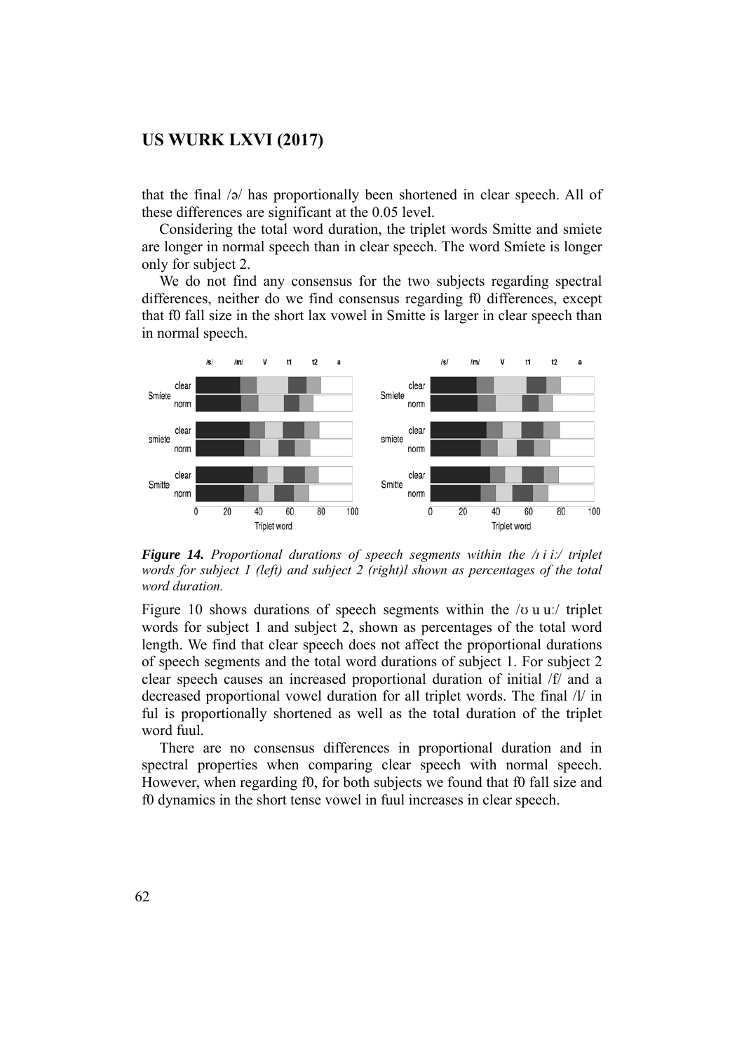that the final /ə/ has proportionally been shortened in clear speech. All of these differences are significant at the 0.05 level.

Considering the total word duration, the triplet words Smitte and smiete are longer in normal speech than in clear speech. The word Smíete is longer only for subject 2.

We do not find any consensus for the two subjects regarding spectral differences, neither do we find consensus regarding f0 differences, except that f0 fall size in the short lax vowel in Smitte is larger in clear speech than in normal speech.

***Figure 14.*** *Proportional durations of speech segments within the /ɪ i iː/ triplet words for subject 1 (left) and subject 2 (right)l shown as percentages of the total word duration.*

Figure 10 shows durations of speech segments within the /ʊ u uː/ triplet words for subject 1 and subject 2, shown as percentages of the total word length. We find that clear speech does not affect the proportional durations of speech segments and the total word durations of subject 1. For subject 2 clear speech causes an increased proportional duration of initial /f/ and a decreased proportional vowel duration for all triplet words. The final /l/ in ful is proportionally shortened as well as the total duration of the triplet word fuul.

There are no consensus differences in proportional duration and in spectral properties when comparing clear speech with normal speech. However, when regarding f0, for both subjects we found that f0 fall size and f0 dynamics in the short tense vowel in fuul increases in clear speech.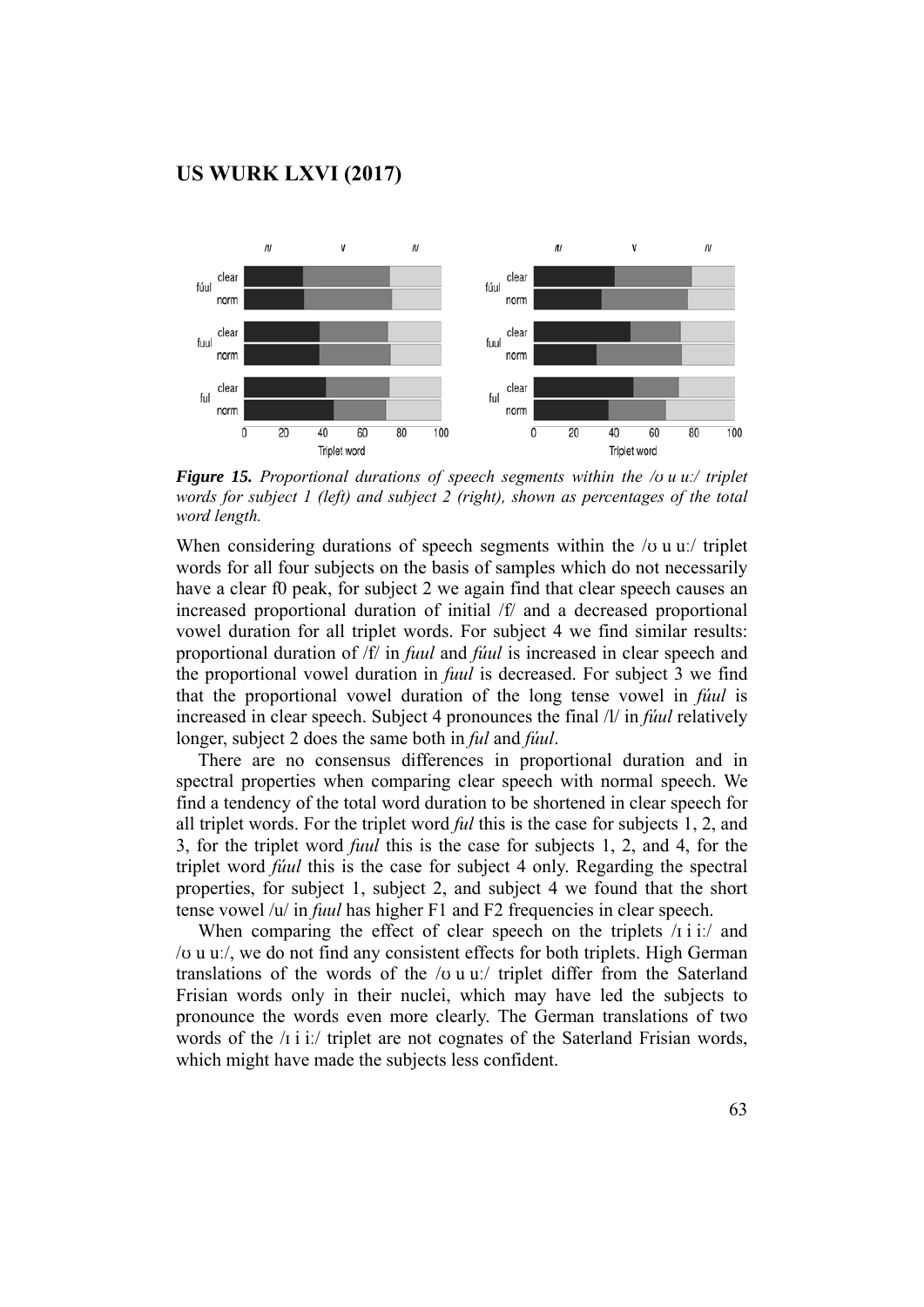***Figure 15.*** *Proportional durations of speech segments within the /ʊ u uː/ triplet words for subject 1 (left) and subject 2 (right), shown as percentages of the total word length.*

When considering durations of speech segments within the /ʊ u uː/ triplet words for all four subjects on the basis of samples which do not necessarily have a clear f0 peak, for subject 2 we again find that clear speech causes an increased proportional duration of initial /f/ and a decreased proportional vowel duration for all triplet words. For subject 4 we find similar results: proportional duration of /f/ in *fuul* and *fúul* is increased in clear speech and the proportional vowel duration in *fuul* is decreased. For subject 3 we find that the proportional vowel duration of the long tense vowel in *fúul* is increased in clear speech. Subject 4 pronounces the final /l/ in *fúul* relatively longer, subject 2 does the same both in *ful* and *fúul*.

There are no consensus differences in proportional duration and in spectral properties when comparing clear speech with normal speech. We find a tendency of the total word duration to be shortened in clear speech for all triplet words. For the triplet word *ful* this is the case for subjects 1, 2, and 3, for the triplet word *fuul* this is the case for subjects 1, 2, and 4, for the triplet word *fúul* this is the case for subject 4 only. Regarding the spectral properties, for subject 1, subject 2, and subject 4 we found that the short tense vowel /u/ in *fuul* has higher F1 and F2 frequencies in clear speech.

When comparing the effect of clear speech on the triplets /ɪ i iː/ and /ʊ u uː/, we do not find any consistent effects for both triplets. High German translations of the words of the /ʊ u uː/ triplet differ from the Saterland Frisian words only in their nuclei, which may have led the subjects to pronounce the words even more clearly. The German translations of two words of the /ɪ i iː/ triplet are not cognates of the Saterland Frisian words, which might have made the subjects less confident.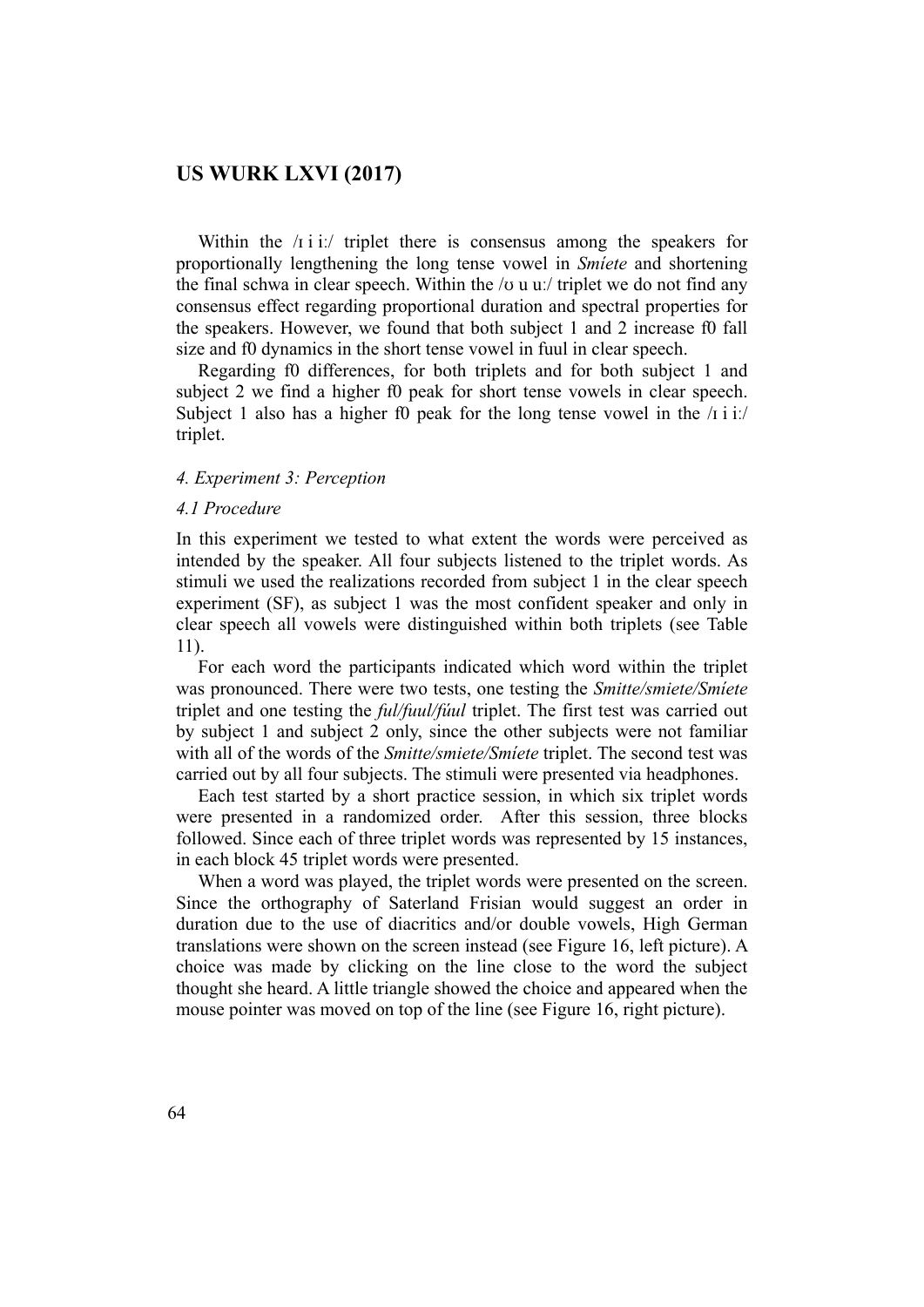Within the /ɪ i iː/ triplet there is consensus among the speakers for proportionally lengthening the long tense vowel in *Smíete* and shortening the final schwa in clear speech. Within the /ʊ u uː/ triplet we do not find any consensus effect regarding proportional duration and spectral properties for the speakers. However, we found that both subject 1 and 2 increase f0 fall size and f0 dynamics in the short tense vowel in fuul in clear speech.

Regarding f0 differences, for both triplets and for both subject 1 and subject 2 we find a higher f0 peak for short tense vowels in clear speech. Subject 1 also has a higher f0 peak for the long tense vowel in the /ɪ i iː/ triplet.

### *4. Experiment 3: Perception*

#### *4.1 Procedure*

In this experiment we tested to what extent the words were perceived as intended by the speaker. All four subjects listened to the triplet words. As stimuli we used the realizations recorded from subject 1 in the clear speech experiment (SF), as subject 1 was the most confident speaker and only in clear speech all vowels were distinguished within both triplets (see Table 11).

For each word the participants indicated which word within the triplet was pronounced. There were two tests, one testing the *Smitte/smiete/Smíete* triplet and one testing the *ful/fuul/fúul* triplet. The first test was carried out by subject 1 and subject 2 only, since the other subjects were not familiar with all of the words of the *Smitte/smiete/Smíete* triplet. The second test was carried out by all four subjects. The stimuli were presented via headphones.

Each test started by a short practice session, in which six triplet words were presented in a randomized order. After this session, three blocks followed. Since each of three triplet words was represented by 15 instances, in each block 45 triplet words were presented.

When a word was played, the triplet words were presented on the screen. Since the orthography of Saterland Frisian would suggest an order in duration due to the use of diacritics and/or double vowels, High German translations were shown on the screen instead (see Figure 16, left picture). A choice was made by clicking on the line close to the word the subject thought she heard. A little triangle showed the choice and appeared when the mouse pointer was moved on top of the line (see Figure 16, right picture).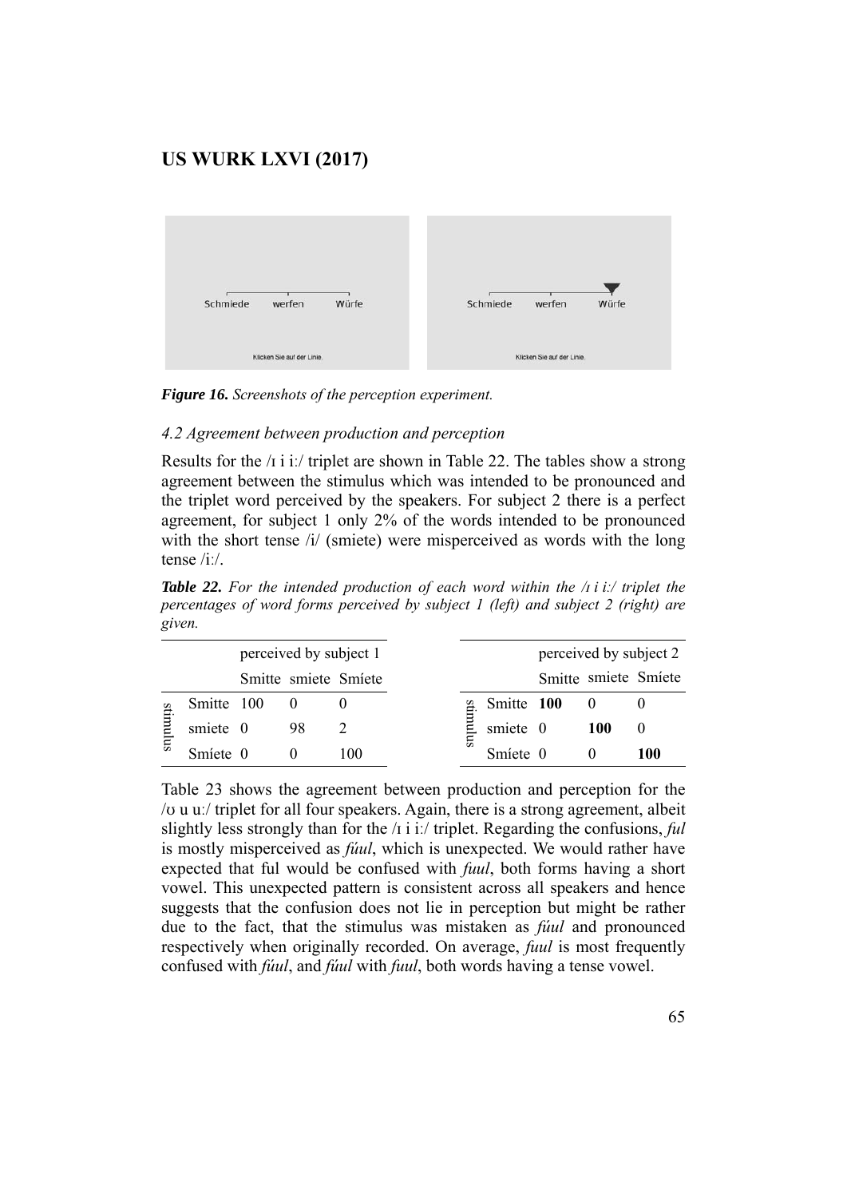*Figure 16. Screenshots of the perception experiment.*

### *4.2 Agreement between production and perception*

Results for the /ɪ i iː/ triplet are shown in Table 22. The tables show a strong agreement between the stimulus which was intended to be pronounced and the triplet word perceived by the speakers. For subject 2 there is a perfect agreement, for subject 1 only 2% of the words intended to be pronounced with the short tense /i/ (smiete) were misperceived as words with the long tense /iː/.

***Table 22.*** *For the intended production of each word within the /ɪ i iː/ triplet the percentages of word forms perceived by subject 1 (left) and subject 2 (right) are given.*

| | | perceived by subject 1 | | |
|---|---|---|---|---|
| | | Smitte | smiete | Smíete |
| stimulus | Smitte | 100 | 0 | 0 |
| | smiete | 0 | 98 | 2 |
| | Smíete | 0 | 0 | 100 |

| | | perceived by subject 2 | | |
|---|---|---|---|---|
| | | Smitte | smiete | Smíete |
| stimulus | Smitte | **100** | 0 | 0 |
| | smiete | 0 | **100** | 0 |
| | Smíete | 0 | 0 | **100** |

Table 23 shows the agreement between production and perception for the /ʊ u uː/ triplet for all four speakers. Again, there is a strong agreement, albeit slightly less strongly than for the /ɪ i iː/ triplet. Regarding the confusions, *ful* is mostly misperceived as *fúul*, which is unexpected. We would rather have expected that ful would be confused with *fuul*, both forms having a short vowel. This unexpected pattern is consistent across all speakers and hence suggests that the confusion does not lie in perception but might be rather due to the fact, that the stimulus was mistaken as *fúul* and pronounced respectively when originally recorded. On average, *fuul* is most frequently confused with *fúul*, and *fúul* with *fuul*, both words having a tense vowel.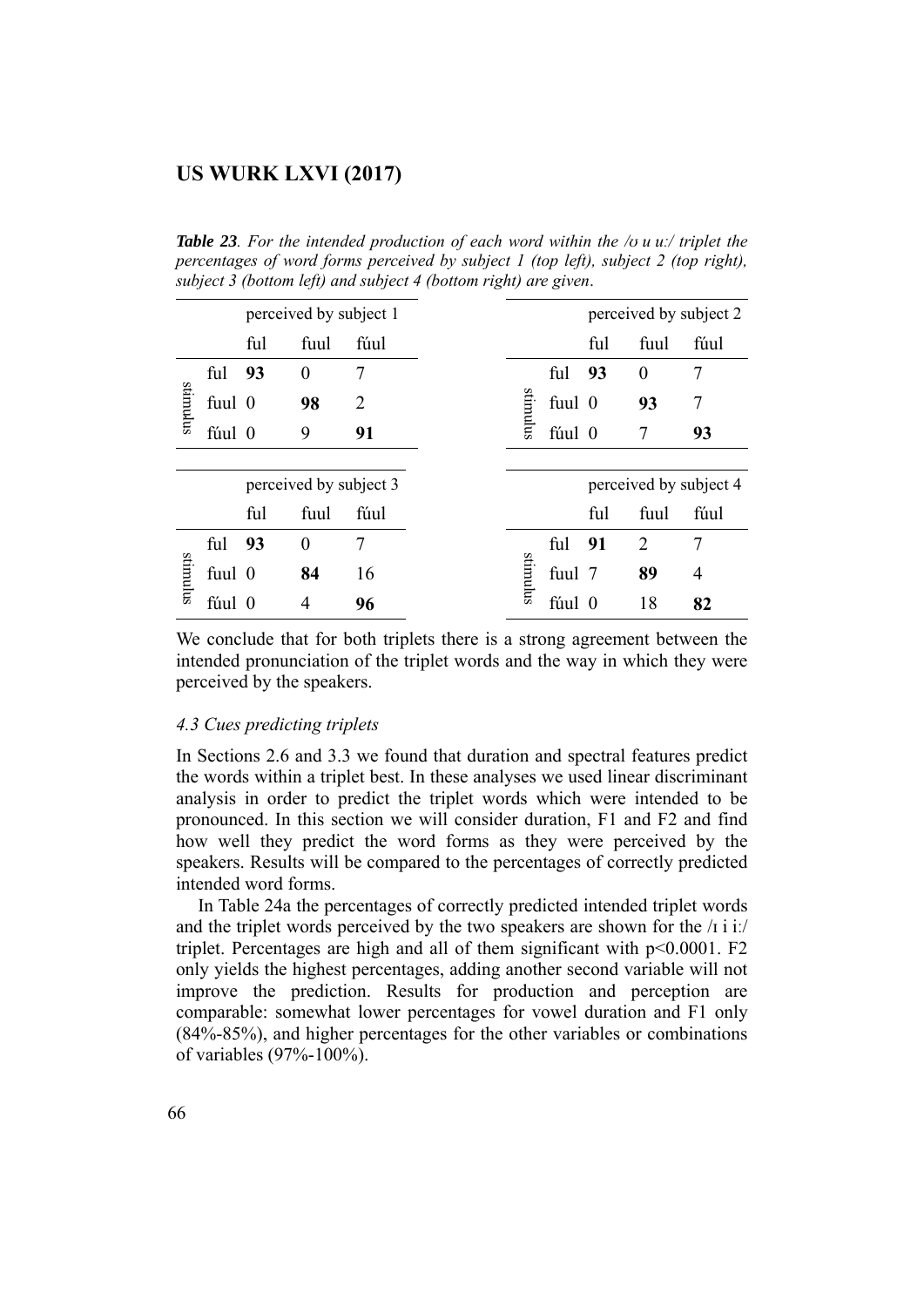***Table 23**. For the intended production of each word within the /ʊ u uː/ triplet the percentages of word forms perceived by subject 1 (top left), subject 2 (top right), subject 3 (bottom left) and subject 4 (bottom right) are given.*

| | | perceived by subject 1 | | |
|---|---|---|---|---|
| | | ful | fuul | fúul |
| stimulus | ful | **93** | 0 | 7 |
| | fuul | 0 | **98** | 2 |
| | fúul | 0 | 9 | **91** |

| | | perceived by subject 2 | | |
|---|---|---|---|---|
| | | ful | fuul | fúul |
| stimulus | ful | **93** | 0 | 7 |
| | fuul | 0 | **93** | 7 |
| | fúul | 0 | 7 | **93** |

| | | perceived by subject 3 | | |
|---|---|---|---|---|
| | | ful | fuul | fúul |
| stimulus | ful | **93** | 0 | 7 |
| | fuul | 0 | **84** | 16 |
| | fúul | 0 | 4 | **96** |

| | | perceived by subject 4 | | |
|---|---|---|---|---|
| | | ful | fuul | fúul |
| stimulus | ful | **91** | 2 | 7 |
| | fuul | 7 | **89** | 4 |
| | fúul | 0 | 18 | **82** |

We conclude that for both triplets there is a strong agreement between the intended pronunciation of the triplet words and the way in which they were perceived by the speakers.

### *4.3 Cues predicting triplets*

In Sections 2.6 and 3.3 we found that duration and spectral features predict the words within a triplet best. In these analyses we used linear discriminant analysis in order to predict the triplet words which were intended to be pronounced. In this section we will consider duration, F1 and F2 and find how well they predict the word forms as they were perceived by the speakers. Results will be compared to the percentages of correctly predicted intended word forms.

In Table 24a the percentages of correctly predicted intended triplet words and the triplet words perceived by the two speakers are shown for the /ɪ i iː/ triplet. Percentages are high and all of them significant with $p<0.0001$. F2 only yields the highest percentages, adding another second variable will not improve the prediction. Results for production and perception are comparable: somewhat lower percentages for vowel duration and F1 only (84%-85%), and higher percentages for the other variables or combinations of variables (97%-100%).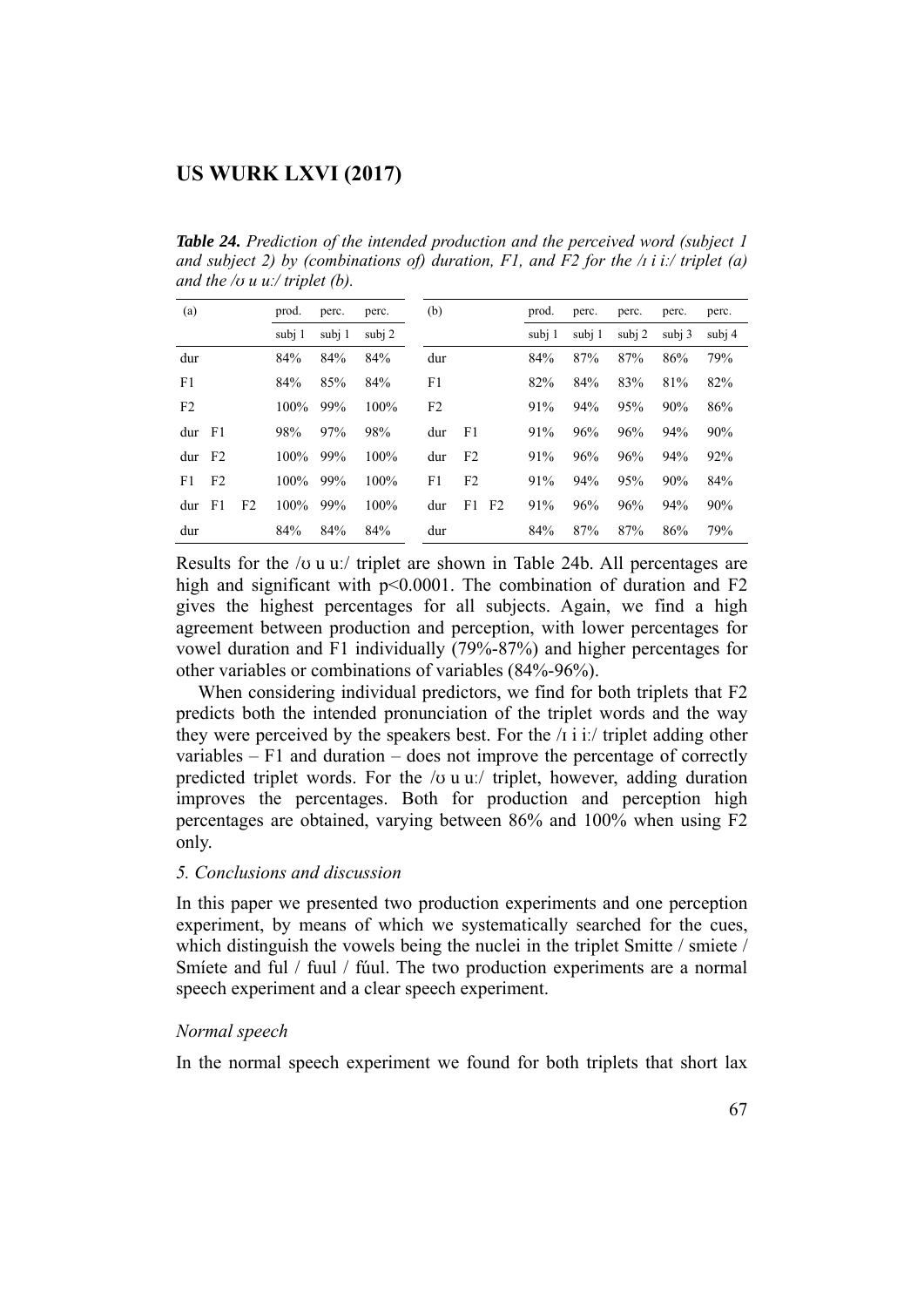***Table 24.*** *Prediction of the intended production and the perceived word (subject 1 and subject 2) by (combinations of) duration, F1, and F2 for the /ɪ i iː/ triplet (a) and the /ʊ u uː/ triplet (b).*

| (a) | | | prod. | perc. | perc. |
|---|---|---|---|---|---|
| | | | subj 1 | subj 1 | subj 2 |
| dur | | | 84% | 84% | 84% |
| F1 | | | 84% | 85% | 84% |
| F2 | | | 100% | 99% | 100% |
| dur | F1 | | 98% | 97% | 98% |
| dur | F2 | | 100% | 99% | 100% |
| F1 | F2 | | 100% | 99% | 100% |
| dur | F1 | F2 | 100% | 99% | 100% |
| dur | | | 84% | 84% | 84% |

| (b) | | | prod. | perc. | perc. | perc. | perc. |
|---|---|---|---|---|---|---|---|
| | | | subj 1 | subj 1 | subj 2 | subj 3 | subj 4 |
| dur | | | 84% | 87% | 87% | 86% | 79% |
| F1 | | | 82% | 84% | 83% | 81% | 82% |
| F2 | | | 91% | 94% | 95% | 90% | 86% |
| dur | F1 | | 91% | 96% | 96% | 94% | 90% |
| dur | F2 | | 91% | 96% | 96% | 94% | 92% |
| F1 | F2 | | 91% | 94% | 95% | 90% | 84% |
| dur | F1 | F2 | 91% | 96% | 96% | 94% | 90% |
| dur | | | 84% | 87% | 87% | 86% | 79% |

Results for the /ʊ u uː/ triplet are shown in Table 24b. All percentages are high and significant with $p<0.0001$. The combination of duration and F2 gives the highest percentages for all subjects. Again, we find a high agreement between production and perception, with lower percentages for vowel duration and F1 individually (79%-87%) and higher percentages for other variables or combinations of variables (84%-96%).

When considering individual predictors, we find for both triplets that F2 predicts both the intended pronunciation of the triplet words and the way they were perceived by the speakers best. For the /ɪ i iː/ triplet adding other variables – F1 and duration – does not improve the percentage of correctly predicted triplet words. For the /ʊ u uː/ triplet, however, adding duration improves the percentages. Both for production and perception high percentages are obtained, varying between 86% and 100% when using F2 only.

### *5. Conclusions and discussion*

In this paper we presented two production experiments and one perception experiment, by means of which we systematically searched for the cues, which distinguish the vowels being the nuclei in the triplet Smitte / smiete / Smíete and ful / fuul / fúul. The two production experiments are a normal speech experiment and a clear speech experiment.

#### *Normal speech*

In the normal speech experiment we found for both triplets that short lax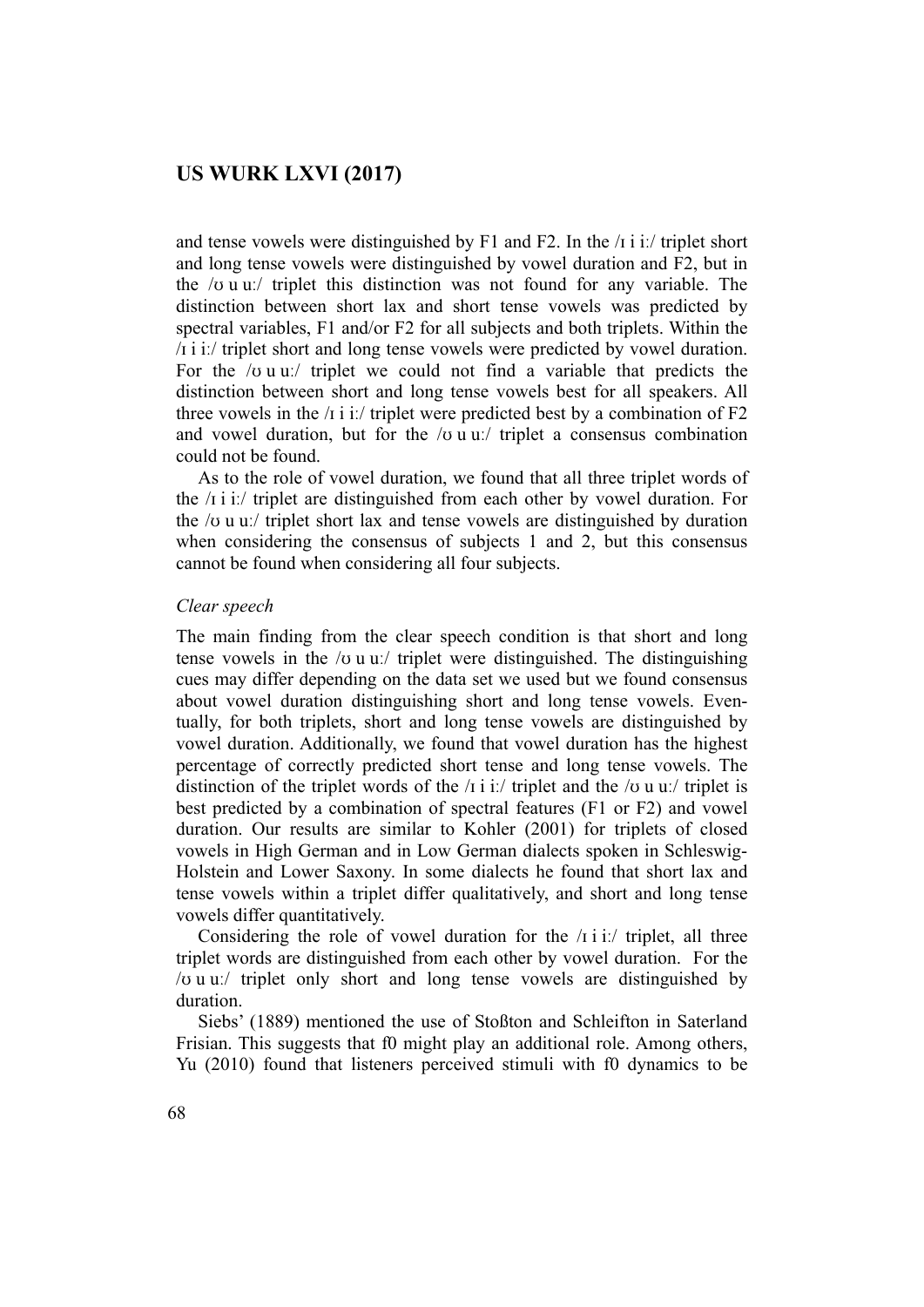and tense vowels were distinguished by F1 and F2. In the /ɪ i iː/ triplet short and long tense vowels were distinguished by vowel duration and F2, but in the /ʊ u uː/ triplet this distinction was not found for any variable. The distinction between short lax and short tense vowels was predicted by spectral variables, F1 and/or F2 for all subjects and both triplets. Within the /ɪ i iː/ triplet short and long tense vowels were predicted by vowel duration. For the /ʊ u uː/ triplet we could not find a variable that predicts the distinction between short and long tense vowels best for all speakers. All three vowels in the /ɪ i iː/ triplet were predicted best by a combination of F2 and vowel duration, but for the /ʊ u uː/ triplet a consensus combination could not be found.

As to the role of vowel duration, we found that all three triplet words of the /ɪ i iː/ triplet are distinguished from each other by vowel duration. For the /ʊ u uː/ triplet short lax and tense vowels are distinguished by duration when considering the consensus of subjects 1 and 2, but this consensus cannot be found when considering all four subjects.

*Clear speech*

The main finding from the clear speech condition is that short and long tense vowels in the /ʊ u uː/ triplet were distinguished. The distinguishing cues may differ depending on the data set we used but we found consensus about vowel duration distinguishing short and long tense vowels. Eventually, for both triplets, short and long tense vowels are distinguished by vowel duration. Additionally, we found that vowel duration has the highest percentage of correctly predicted short tense and long tense vowels. The distinction of the triplet words of the /ɪ i iː/ triplet and the /ʊ u uː/ triplet is best predicted by a combination of spectral features (F1 or F2) and vowel duration. Our results are similar to Kohler (2001) for triplets of closed vowels in High German and in Low German dialects spoken in Schleswig-Holstein and Lower Saxony. In some dialects he found that short lax and tense vowels within a triplet differ qualitatively, and short and long tense vowels differ quantitatively.

Considering the role of vowel duration for the /ɪ i iː/ triplet, all three triplet words are distinguished from each other by vowel duration. For the /ʊ u uː/ triplet only short and long tense vowels are distinguished by duration.

Siebs' (1889) mentioned the use of Stoßton and Schleifton in Saterland Frisian. This suggests that f0 might play an additional role. Among others, Yu (2010) found that listeners perceived stimuli with f0 dynamics to be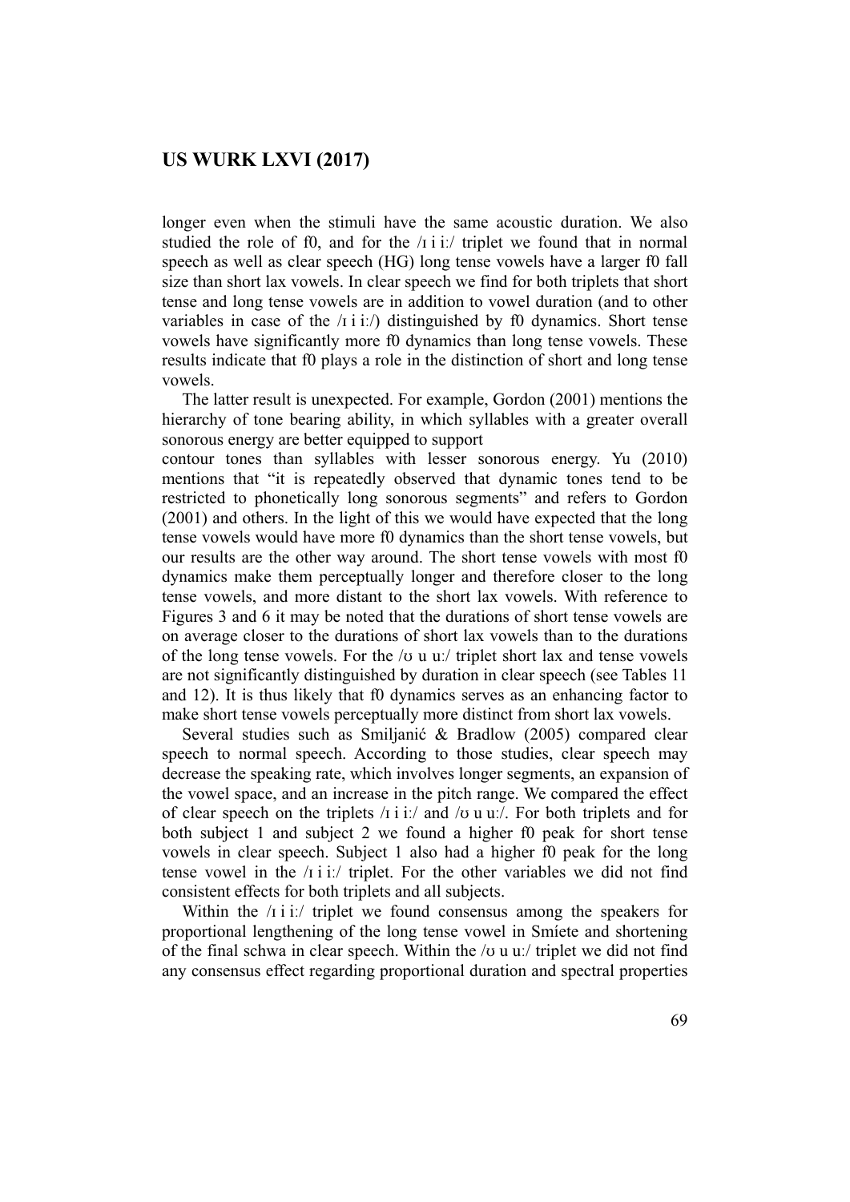longer even when the stimuli have the same acoustic duration. We also studied the role of f0, and for the /ɪ i iː/ triplet we found that in normal speech as well as clear speech (HG) long tense vowels have a larger f0 fall size than short lax vowels. In clear speech we find for both triplets that short tense and long tense vowels are in addition to vowel duration (and to other variables in case of the /ɪ i iː/) distinguished by f0 dynamics. Short tense vowels have significantly more f0 dynamics than long tense vowels. These results indicate that f0 plays a role in the distinction of short and long tense vowels.

The latter result is unexpected. For example, Gordon (2001) mentions the hierarchy of tone bearing ability, in which syllables with a greater overall sonorous energy are better equipped to support contour tones than syllables with lesser sonorous energy. Yu (2010) mentions that "it is repeatedly observed that dynamic tones tend to be restricted to phonetically long sonorous segments" and refers to Gordon (2001) and others. In the light of this we would have expected that the long tense vowels would have more f0 dynamics than the short tense vowels, but our results are the other way around. The short tense vowels with most f0 dynamics make them perceptually longer and therefore closer to the long tense vowels, and more distant to the short lax vowels. With reference to Figures 3 and 6 it may be noted that the durations of short tense vowels are on average closer to the durations of short lax vowels than to the durations of the long tense vowels. For the /ʊ u uː/ triplet short lax and tense vowels are not significantly distinguished by duration in clear speech (see Tables 11 and 12). It is thus likely that f0 dynamics serves as an enhancing factor to make short tense vowels perceptually more distinct from short lax vowels.

Several studies such as Smiljanić & Bradlow (2005) compared clear speech to normal speech. According to those studies, clear speech may decrease the speaking rate, which involves longer segments, an expansion of the vowel space, and an increase in the pitch range. We compared the effect of clear speech on the triplets /ɪ i iː/ and /ʊ u uː/. For both triplets and for both subject 1 and subject 2 we found a higher f0 peak for short tense vowels in clear speech. Subject 1 also had a higher f0 peak for the long tense vowel in the /ɪ i iː/ triplet. For the other variables we did not find consistent effects for both triplets and all subjects.

Within the /ɪ i iː/ triplet we found consensus among the speakers for proportional lengthening of the long tense vowel in Smíete and shortening of the final schwa in clear speech. Within the /ʊ u uː/ triplet we did not find any consensus effect regarding proportional duration and spectral properties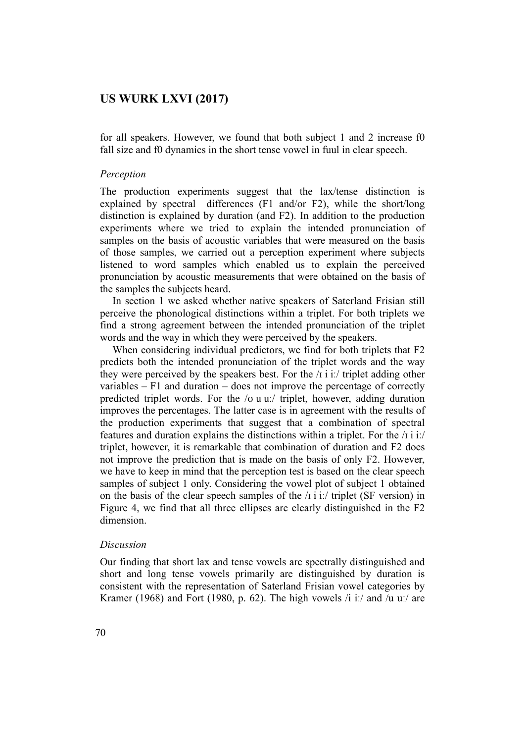for all speakers. However, we found that both subject 1 and 2 increase f0 fall size and f0 dynamics in the short tense vowel in fuul in clear speech.

*Perception*

The production experiments suggest that the lax/tense distinction is explained by spectral differences (F1 and/or F2), while the short/long distinction is explained by duration (and F2). In addition to the production experiments where we tried to explain the intended pronunciation of samples on the basis of acoustic variables that were measured on the basis of those samples, we carried out a perception experiment where subjects listened to word samples which enabled us to explain the perceived pronunciation by acoustic measurements that were obtained on the basis of the samples the subjects heard.

In section 1 we asked whether native speakers of Saterland Frisian still perceive the phonological distinctions within a triplet. For both triplets we find a strong agreement between the intended pronunciation of the triplet words and the way in which they were perceived by the speakers.

When considering individual predictors, we find for both triplets that F2 predicts both the intended pronunciation of the triplet words and the way they were perceived by the speakers best. For the /ɪ i iː/ triplet adding other variables – F1 and duration – does not improve the percentage of correctly predicted triplet words. For the /ʊ u uː/ triplet, however, adding duration improves the percentages. The latter case is in agreement with the results of the production experiments that suggest that a combination of spectral features and duration explains the distinctions within a triplet. For the /ɪ i iː/ triplet, however, it is remarkable that combination of duration and F2 does not improve the prediction that is made on the basis of only F2. However, we have to keep in mind that the perception test is based on the clear speech samples of subject 1 only. Considering the vowel plot of subject 1 obtained on the basis of the clear speech samples of the /ɪ i iː/ triplet (SF version) in Figure 4, we find that all three ellipses are clearly distinguished in the F2 dimension.

*Discussion*

Our finding that short lax and tense vowels are spectrally distinguished and short and long tense vowels primarily are distinguished by duration is consistent with the representation of Saterland Frisian vowel categories by Kramer (1968) and Fort (1980, p. 62). The high vowels /i iː/ and /u uː/ are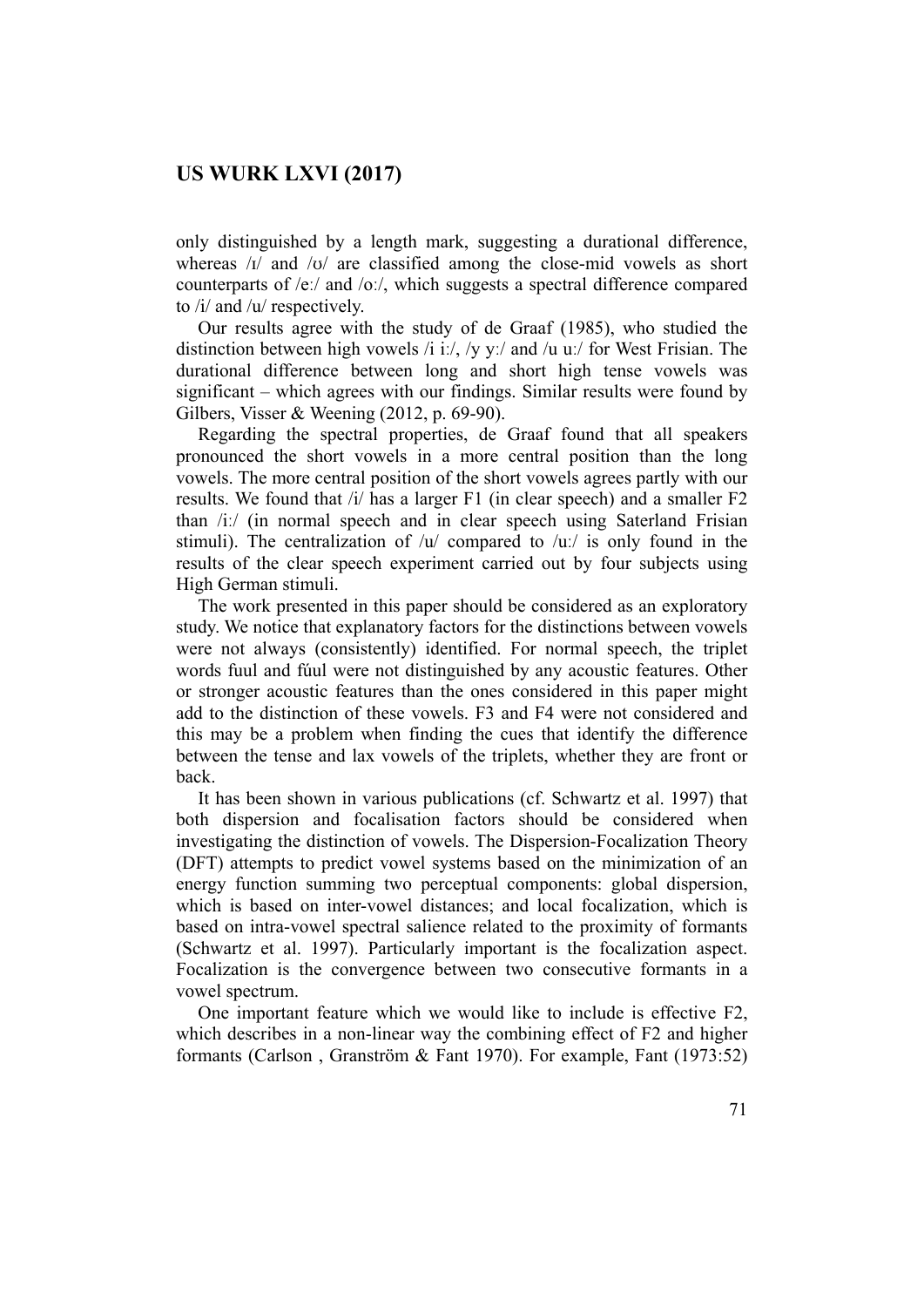only distinguished by a length mark, suggesting a durational difference, whereas /ɪ/ and /ʊ/ are classified among the close-mid vowels as short counterparts of /eː/ and /oː/, which suggests a spectral difference compared to /i/ and /u/ respectively.

Our results agree with the study of de Graaf (1985), who studied the distinction between high vowels /i iː/, /y yː/ and /u uː/ for West Frisian. The durational difference between long and short high tense vowels was significant – which agrees with our findings. Similar results were found by Gilbers, Visser & Weening (2012, p. 69-90).

Regarding the spectral properties, de Graaf found that all speakers pronounced the short vowels in a more central position than the long vowels. The more central position of the short vowels agrees partly with our results. We found that /i/ has a larger F1 (in clear speech) and a smaller F2 than /iː/ (in normal speech and in clear speech using Saterland Frisian stimuli). The centralization of /u/ compared to /uː/ is only found in the results of the clear speech experiment carried out by four subjects using High German stimuli.

The work presented in this paper should be considered as an exploratory study. We notice that explanatory factors for the distinctions between vowels were not always (consistently) identified. For normal speech, the triplet words fuul and fúul were not distinguished by any acoustic features. Other or stronger acoustic features than the ones considered in this paper might add to the distinction of these vowels. F3 and F4 were not considered and this may be a problem when finding the cues that identify the difference between the tense and lax vowels of the triplets, whether they are front or back.

It has been shown in various publications (cf. Schwartz et al. 1997) that both dispersion and focalisation factors should be considered when investigating the distinction of vowels. The Dispersion-Focalization Theory (DFT) attempts to predict vowel systems based on the minimization of an energy function summing two perceptual components: global dispersion, which is based on inter-vowel distances; and local focalization, which is based on intra-vowel spectral salience related to the proximity of formants (Schwartz et al. 1997). Particularly important is the focalization aspect. Focalization is the convergence between two consecutive formants in a vowel spectrum.

One important feature which we would like to include is effective F2, which describes in a non-linear way the combining effect of F2 and higher formants (Carlson , Granström & Fant 1970). For example, Fant (1973:52)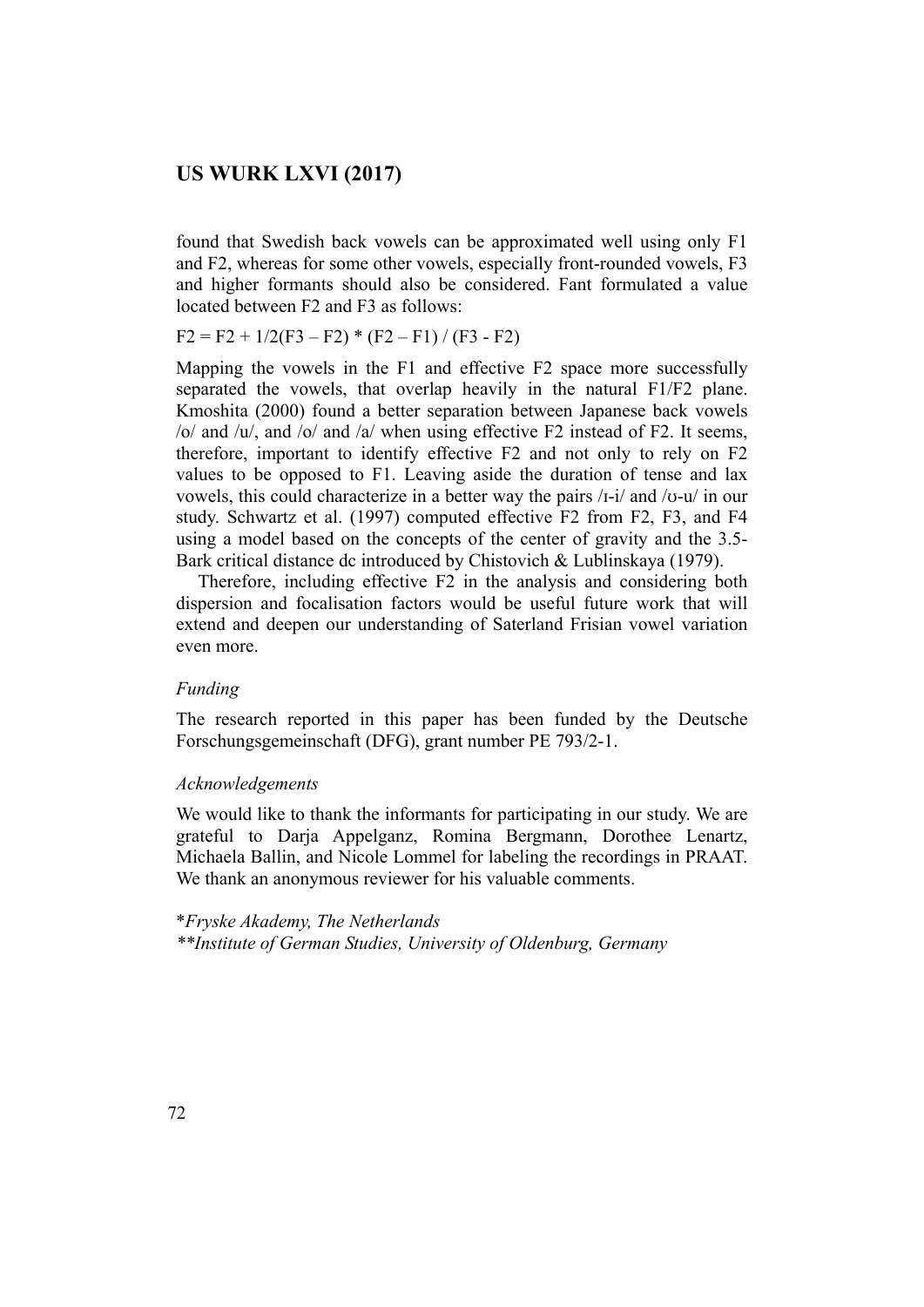found that Swedish back vowels can be approximated well using only F1 and F2, whereas for some other vowels, especially front-rounded vowels, F3 and higher formants should also be considered. Fant formulated a value located between F2 and F3 as follows:

$$F2 = F2 + 1/2(F3 - F2) * (F2 - F1) / (F3 - F2)$$

Mapping the vowels in the F1 and effective F2 space more successfully separated the vowels, that overlap heavily in the natural F1/F2 plane. Kmoshita (2000) found a better separation between Japanese back vowels /o/ and /u/, and /o/ and /a/ when using effective F2 instead of F2. It seems, therefore, important to identify effective F2 and not only to rely on F2 values to be opposed to F1. Leaving aside the duration of tense and lax vowels, this could characterize in a better way the pairs /ɪ-i/ and /ʊ-u/ in our study. Schwartz et al. (1997) computed effective F2 from F2, F3, and F4 using a model based on the concepts of the center of gravity and the 3.5-Bark critical distance dc introduced by Chistovich & Lublinskaya (1979).

Therefore, including effective F2 in the analysis and considering both dispersion and focalisation factors would be useful future work that will extend and deepen our understanding of Saterland Frisian vowel variation even more.

*Funding*

The research reported in this paper has been funded by the Deutsche Forschungsgemeinschaft (DFG), grant number PE 793/2-1.

*Acknowledgements*

We would like to thank the informants for participating in our study. We are grateful to Darja Appelganz, Romina Bergmann, Dorothee Lenartz, Michaela Ballin, and Nicole Lommel for labeling the recordings in PRAAT. We thank an anonymous reviewer for his valuable comments.

\**Fryske Akademy, The Netherlands*
\*\**Institute of German Studies, University of Oldenburg, Germany*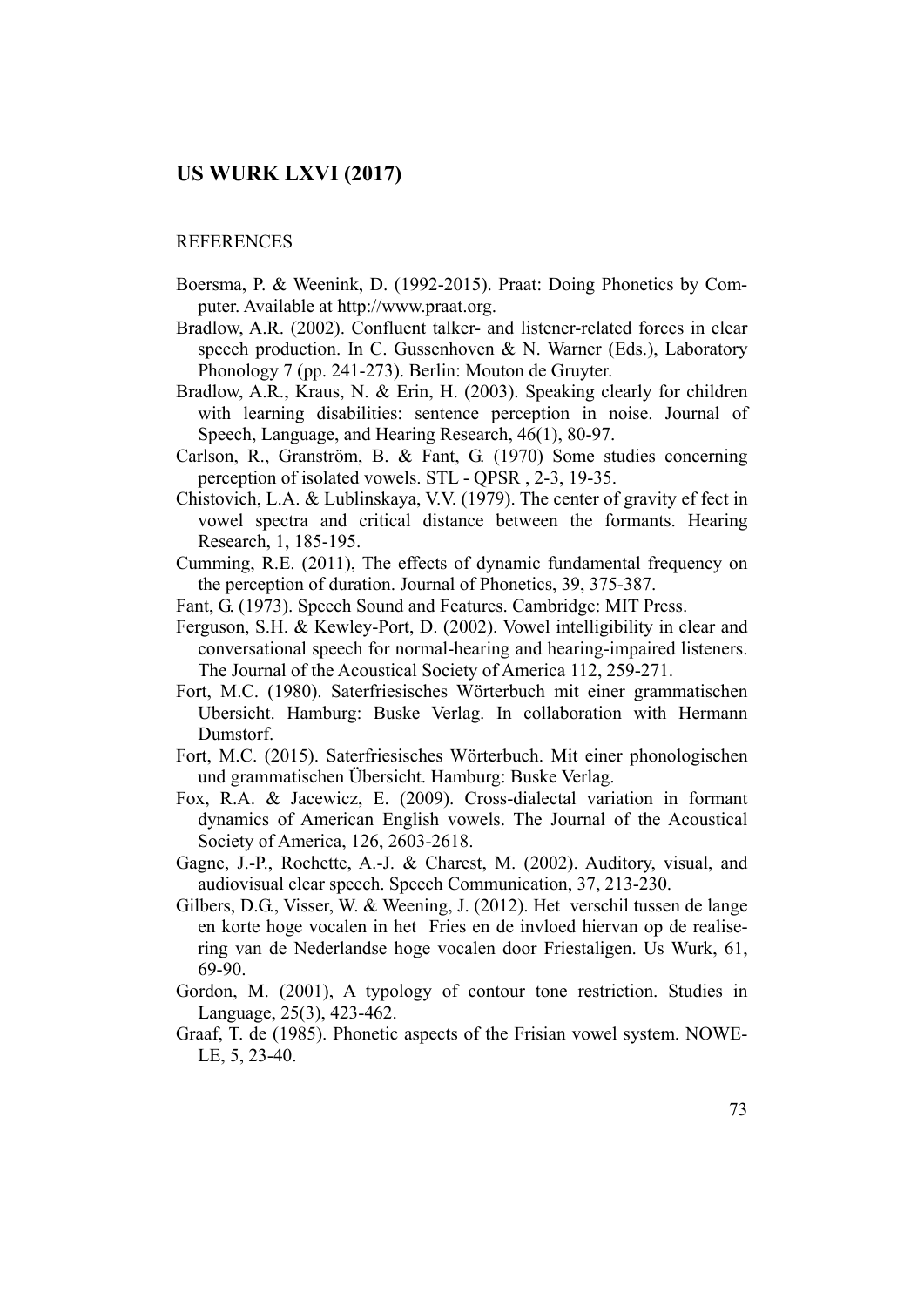REFERENCES

Boersma, P. & Weenink, D. (1992-2015). Praat: Doing Phonetics by Computer. Available at http://www.praat.org.

Bradlow, A.R. (2002). Confluent talker- and listener-related forces in clear speech production. In C. Gussenhoven & N. Warner (Eds.), Laboratory Phonology 7 (pp. 241-273). Berlin: Mouton de Gruyter.

Bradlow, A.R., Kraus, N. & Erin, H. (2003). Speaking clearly for children with learning disabilities: sentence perception in noise. Journal of Speech, Language, and Hearing Research, 46(1), 80-97.

Carlson, R., Granström, B. & Fant, G. (1970) Some studies concerning perception of isolated vowels. STL - QPSR , 2-3, 19-35.

Chistovich, L.A. & Lublinskaya, V.V. (1979). The center of gravity ef fect in vowel spectra and critical distance between the formants. Hearing Research, 1, 185-195.

Cumming, R.E. (2011), The effects of dynamic fundamental frequency on the perception of duration. Journal of Phonetics, 39, 375-387.

Fant, G. (1973). Speech Sound and Features. Cambridge: MIT Press.

Ferguson, S.H. & Kewley-Port, D. (2002). Vowel intelligibility in clear and conversational speech for normal-hearing and hearing-impaired listeners. The Journal of the Acoustical Society of America 112, 259-271.

Fort, M.C. (1980). Saterfriesisches Wörterbuch mit einer grammatischen Ubersicht. Hamburg: Buske Verlag. In collaboration with Hermann Dumstorf.

Fort, M.C. (2015). Saterfriesisches Wörterbuch. Mit einer phonologischen und grammatischen Übersicht. Hamburg: Buske Verlag.

Fox, R.A. & Jacewicz, E. (2009). Cross-dialectal variation in formant dynamics of American English vowels. The Journal of the Acoustical Society of America, 126, 2603-2618.

Gagne, J.-P., Rochette, A.-J. & Charest, M. (2002). Auditory, visual, and audiovisual clear speech. Speech Communication, 37, 213-230.

Gilbers, D.G., Visser, W. & Weening, J. (2012). Het verschil tussen de lange en korte hoge vocalen in het Fries en de invloed hiervan op de realisering van de Nederlandse hoge vocalen door Friestaligen. Us Wurk, 61, 69-90.

Gordon, M. (2001), A typology of contour tone restriction. Studies in Language, 25(3), 423-462.

Graaf, T. de (1985). Phonetic aspects of the Frisian vowel system. NOWELE, 5, 23-40.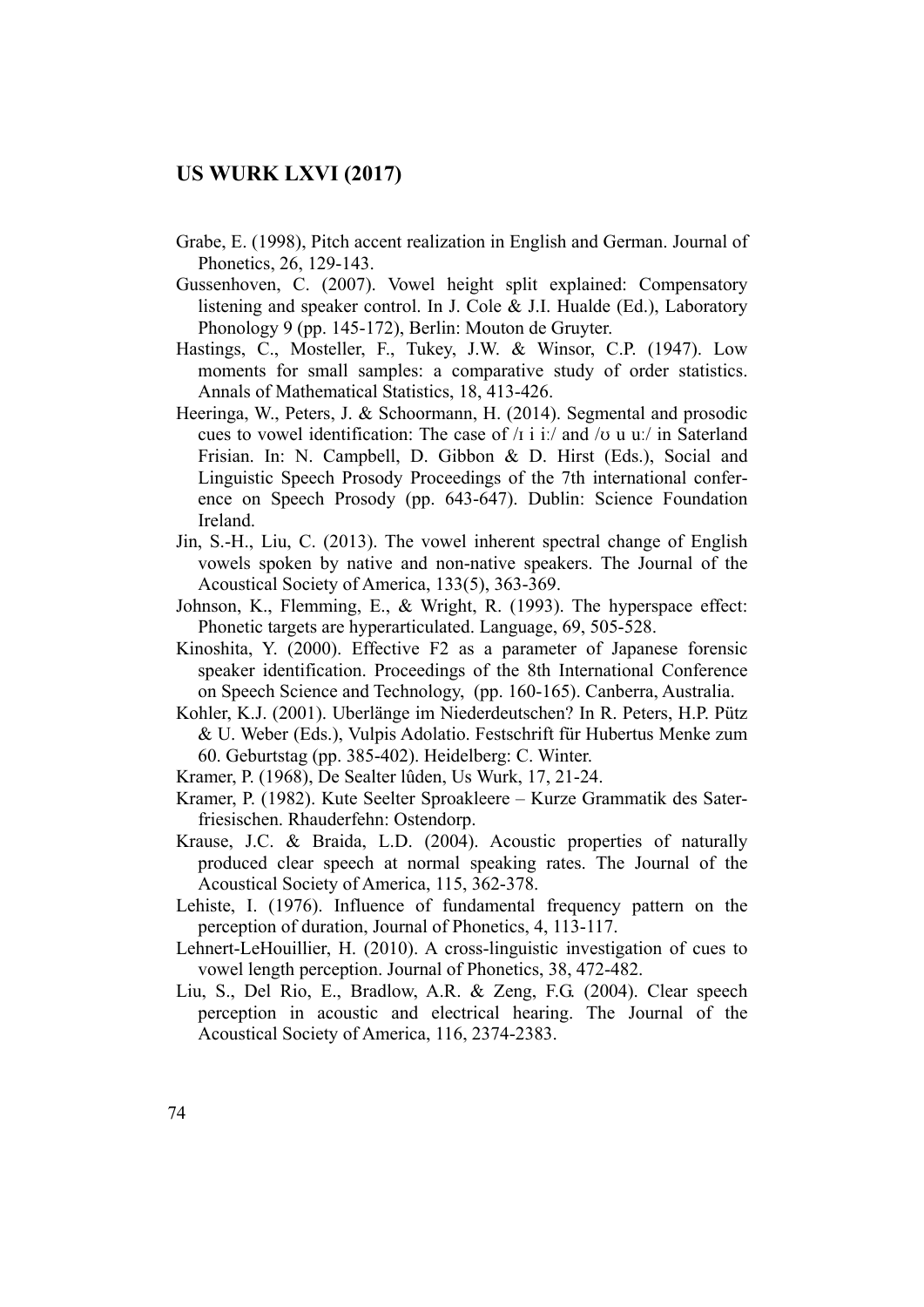Grabe, E. (1998), Pitch accent realization in English and German. Journal of Phonetics, 26, 129-143.

Gussenhoven, C. (2007). Vowel height split explained: Compensatory listening and speaker control. In J. Cole & J.I. Hualde (Ed.), Laboratory Phonology 9 (pp. 145-172), Berlin: Mouton de Gruyter.

Hastings, C., Mosteller, F., Tukey, J.W. & Winsor, C.P. (1947). Low moments for small samples: a comparative study of order statistics. Annals of Mathematical Statistics, 18, 413-426.

Heeringa, W., Peters, J. & Schoormann, H. (2014). Segmental and prosodic cues to vowel identification: The case of /ɪ i iː/ and /ʊ u uː/ in Saterland Frisian. In: N. Campbell, D. Gibbon & D. Hirst (Eds.), Social and Linguistic Speech Prosody Proceedings of the 7th international conference on Speech Prosody (pp. 643-647). Dublin: Science Foundation Ireland.

Jin, S.-H., Liu, C. (2013). The vowel inherent spectral change of English vowels spoken by native and non-native speakers. The Journal of the Acoustical Society of America, 133(5), 363-369.

Johnson, K., Flemming, E., & Wright, R. (1993). The hyperspace effect: Phonetic targets are hyperarticulated. Language, 69, 505-528.

Kinoshita, Y. (2000). Effective F2 as a parameter of Japanese forensic speaker identification. Proceedings of the 8th International Conference on Speech Science and Technology, (pp. 160-165). Canberra, Australia.

Kohler, K.J. (2001). Überlänge im Niederdeutschen? In R. Peters, H.P. Pütz & U. Weber (Eds.), Vulpis Adolatio. Festschrift für Hubertus Menke zum 60. Geburtstag (pp. 385-402). Heidelberg: C. Winter.

Kramer, P. (1968), De Sealter lûden, Us Wurk, 17, 21-24.

Kramer, P. (1982). Kute Seelter Sproakleere – Kurze Grammatik des Saterfriesischen. Rhauderfehn: Ostendorp.

Krause, J.C. & Braida, L.D. (2004). Acoustic properties of naturally produced clear speech at normal speaking rates. The Journal of the Acoustical Society of America, 115, 362-378.

Lehiste, I. (1976). Influence of fundamental frequency pattern on the perception of duration, Journal of Phonetics, 4, 113-117.

Lehnert-LeHouillier, H. (2010). A cross-linguistic investigation of cues to vowel length perception. Journal of Phonetics, 38, 472-482.

Liu, S., Del Rio, E., Bradlow, A.R. & Zeng, F.G. (2004). Clear speech perception in acoustic and electrical hearing. The Journal of the Acoustical Society of America, 116, 2374-2383.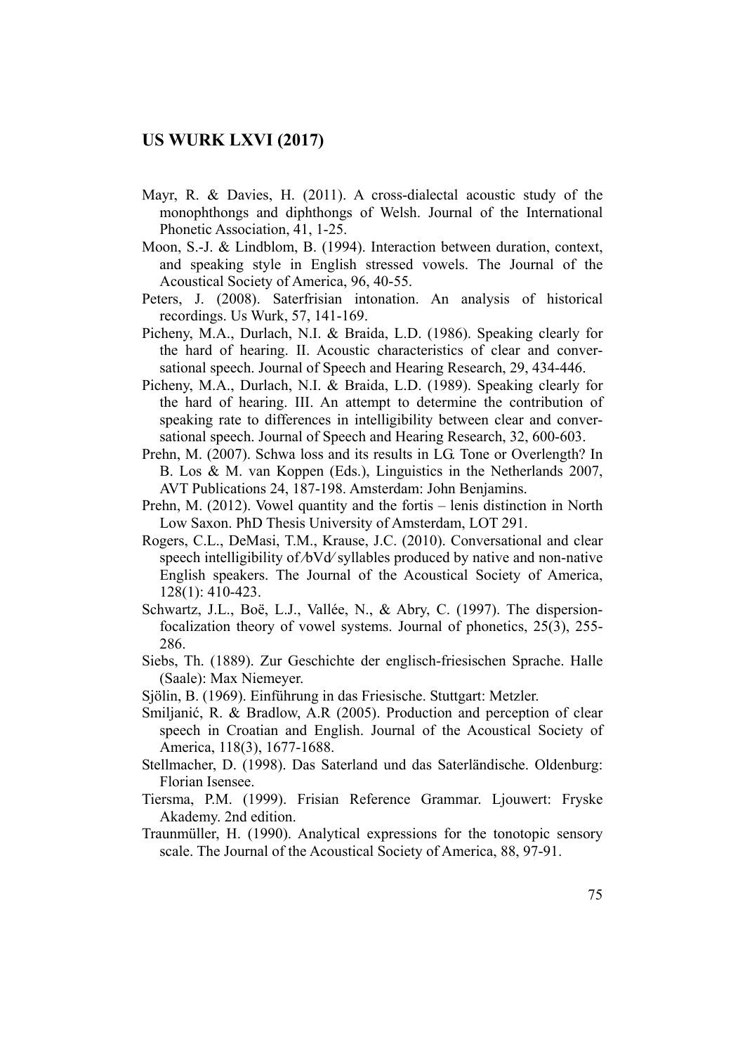Mayr, R. & Davies, H. (2011). A cross-dialectal acoustic study of the monophthongs and diphthongs of Welsh. Journal of the International Phonetic Association, 41, 1-25.

Moon, S.-J. & Lindblom, B. (1994). Interaction between duration, context, and speaking style in English stressed vowels. The Journal of the Acoustical Society of America, 96, 40-55.

Peters, J. (2008). Saterfrisian intonation. An analysis of historical recordings. Us Wurk, 57, 141-169.

Picheny, M.A., Durlach, N.I. & Braida, L.D. (1986). Speaking clearly for the hard of hearing. II. Acoustic characteristics of clear and conversational speech. Journal of Speech and Hearing Research, 29, 434-446.

Picheny, M.A., Durlach, N.I. & Braida, L.D. (1989). Speaking clearly for the hard of hearing. III. An attempt to determine the contribution of speaking rate to differences in intelligibility between clear and conversational speech. Journal of Speech and Hearing Research, 32, 600-603.

Prehn, M. (2007). Schwa loss and its results in LG. Tone or Overlength? In B. Los & M. van Koppen (Eds.), Linguistics in the Netherlands 2007, AVT Publications 24, 187-198. Amsterdam: John Benjamins.

Prehn, M. (2012). Vowel quantity and the fortis – lenis distinction in North Low Saxon. PhD Thesis University of Amsterdam, LOT 291.

Rogers, C.L., DeMasi, T.M., Krause, J.C. (2010). Conversational and clear speech intelligibility of /bVd/ syllables produced by native and non-native English speakers. The Journal of the Acoustical Society of America, 128(1): 410-423.

Schwartz, J.L., Boë, L.J., Vallée, N., & Abry, C. (1997). The dispersion-focalization theory of vowel systems. Journal of phonetics, 25(3), 255-286.

Siebs, Th. (1889). Zur Geschichte der englisch-friesischen Sprache. Halle (Saale): Max Niemeyer.

Sjölin, B. (1969). Einführung in das Friesische. Stuttgart: Metzler.

Smiljanić, R. & Bradlow, A.R (2005). Production and perception of clear speech in Croatian and English. Journal of the Acoustical Society of America, 118(3), 1677-1688.

Stellmacher, D. (1998). Das Saterland und das Saterländische. Oldenburg: Florian Isensee.

Tiersma, P.M. (1999). Frisian Reference Grammar. Ljouwert: Fryske Akademy. 2nd edition.

Traunmüller, H. (1990). Analytical expressions for the tonotopic sensory scale. The Journal of the Acoustical Society of America, 88, 97-91.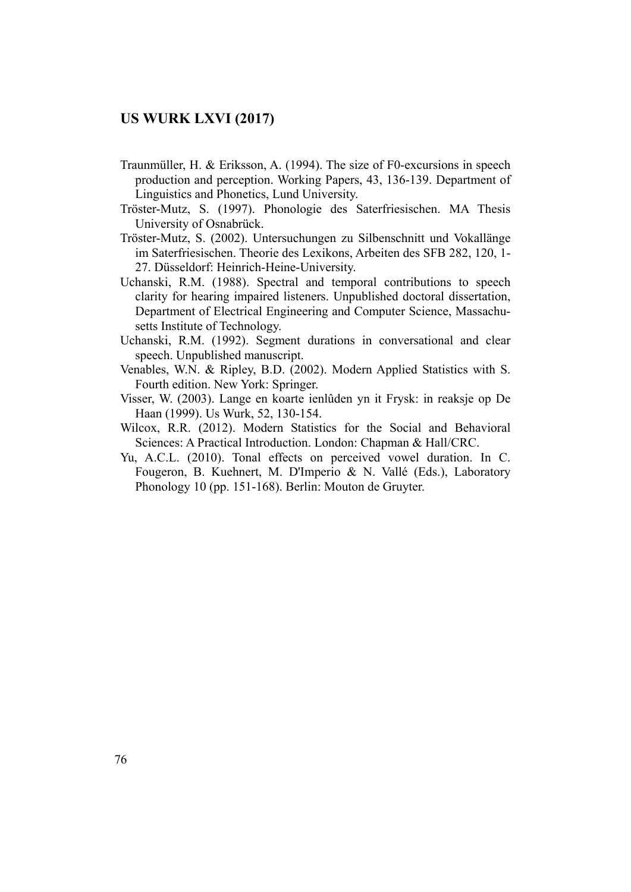Traunmüller, H. & Eriksson, A. (1994). The size of F0-excursions in speech production and perception. Working Papers, 43, 136-139. Department of Linguistics and Phonetics, Lund University.

Tröster-Mutz, S. (1997). Phonologie des Saterfriesischen. MA Thesis University of Osnabrück.

Tröster-Mutz, S. (2002). Untersuchungen zu Silbenschnitt und Vokallänge im Saterfriesischen. Theorie des Lexikons, Arbeiten des SFB 282, 120, 1-27. Düsseldorf: Heinrich-Heine-University.

Uchanski, R.M. (1988). Spectral and temporal contributions to speech clarity for hearing impaired listeners. Unpublished doctoral dissertation, Department of Electrical Engineering and Computer Science, Massachusetts Institute of Technology.

Uchanski, R.M. (1992). Segment durations in conversational and clear speech. Unpublished manuscript.

Venables, W.N. & Ripley, B.D. (2002). Modern Applied Statistics with S. Fourth edition. New York: Springer.

Visser, W. (2003). Lange en koarte ienlûden yn it Frysk: in reaksje op De Haan (1999). Us Wurk, 52, 130-154.

Wilcox, R.R. (2012). Modern Statistics for the Social and Behavioral Sciences: A Practical Introduction. London: Chapman & Hall/CRC.

Yu, A.C.L. (2010). Tonal effects on perceived vowel duration. In C. Fougeron, B. Kuehnert, M. D'Imperio & N. Vallé (Eds.), Laboratory Phonology 10 (pp. 151-168). Berlin: Mouton de Gruyter.